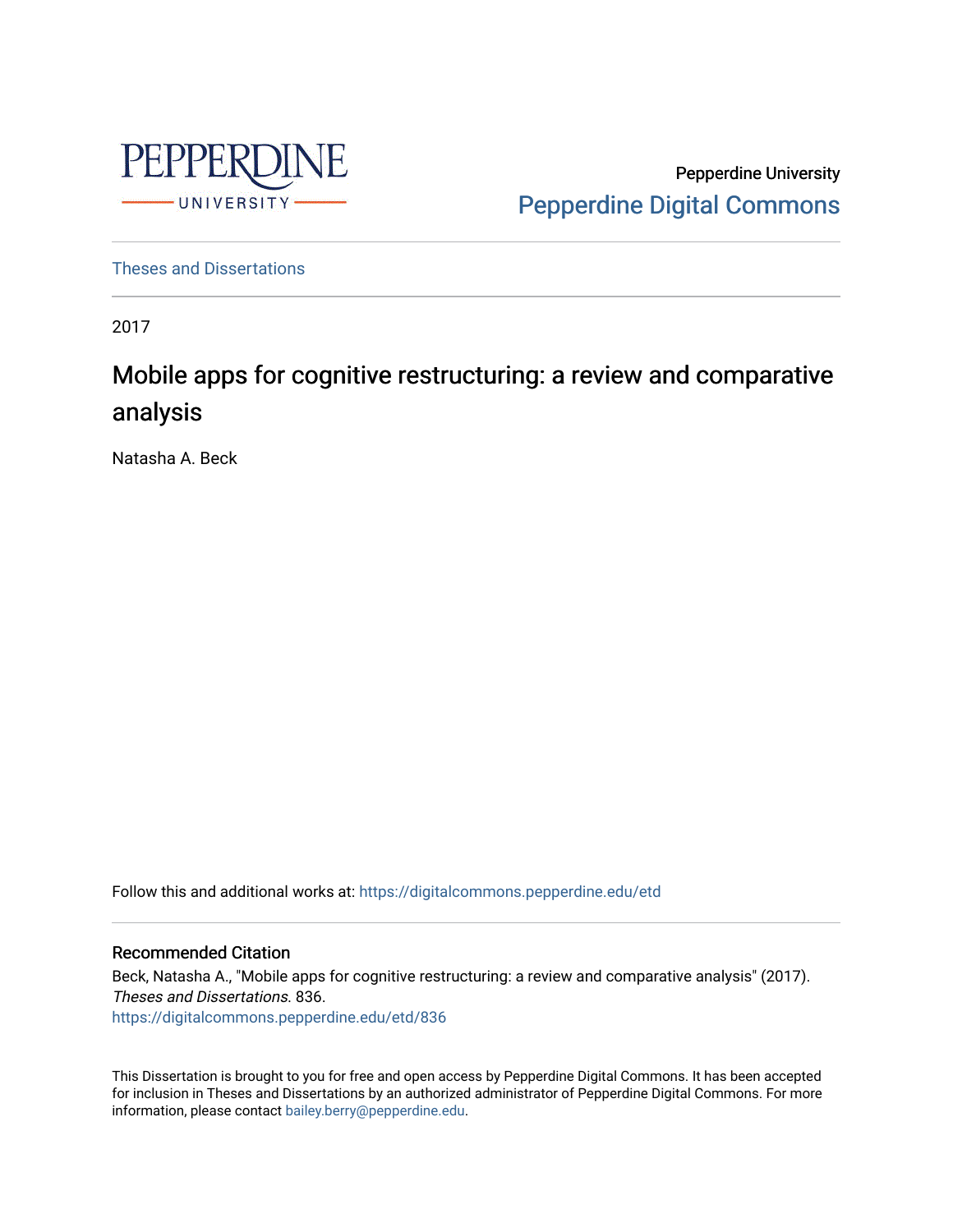Pepperdine University

Pepperdine Digital Commons

Theses and Dissertations

2017

# Mobile apps for cognitive restructuring: a review and comparative analysis

Natasha A. Beck

Follow this and additional works at: https://digitalcommons.pepperdine.edu/etd

## Recommended Citation

Beck, Natasha A., "Mobile apps for cognitive restructuring: a review and comparative analysis" (2017). *Theses and Dissertations*. 836.
https://digitalcommons.pepperdine.edu/etd/836

This Dissertation is brought to you for free and open access by Pepperdine Digital Commons. It has been accepted for inclusion in Theses and Dissertations by an authorized administrator of Pepperdine Digital Commons. For more information, please contact bailey.berry@pepperdine.edu.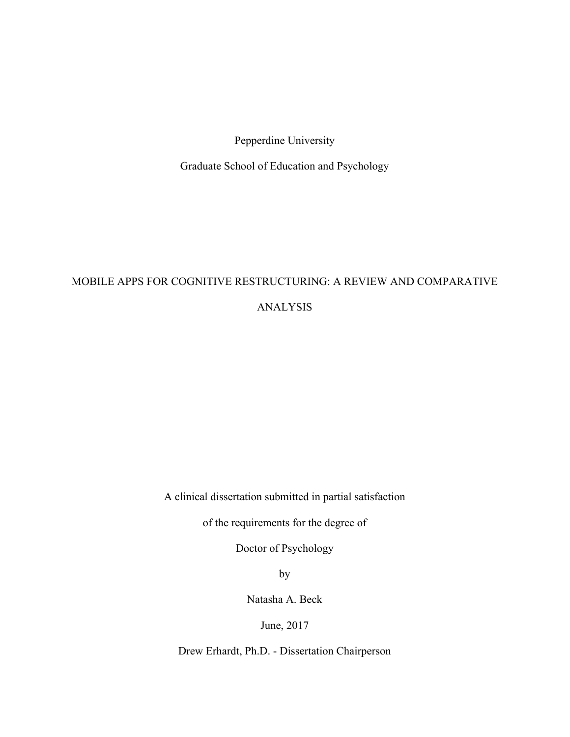Pepperdine University

Graduate School of Education and Psychology

# MOBILE APPS FOR COGNITIVE RESTRUCTURING: A REVIEW AND COMPARATIVE ANALYSIS

A clinical dissertation submitted in partial satisfaction

of the requirements for the degree of

Doctor of Psychology

by

Natasha A. Beck

June, 2017

Drew Erhardt, Ph.D. - Dissertation Chairperson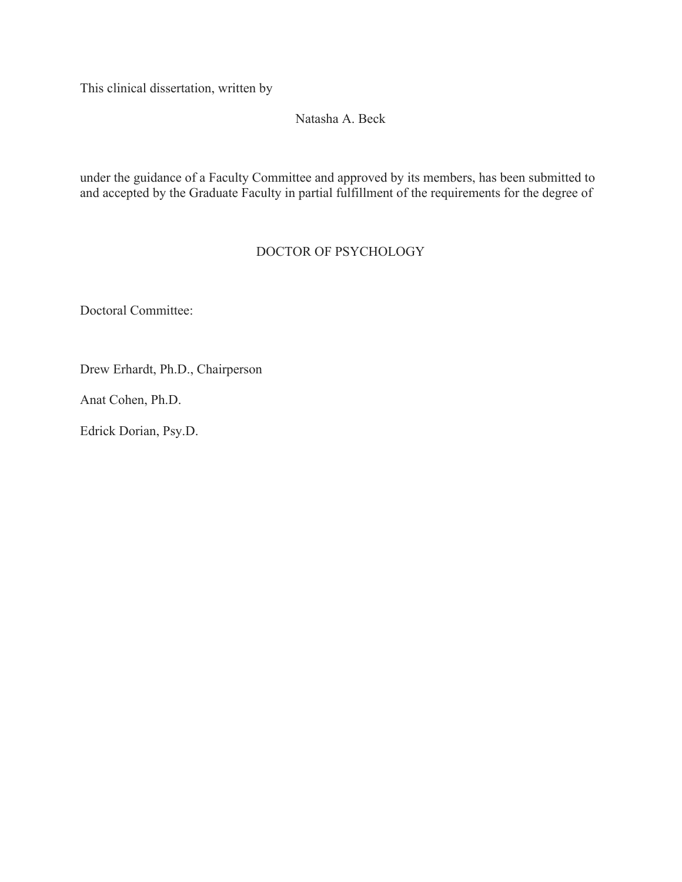This clinical dissertation, written by

Natasha A. Beck

under the guidance of a Faculty Committee and approved by its members, has been submitted to and accepted by the Graduate Faculty in partial fulfillment of the requirements for the degree of

DOCTOR OF PSYCHOLOGY

Doctoral Committee:

Drew Erhardt, Ph.D., Chairperson

Anat Cohen, Ph.D.

Edrick Dorian, Psy.D.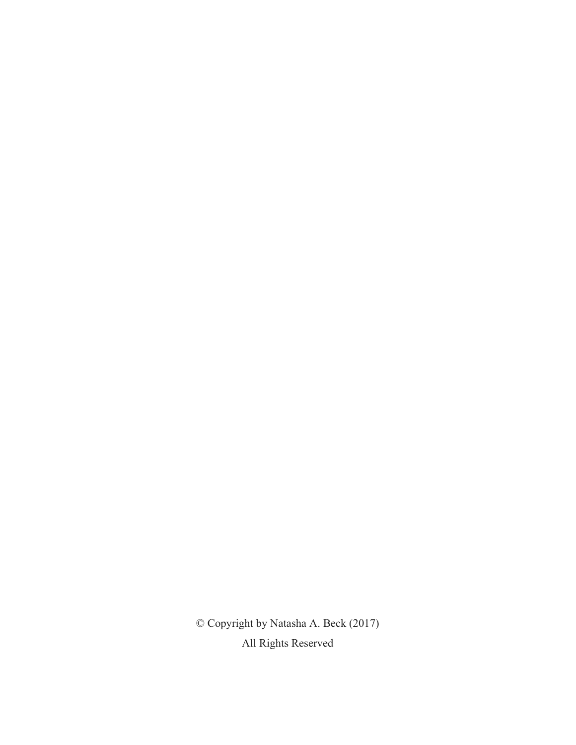© Copyright by Natasha A. Beck (2017)

All Rights Reserved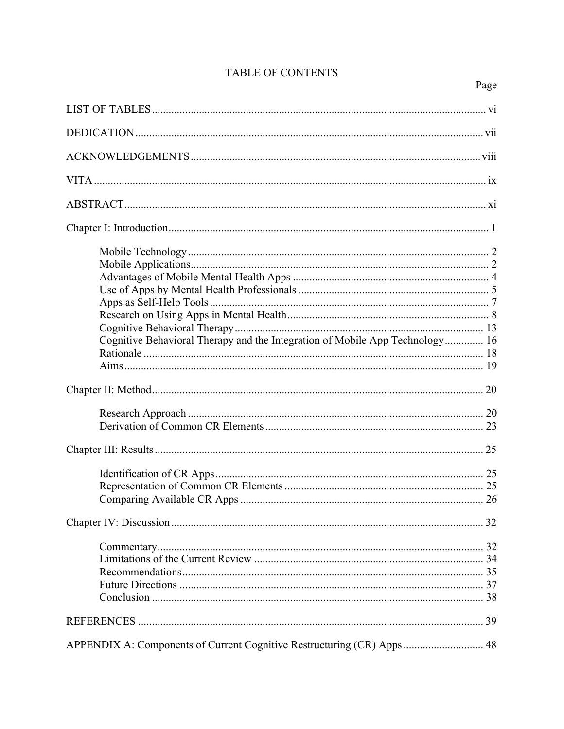# TABLE OF CONTENTS

| | Page |
|---|---|
| LIST OF TABLES | vi |
| DEDICATION | vii |
| ACKNOWLEDGEMENTS | viii |
| VITA | ix |
| ABSTRACT | xi |
| Chapter I: Introduction | 1 |
| Mobile Technology | 2 |
| Mobile Applications | 2 |
| Advantages of Mobile Mental Health Apps | 4 |
| Use of Apps by Mental Health Professionals | 5 |
| Apps as Self-Help Tools | 7 |
| Research on Using Apps in Mental Health | 8 |
| Cognitive Behavioral Therapy | 13 |
| Cognitive Behavioral Therapy and the Integration of Mobile App Technology | 16 |
| Rationale | 18 |
| Aims | 19 |
| Chapter II: Method | 20 |
| Research Approach | 20 |
| Derivation of Common CR Elements | 23 |
| Chapter III: Results | 25 |
| Identification of CR Apps | 25 |
| Representation of Common CR Elements | 25 |
| Comparing Available CR Apps | 26 |
| Chapter IV: Discussion | 32 |
| Commentary | 32 |
| Limitations of the Current Review | 34 |
| Recommendations | 35 |
| Future Directions | 37 |
| Conclusion | 38 |
| REFERENCES | 39 |
| APPENDIX A: Components of Current Cognitive Restructuring (CR) Apps | 48 |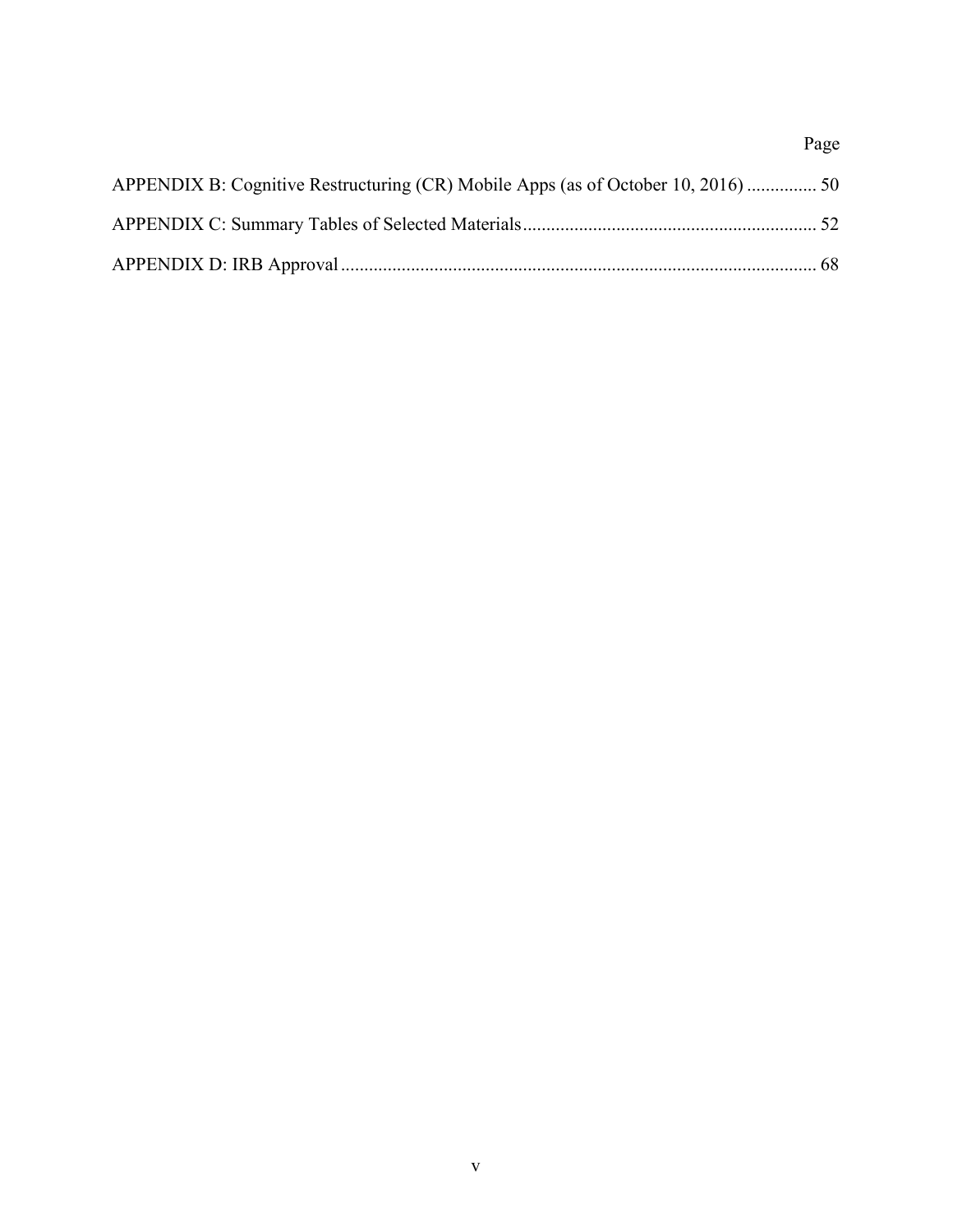Page

APPENDIX B: Cognitive Restructuring (CR) Mobile Apps (as of October 10, 2016) ............... 50

APPENDIX C: Summary Tables of Selected Materials.............................................................. 52

APPENDIX D: IRB Approval ..................................................................................................... 68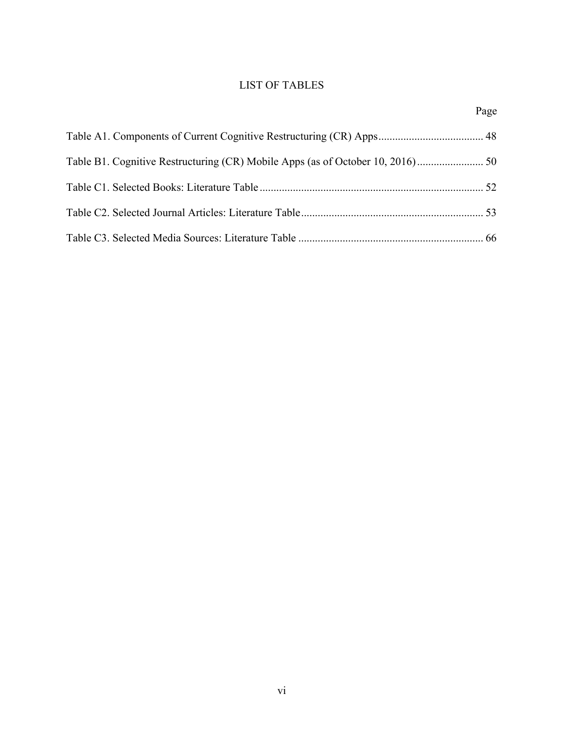# LIST OF TABLES

| | Page |
|---|---|
| Table A1. Components of Current Cognitive Restructuring (CR) Apps | 48 |
| Table B1. Cognitive Restructuring (CR) Mobile Apps (as of October 10, 2016) | 50 |
| Table C1. Selected Books: Literature Table | 52 |
| Table C2. Selected Journal Articles: Literature Table | 53 |
| Table C3. Selected Media Sources: Literature Table | 66 |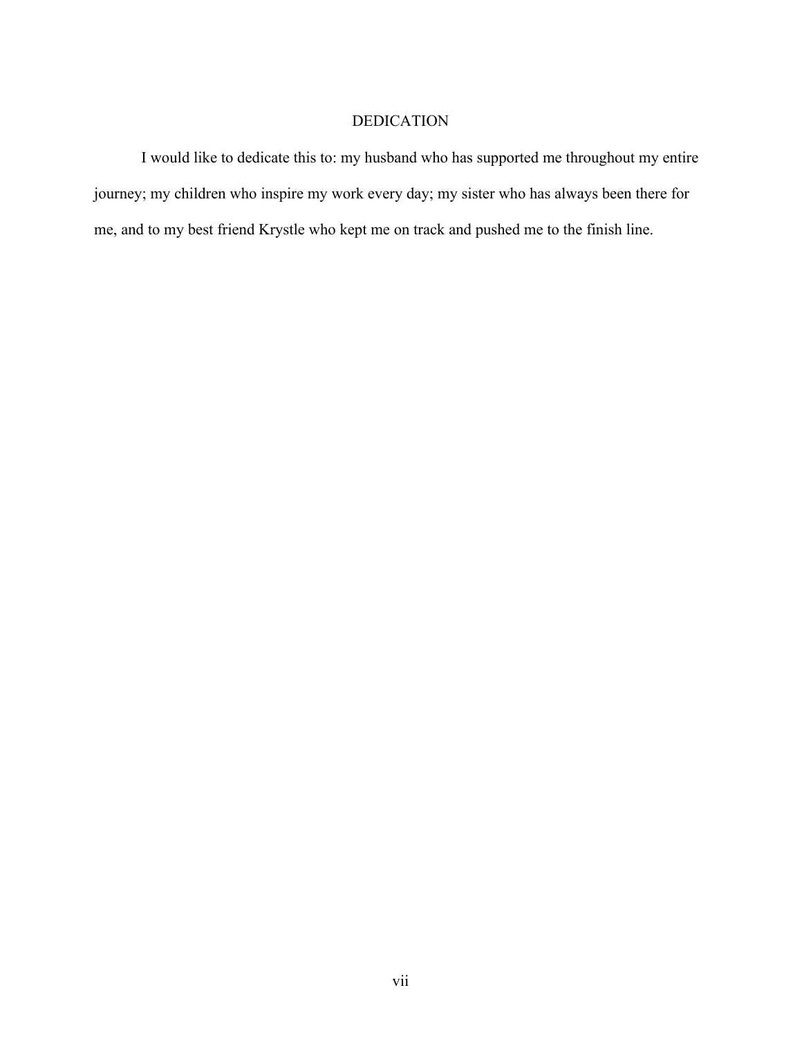# DEDICATION

I would like to dedicate this to: my husband who has supported me throughout my entire journey; my children who inspire my work every day; my sister who has always been there for me, and to my best friend Krystle who kept me on track and pushed me to the finish line.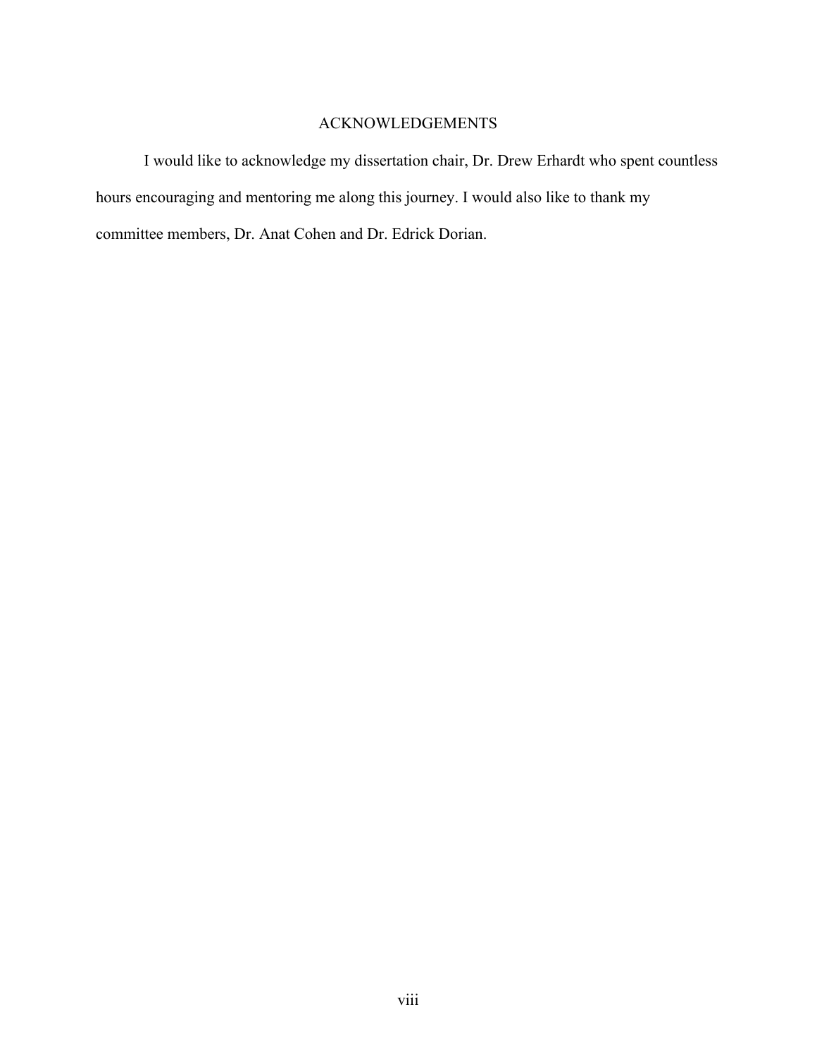# ACKNOWLEDGEMENTS

I would like to acknowledge my dissertation chair, Dr. Drew Erhardt who spent countless hours encouraging and mentoring me along this journey. I would also like to thank my committee members, Dr. Anat Cohen and Dr. Edrick Dorian.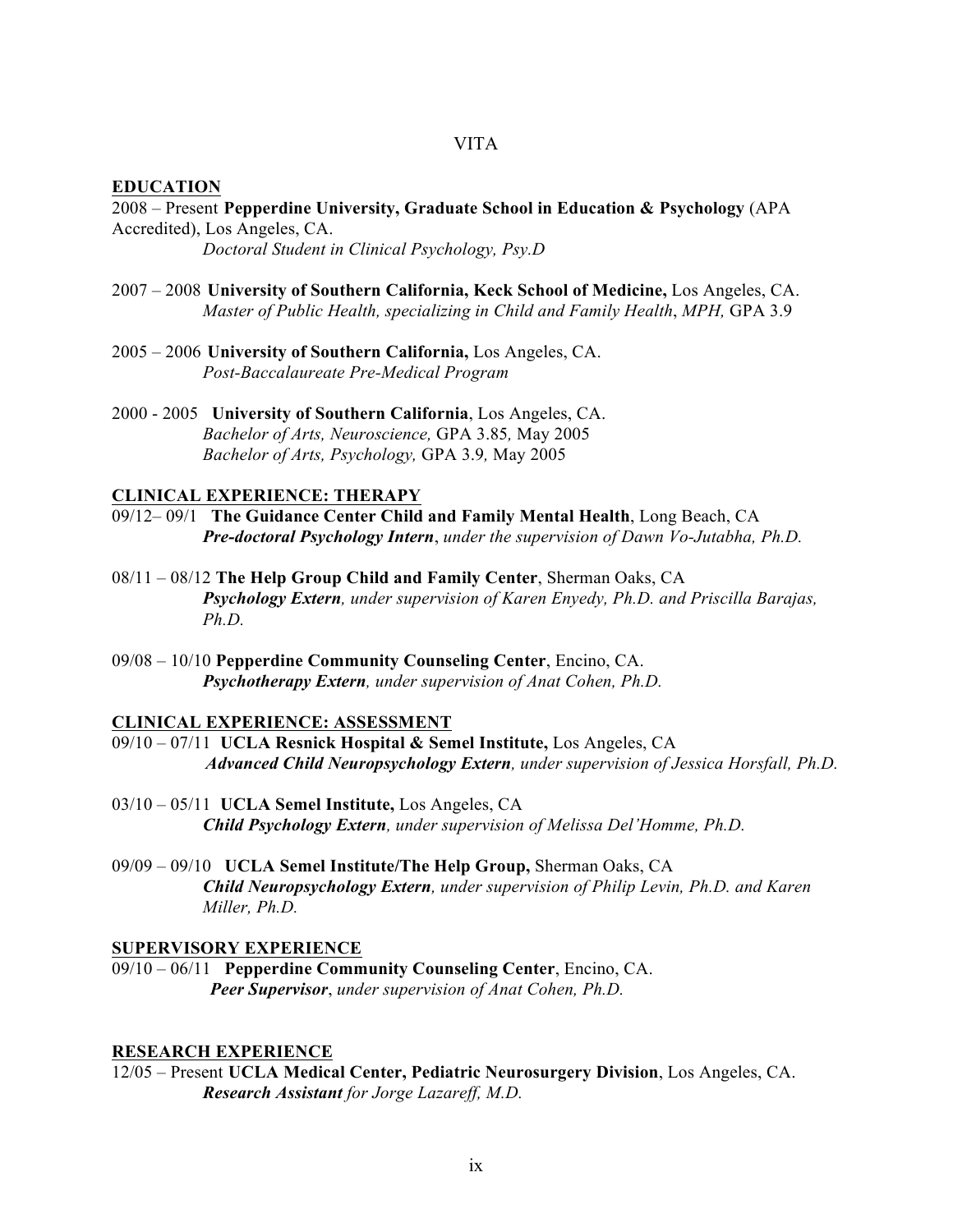# VITA

## EDUCATION

2008 – Present **Pepperdine University, Graduate School in Education & Psychology** (APA Accredited), Los Angeles, CA.
*Doctoral Student in Clinical Psychology, Psy.D*

2007 – 2008 **University of Southern California, Keck School of Medicine,** Los Angeles, CA.
*Master of Public Health, specializing in Child and Family Health*, *MPH,* GPA 3.9

2005 – 2006 **University of Southern California,** Los Angeles, CA.
*Post-Baccalaureate Pre-Medical Program*

2000 - 2005 **University of Southern California**, Los Angeles, CA.
*Bachelor of Arts, Neuroscience,* GPA 3.85*,* May 2005
*Bachelor of Arts, Psychology,* GPA 3.9*,* May 2005

## CLINICAL EXPERIENCE: THERAPY

09/12– 09/1 **The Guidance Center Child and Family Mental Health**, Long Beach, CA
***Pre-doctoral Psychology Intern***, *under the supervision of Dawn Vo-Jutabha, Ph.D.*

08/11 – 08/12 **The Help Group Child and Family Center**, Sherman Oaks, CA
***Psychology Extern****, under supervision of Karen Enyedy, Ph.D. and Priscilla Barajas, Ph.D.*

09/08 – 10/10 **Pepperdine Community Counseling Center**, Encino, CA.
***Psychotherapy Extern****, under supervision of Anat Cohen, Ph.D.*

## CLINICAL EXPERIENCE: ASSESSMENT

09/10 – 07/11 **UCLA Resnick Hospital & Semel Institute,** Los Angeles, CA
***Advanced Child Neuropsychology Extern****, under supervision of Jessica Horsfall, Ph.D.*

03/10 – 05/11 **UCLA Semel Institute,** Los Angeles, CA
***Child Psychology Extern****, under supervision of Melissa Del'Homme, Ph.D.*

09/09 – 09/10 **UCLA Semel Institute/The Help Group,** Sherman Oaks, CA
***Child Neuropsychology Extern****, under supervision of Philip Levin, Ph.D. and Karen Miller, Ph.D.*

## SUPERVISORY EXPERIENCE

09/10 – 06/11 **Pepperdine Community Counseling Center**, Encino, CA.
***Peer Supervisor***, *under supervision of Anat Cohen, Ph.D.*

## RESEARCH EXPERIENCE

12/05 – Present **UCLA Medical Center, Pediatric Neurosurgery Division**, Los Angeles, CA.
***Research Assistant*** *for Jorge Lazareff, M.D.*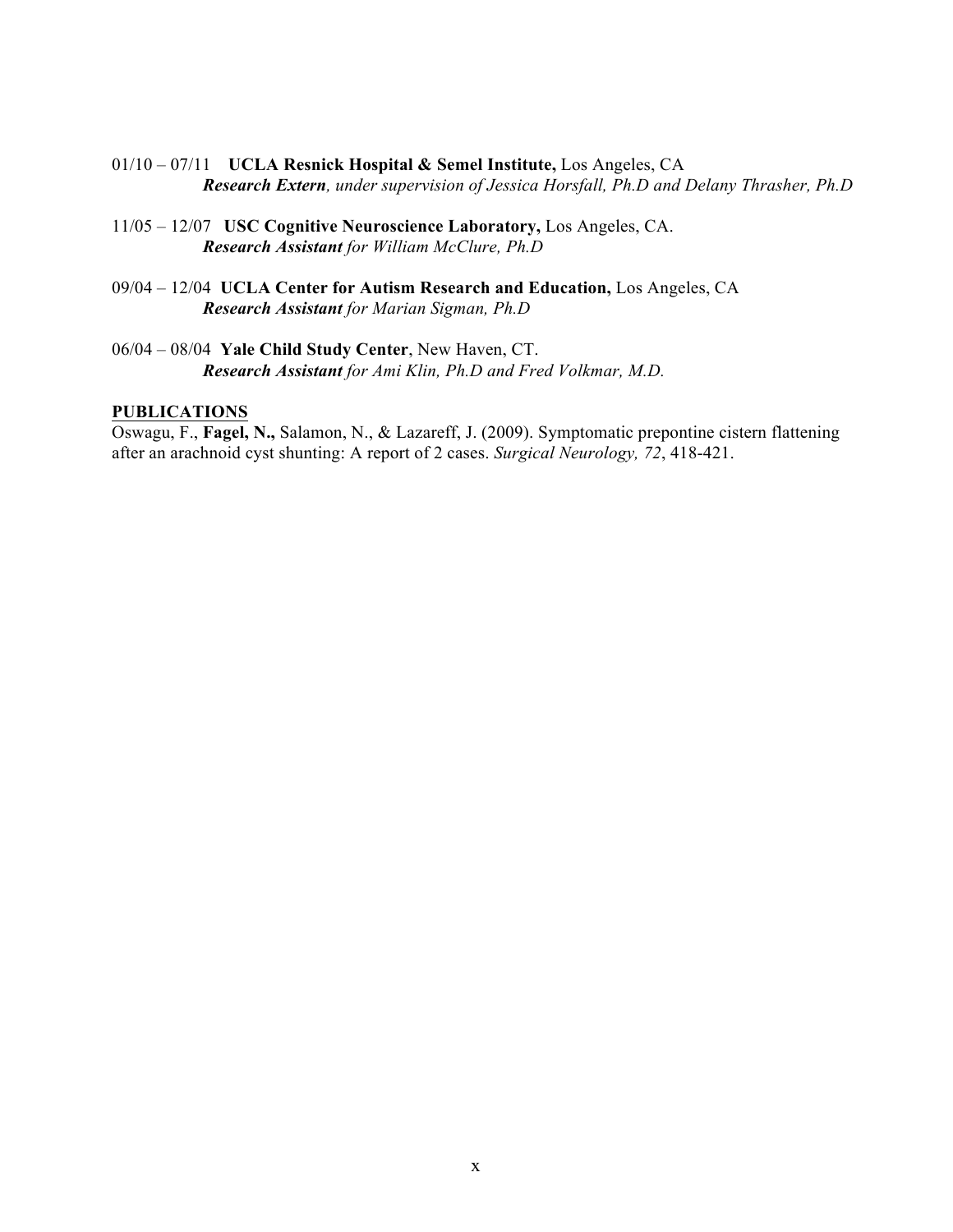01/10 – 07/11 **UCLA Resnick Hospital & Semel Institute,** Los Angeles, CA
***Research Extern**, under supervision of Jessica Horsfall, Ph.D and Delany Thrasher, Ph.D*

11/05 – 12/07 **USC Cognitive Neuroscience Laboratory,** Los Angeles, CA.
***Research Assistant** for William McClure, Ph.D*

09/04 – 12/04 **UCLA Center for Autism Research and Education,** Los Angeles, CA
***Research Assistant** for Marian Sigman, Ph.D*

06/04 – 08/04 **Yale Child Study Center**, New Haven, CT.
***Research Assistant** for Ami Klin, Ph.D and Fred Volkmar, M.D.*

## PUBLICATIONS

Oswagu, F., **Fagel, N.,** Salamon, N., & Lazareff, J. (2009). Symptomatic prepontine cistern flattening after an arachnoid cyst shunting: A report of 2 cases. *Surgical Neurology, 72*, 418-421.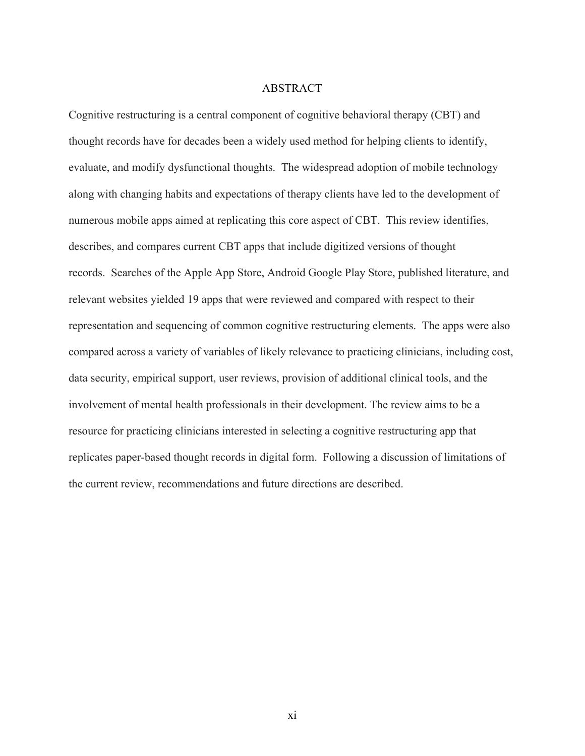# ABSTRACT

Cognitive restructuring is a central component of cognitive behavioral therapy (CBT) and thought records have for decades been a widely used method for helping clients to identify, evaluate, and modify dysfunctional thoughts. The widespread adoption of mobile technology along with changing habits and expectations of therapy clients have led to the development of numerous mobile apps aimed at replicating this core aspect of CBT. This review identifies, describes, and compares current CBT apps that include digitized versions of thought records. Searches of the Apple App Store, Android Google Play Store, published literature, and relevant websites yielded 19 apps that were reviewed and compared with respect to their representation and sequencing of common cognitive restructuring elements. The apps were also compared across a variety of variables of likely relevance to practicing clinicians, including cost, data security, empirical support, user reviews, provision of additional clinical tools, and the involvement of mental health professionals in their development. The review aims to be a resource for practicing clinicians interested in selecting a cognitive restructuring app that replicates paper-based thought records in digital form. Following a discussion of limitations of the current review, recommendations and future directions are described.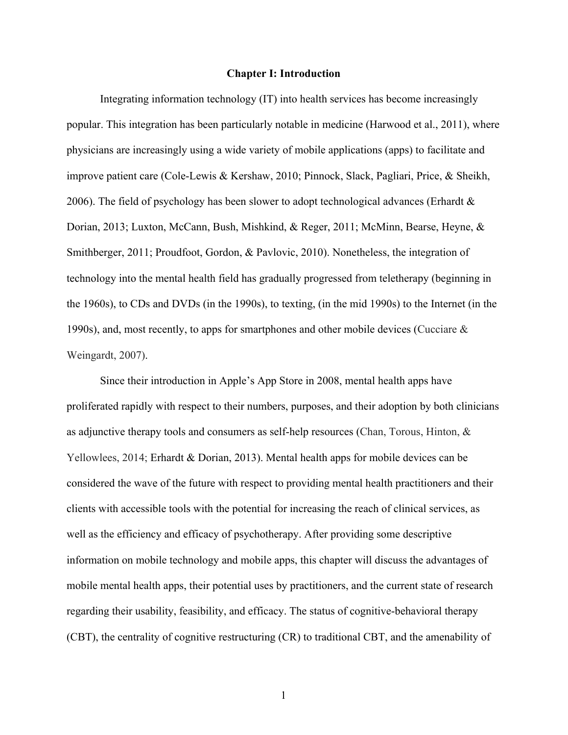# Chapter I: Introduction

Integrating information technology (IT) into health services has become increasingly popular. This integration has been particularly notable in medicine (Harwood et al., 2011), where physicians are increasingly using a wide variety of mobile applications (apps) to facilitate and improve patient care (Cole-Lewis & Kershaw, 2010; Pinnock, Slack, Pagliari, Price, & Sheikh, 2006). The field of psychology has been slower to adopt technological advances (Erhardt & Dorian, 2013; Luxton, McCann, Bush, Mishkind, & Reger, 2011; McMinn, Bearse, Heyne, & Smithberger, 2011; Proudfoot, Gordon, & Pavlovic, 2010). Nonetheless, the integration of technology into the mental health field has gradually progressed from teletherapy (beginning in the 1960s), to CDs and DVDs (in the 1990s), to texting, (in the mid 1990s) to the Internet (in the 1990s), and, most recently, to apps for smartphones and other mobile devices (Cucciare & Weingardt, 2007).

Since their introduction in Apple's App Store in 2008, mental health apps have proliferated rapidly with respect to their numbers, purposes, and their adoption by both clinicians as adjunctive therapy tools and consumers as self-help resources (Chan, Torous, Hinton, & Yellowlees, 2014; Erhardt & Dorian, 2013). Mental health apps for mobile devices can be considered the wave of the future with respect to providing mental health practitioners and their clients with accessible tools with the potential for increasing the reach of clinical services, as well as the efficiency and efficacy of psychotherapy. After providing some descriptive information on mobile technology and mobile apps, this chapter will discuss the advantages of mobile mental health apps, their potential uses by practitioners, and the current state of research regarding their usability, feasibility, and efficacy. The status of cognitive-behavioral therapy (CBT), the centrality of cognitive restructuring (CR) to traditional CBT, and the amenability of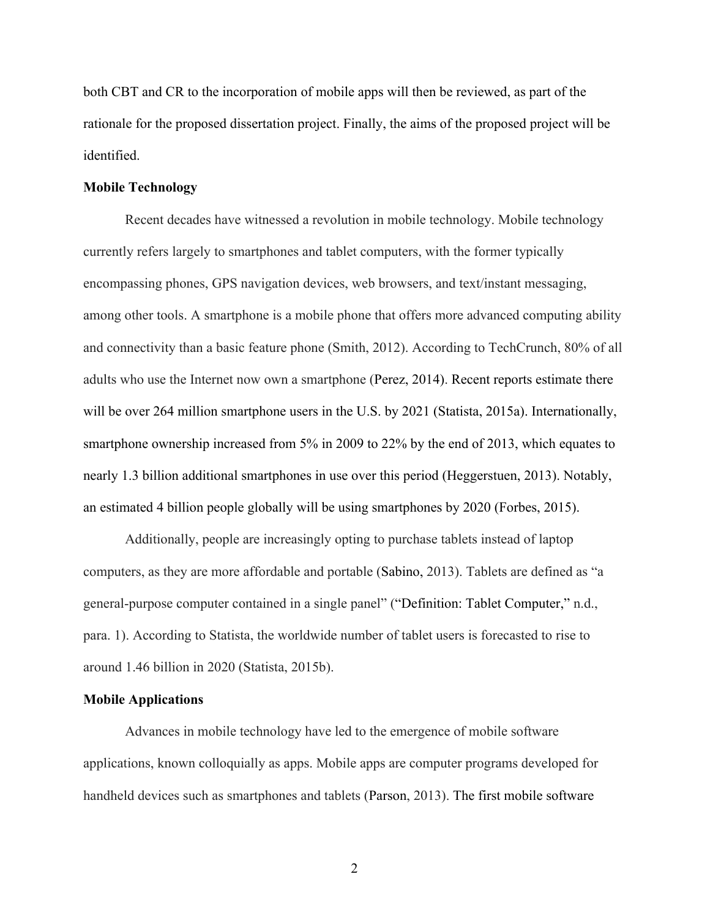both CBT and CR to the incorporation of mobile apps will then be reviewed, as part of the rationale for the proposed dissertation project. Finally, the aims of the proposed project will be identified.

**Mobile Technology**

Recent decades have witnessed a revolution in mobile technology. Mobile technology currently refers largely to smartphones and tablet computers, with the former typically encompassing phones, GPS navigation devices, web browsers, and text/instant messaging, among other tools. A smartphone is a mobile phone that offers more advanced computing ability and connectivity than a basic feature phone (Smith, 2012). According to TechCrunch, 80% of all adults who use the Internet now own a smartphone (Perez, 2014). Recent reports estimate there will be over 264 million smartphone users in the U.S. by 2021 (Statista, 2015a). Internationally, smartphone ownership increased from 5% in 2009 to 22% by the end of 2013, which equates to nearly 1.3 billion additional smartphones in use over this period (Heggerstuen, 2013). Notably, an estimated 4 billion people globally will be using smartphones by 2020 (Forbes, 2015).

Additionally, people are increasingly opting to purchase tablets instead of laptop computers, as they are more affordable and portable (Sabino, 2013). Tablets are defined as "a general-purpose computer contained in a single panel" ("Definition: Tablet Computer," n.d., para. 1). According to Statista, the worldwide number of tablet users is forecasted to rise to around 1.46 billion in 2020 (Statista, 2015b).

**Mobile Applications**

Advances in mobile technology have led to the emergence of mobile software applications, known colloquially as apps. Mobile apps are computer programs developed for handheld devices such as smartphones and tablets (Parson, 2013). The first mobile software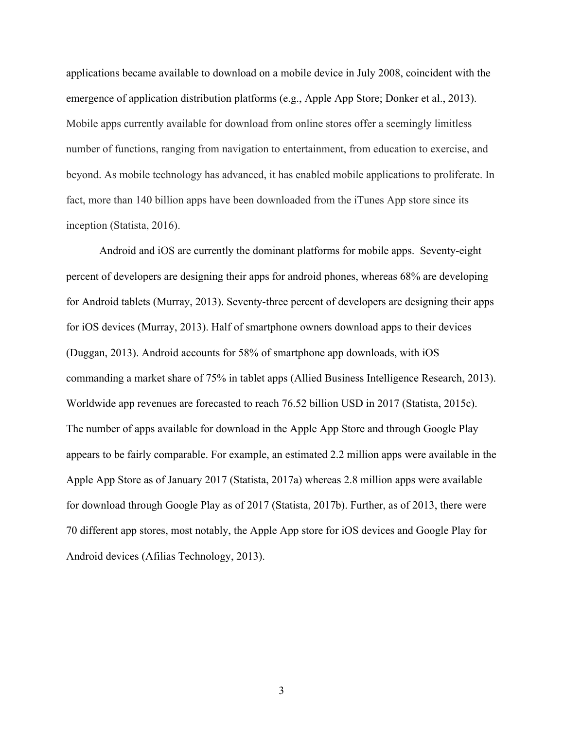applications became available to download on a mobile device in July 2008, coincident with the emergence of application distribution platforms (e.g., Apple App Store; Donker et al., 2013). Mobile apps currently available for download from online stores offer a seemingly limitless number of functions, ranging from navigation to entertainment, from education to exercise, and beyond. As mobile technology has advanced, it has enabled mobile applications to proliferate. In fact, more than 140 billion apps have been downloaded from the iTunes App store since its inception (Statista, 2016).

Android and iOS are currently the dominant platforms for mobile apps. Seventy-eight percent of developers are designing their apps for android phones, whereas 68% are developing for Android tablets (Murray, 2013). Seventy-three percent of developers are designing their apps for iOS devices (Murray, 2013). Half of smartphone owners download apps to their devices (Duggan, 2013). Android accounts for 58% of smartphone app downloads, with iOS commanding a market share of 75% in tablet apps (Allied Business Intelligence Research, 2013). Worldwide app revenues are forecasted to reach 76.52 billion USD in 2017 (Statista, 2015c). The number of apps available for download in the Apple App Store and through Google Play appears to be fairly comparable. For example, an estimated 2.2 million apps were available in the Apple App Store as of January 2017 (Statista, 2017a) whereas 2.8 million apps were available for download through Google Play as of 2017 (Statista, 2017b). Further, as of 2013, there were 70 different app stores, most notably, the Apple App store for iOS devices and Google Play for Android devices (Afilias Technology, 2013).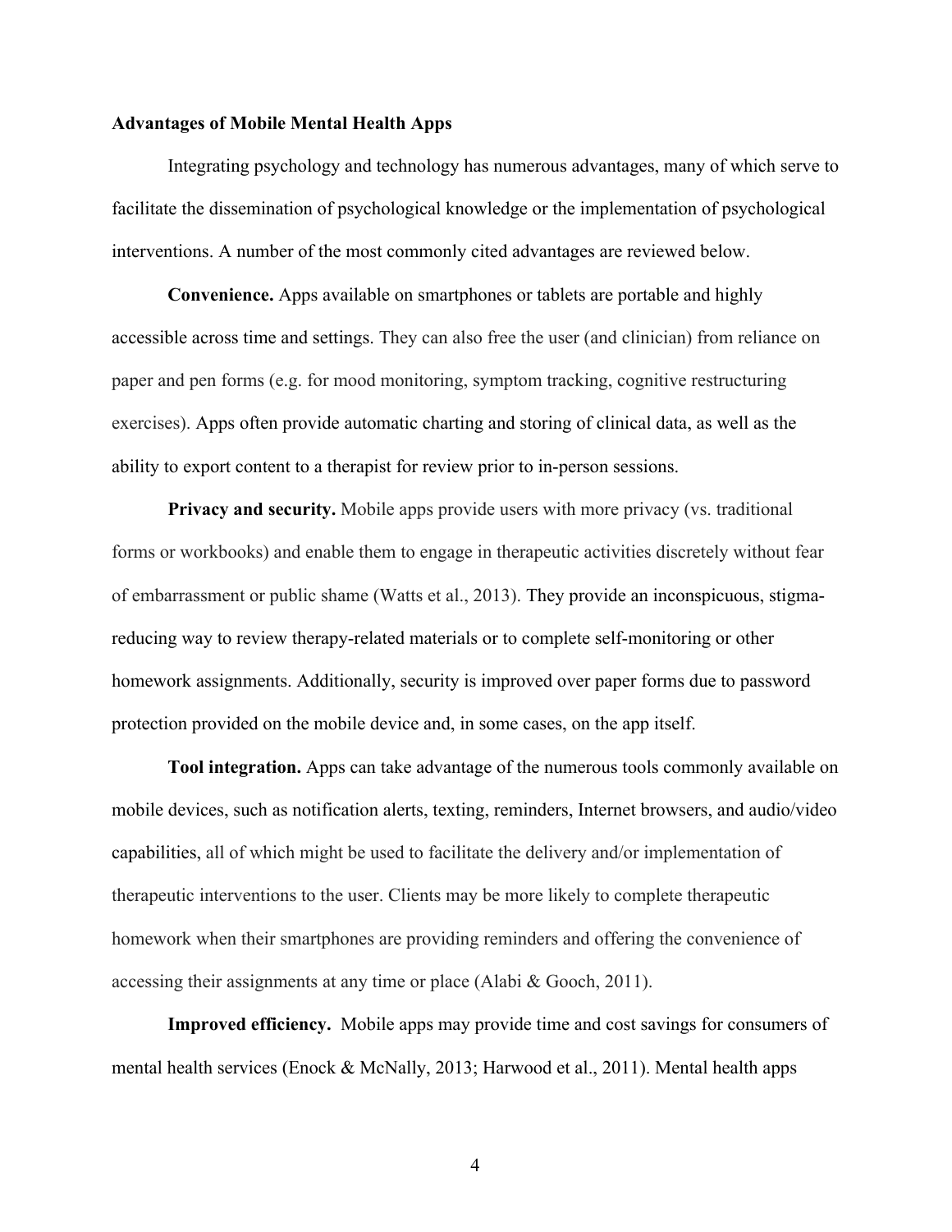## Advantages of Mobile Mental Health Apps

Integrating psychology and technology has numerous advantages, many of which serve to facilitate the dissemination of psychological knowledge or the implementation of psychological interventions. A number of the most commonly cited advantages are reviewed below.

**Convenience.** Apps available on smartphones or tablets are portable and highly accessible across time and settings. They can also free the user (and clinician) from reliance on paper and pen forms (e.g. for mood monitoring, symptom tracking, cognitive restructuring exercises). Apps often provide automatic charting and storing of clinical data, as well as the ability to export content to a therapist for review prior to in-person sessions.

**Privacy and security.** Mobile apps provide users with more privacy (vs. traditional forms or workbooks) and enable them to engage in therapeutic activities discretely without fear of embarrassment or public shame (Watts et al., 2013). They provide an inconspicuous, stigma-reducing way to review therapy-related materials or to complete self-monitoring or other homework assignments. Additionally, security is improved over paper forms due to password protection provided on the mobile device and, in some cases, on the app itself.

**Tool integration.** Apps can take advantage of the numerous tools commonly available on mobile devices, such as notification alerts, texting, reminders, Internet browsers, and audio/video capabilities, all of which might be used to facilitate the delivery and/or implementation of therapeutic interventions to the user. Clients may be more likely to complete therapeutic homework when their smartphones are providing reminders and offering the convenience of accessing their assignments at any time or place (Alabi & Gooch, 2011).

**Improved efficiency.** Mobile apps may provide time and cost savings for consumers of mental health services (Enock & McNally, 2013; Harwood et al., 2011). Mental health apps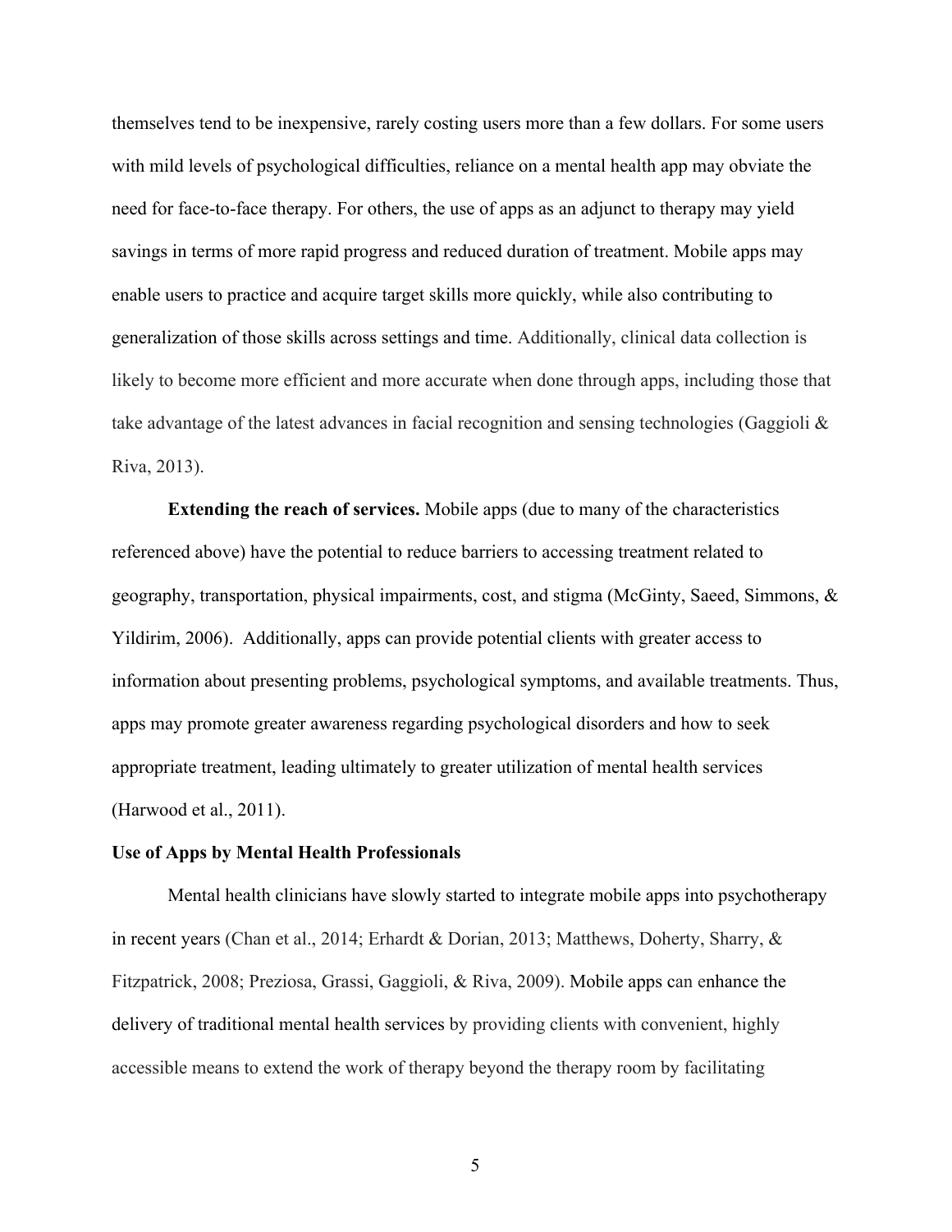themselves tend to be inexpensive, rarely costing users more than a few dollars. For some users with mild levels of psychological difficulties, reliance on a mental health app may obviate the need for face-to-face therapy. For others, the use of apps as an adjunct to therapy may yield savings in terms of more rapid progress and reduced duration of treatment. Mobile apps may enable users to practice and acquire target skills more quickly, while also contributing to generalization of those skills across settings and time. Additionally, clinical data collection is likely to become more efficient and more accurate when done through apps, including those that take advantage of the latest advances in facial recognition and sensing technologies (Gaggioli & Riva, 2013).

**Extending the reach of services.** Mobile apps (due to many of the characteristics referenced above) have the potential to reduce barriers to accessing treatment related to geography, transportation, physical impairments, cost, and stigma (McGinty, Saeed, Simmons, & Yildirim, 2006). Additionally, apps can provide potential clients with greater access to information about presenting problems, psychological symptoms, and available treatments. Thus, apps may promote greater awareness regarding psychological disorders and how to seek appropriate treatment, leading ultimately to greater utilization of mental health services (Harwood et al., 2011).

### Use of Apps by Mental Health Professionals

Mental health clinicians have slowly started to integrate mobile apps into psychotherapy in recent years (Chan et al., 2014; Erhardt & Dorian, 2013; Matthews, Doherty, Sharry, & Fitzpatrick, 2008; Preziosa, Grassi, Gaggioli, & Riva, 2009). Mobile apps can enhance the delivery of traditional mental health services by providing clients with convenient, highly accessible means to extend the work of therapy beyond the therapy room by facilitating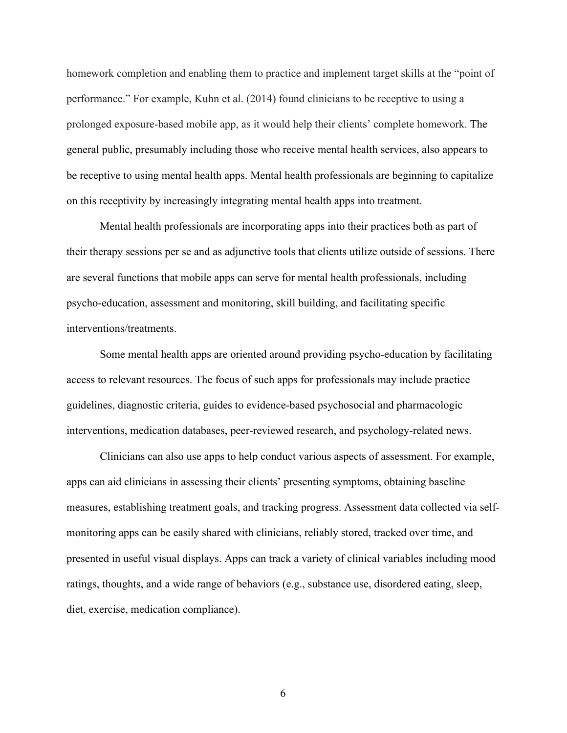homework completion and enabling them to practice and implement target skills at the "point of performance." For example, Kuhn et al. (2014) found clinicians to be receptive to using a prolonged exposure-based mobile app, as it would help their clients' complete homework. The general public, presumably including those who receive mental health services, also appears to be receptive to using mental health apps. Mental health professionals are beginning to capitalize on this receptivity by increasingly integrating mental health apps into treatment.

Mental health professionals are incorporating apps into their practices both as part of their therapy sessions per se and as adjunctive tools that clients utilize outside of sessions. There are several functions that mobile apps can serve for mental health professionals, including psycho-education, assessment and monitoring, skill building, and facilitating specific interventions/treatments.

Some mental health apps are oriented around providing psycho-education by facilitating access to relevant resources. The focus of such apps for professionals may include practice guidelines, diagnostic criteria, guides to evidence-based psychosocial and pharmacologic interventions, medication databases, peer-reviewed research, and psychology-related news.

Clinicians can also use apps to help conduct various aspects of assessment. For example, apps can aid clinicians in assessing their clients' presenting symptoms, obtaining baseline measures, establishing treatment goals, and tracking progress. Assessment data collected via self-monitoring apps can be easily shared with clinicians, reliably stored, tracked over time, and presented in useful visual displays. Apps can track a variety of clinical variables including mood ratings, thoughts, and a wide range of behaviors (e.g., substance use, disordered eating, sleep, diet, exercise, medication compliance).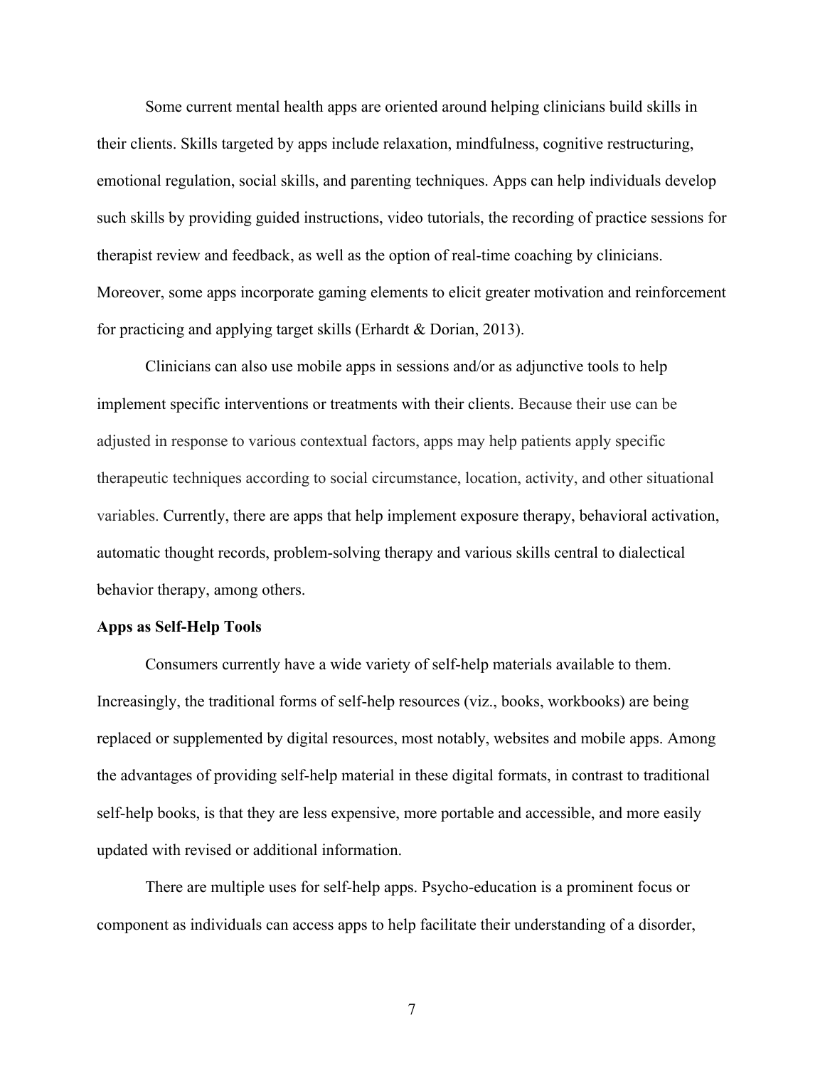Some current mental health apps are oriented around helping clinicians build skills in their clients. Skills targeted by apps include relaxation, mindfulness, cognitive restructuring, emotional regulation, social skills, and parenting techniques. Apps can help individuals develop such skills by providing guided instructions, video tutorials, the recording of practice sessions for therapist review and feedback, as well as the option of real-time coaching by clinicians. Moreover, some apps incorporate gaming elements to elicit greater motivation and reinforcement for practicing and applying target skills (Erhardt & Dorian, 2013).

Clinicians can also use mobile apps in sessions and/or as adjunctive tools to help implement specific interventions or treatments with their clients. Because their use can be adjusted in response to various contextual factors, apps may help patients apply specific therapeutic techniques according to social circumstance, location, activity, and other situational variables. Currently, there are apps that help implement exposure therapy, behavioral activation, automatic thought records, problem-solving therapy and various skills central to dialectical behavior therapy, among others.

**Apps as Self-Help Tools**

Consumers currently have a wide variety of self-help materials available to them. Increasingly, the traditional forms of self-help resources (viz., books, workbooks) are being replaced or supplemented by digital resources, most notably, websites and mobile apps. Among the advantages of providing self-help material in these digital formats, in contrast to traditional self-help books, is that they are less expensive, more portable and accessible, and more easily updated with revised or additional information.

There are multiple uses for self-help apps. Psycho-education is a prominent focus or component as individuals can access apps to help facilitate their understanding of a disorder,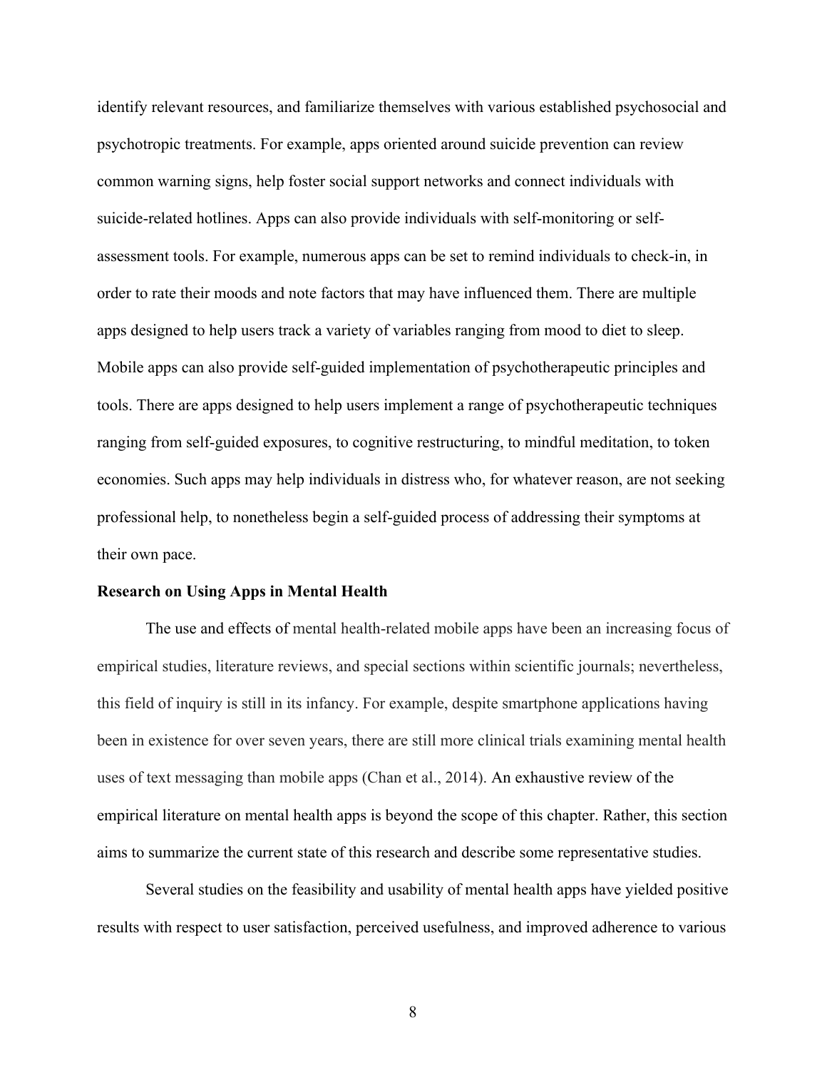identify relevant resources, and familiarize themselves with various established psychosocial and psychotropic treatments. For example, apps oriented around suicide prevention can review common warning signs, help foster social support networks and connect individuals with suicide-related hotlines. Apps can also provide individuals with self-monitoring or self-assessment tools. For example, numerous apps can be set to remind individuals to check-in, in order to rate their moods and note factors that may have influenced them. There are multiple apps designed to help users track a variety of variables ranging from mood to diet to sleep. Mobile apps can also provide self-guided implementation of psychotherapeutic principles and tools. There are apps designed to help users implement a range of psychotherapeutic techniques ranging from self-guided exposures, to cognitive restructuring, to mindful meditation, to token economies. Such apps may help individuals in distress who, for whatever reason, are not seeking professional help, to nonetheless begin a self-guided process of addressing their symptoms at their own pace.

**Research on Using Apps in Mental Health**

The use and effects of mental health-related mobile apps have been an increasing focus of empirical studies, literature reviews, and special sections within scientific journals; nevertheless, this field of inquiry is still in its infancy. For example, despite smartphone applications having been in existence for over seven years, there are still more clinical trials examining mental health uses of text messaging than mobile apps (Chan et al., 2014). An exhaustive review of the empirical literature on mental health apps is beyond the scope of this chapter. Rather, this section aims to summarize the current state of this research and describe some representative studies.

Several studies on the feasibility and usability of mental health apps have yielded positive results with respect to user satisfaction, perceived usefulness, and improved adherence to various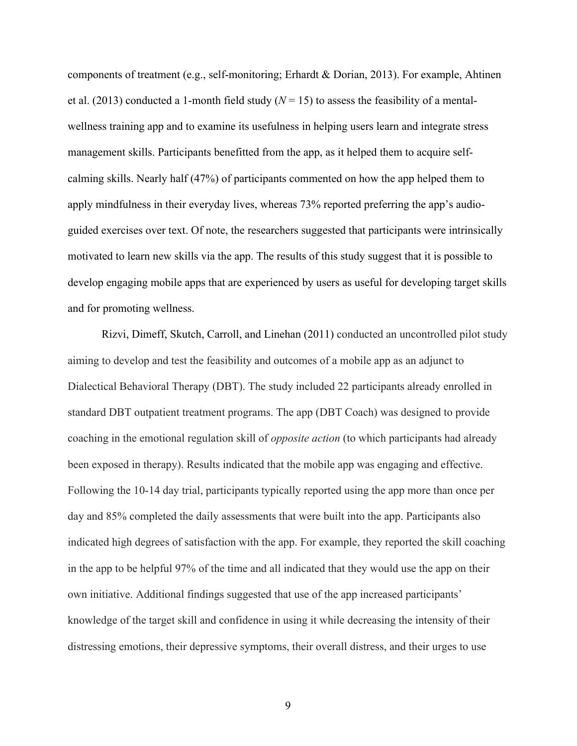components of treatment (e.g., self-monitoring; Erhardt & Dorian, 2013). For example, Ahtinen et al. (2013) conducted a 1-month field study ($N = 15$) to assess the feasibility of a mental-wellness training app and to examine its usefulness in helping users learn and integrate stress management skills. Participants benefitted from the app, as it helped them to acquire self-calming skills. Nearly half (47%) of participants commented on how the app helped them to apply mindfulness in their everyday lives, whereas 73% reported preferring the app's audio-guided exercises over text. Of note, the researchers suggested that participants were intrinsically motivated to learn new skills via the app. The results of this study suggest that it is possible to develop engaging mobile apps that are experienced by users as useful for developing target skills and for promoting wellness.

Rizvi, Dimeff, Skutch, Carroll, and Linehan (2011) conducted an uncontrolled pilot study aiming to develop and test the feasibility and outcomes of a mobile app as an adjunct to Dialectical Behavioral Therapy (DBT). The study included 22 participants already enrolled in standard DBT outpatient treatment programs. The app (DBT Coach) was designed to provide coaching in the emotional regulation skill of *opposite action* (to which participants had already been exposed in therapy). Results indicated that the mobile app was engaging and effective. Following the 10-14 day trial, participants typically reported using the app more than once per day and 85% completed the daily assessments that were built into the app. Participants also indicated high degrees of satisfaction with the app. For example, they reported the skill coaching in the app to be helpful 97% of the time and all indicated that they would use the app on their own initiative. Additional findings suggested that use of the app increased participants' knowledge of the target skill and confidence in using it while decreasing the intensity of their distressing emotions, their depressive symptoms, their overall distress, and their urges to use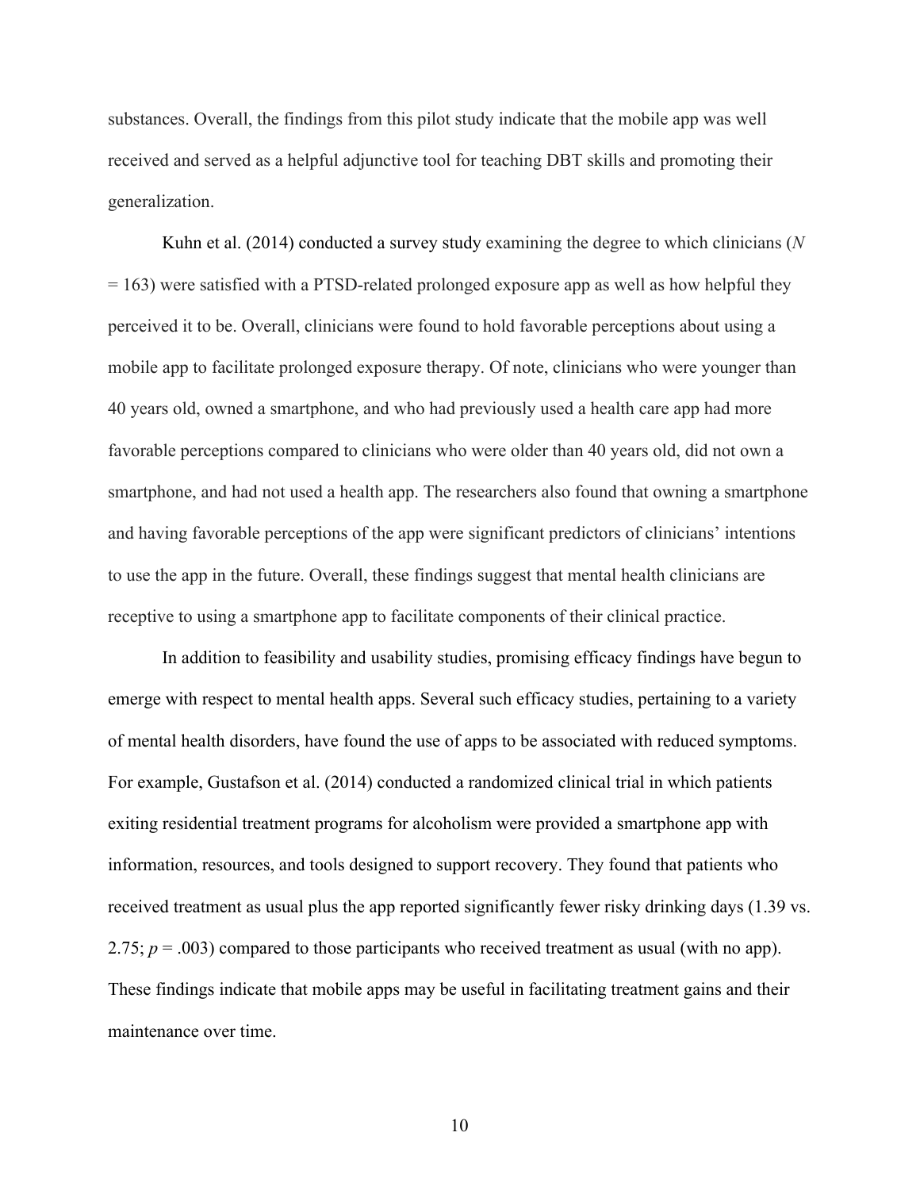substances. Overall, the findings from this pilot study indicate that the mobile app was well received and served as a helpful adjunctive tool for teaching DBT skills and promoting their generalization.

Kuhn et al. (2014) conducted a survey study examining the degree to which clinicians (*N* = 163) were satisfied with a PTSD-related prolonged exposure app as well as how helpful they perceived it to be. Overall, clinicians were found to hold favorable perceptions about using a mobile app to facilitate prolonged exposure therapy. Of note, clinicians who were younger than 40 years old, owned a smartphone, and who had previously used a health care app had more favorable perceptions compared to clinicians who were older than 40 years old, did not own a smartphone, and had not used a health app. The researchers also found that owning a smartphone and having favorable perceptions of the app were significant predictors of clinicians' intentions to use the app in the future. Overall, these findings suggest that mental health clinicians are receptive to using a smartphone app to facilitate components of their clinical practice.

In addition to feasibility and usability studies, promising efficacy findings have begun to emerge with respect to mental health apps. Several such efficacy studies, pertaining to a variety of mental health disorders, have found the use of apps to be associated with reduced symptoms. For example, Gustafson et al. (2014) conducted a randomized clinical trial in which patients exiting residential treatment programs for alcoholism were provided a smartphone app with information, resources, and tools designed to support recovery. They found that patients who received treatment as usual plus the app reported significantly fewer risky drinking days (1.39 vs. 2.75; $p = .003$) compared to those participants who received treatment as usual (with no app). These findings indicate that mobile apps may be useful in facilitating treatment gains and their maintenance over time.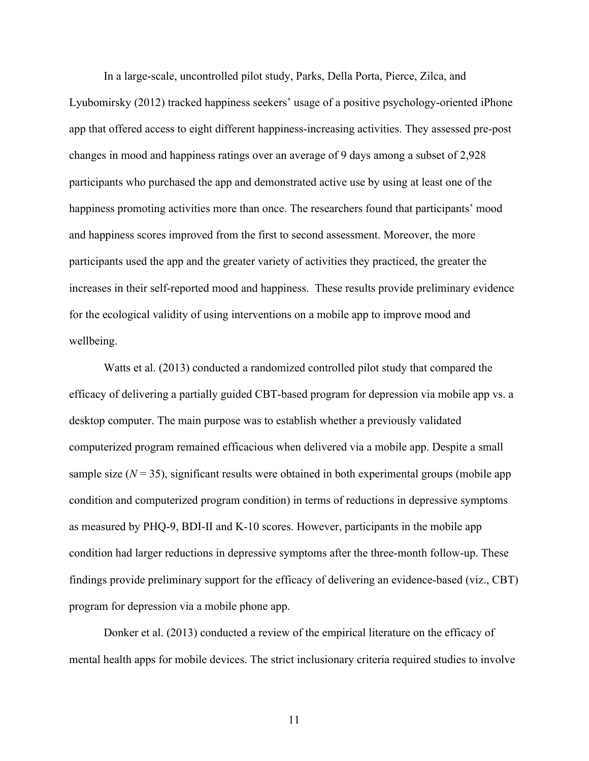In a large-scale, uncontrolled pilot study, Parks, Della Porta, Pierce, Zilca, and Lyubomirsky (2012) tracked happiness seekers' usage of a positive psychology-oriented iPhone app that offered access to eight different happiness-increasing activities. They assessed pre-post changes in mood and happiness ratings over an average of 9 days among a subset of 2,928 participants who purchased the app and demonstrated active use by using at least one of the happiness promoting activities more than once. The researchers found that participants' mood and happiness scores improved from the first to second assessment. Moreover, the more participants used the app and the greater variety of activities they practiced, the greater the increases in their self-reported mood and happiness. These results provide preliminary evidence for the ecological validity of using interventions on a mobile app to improve mood and wellbeing.

Watts et al. (2013) conducted a randomized controlled pilot study that compared the efficacy of delivering a partially guided CBT-based program for depression via mobile app vs. a desktop computer. The main purpose was to establish whether a previously validated computerized program remained efficacious when delivered via a mobile app. Despite a small sample size ($N = 35$), significant results were obtained in both experimental groups (mobile app condition and computerized program condition) in terms of reductions in depressive symptoms as measured by PHQ-9, BDI-II and K-10 scores. However, participants in the mobile app condition had larger reductions in depressive symptoms after the three-month follow-up. These findings provide preliminary support for the efficacy of delivering an evidence-based (viz., CBT) program for depression via a mobile phone app.

Donker et al. (2013) conducted a review of the empirical literature on the efficacy of mental health apps for mobile devices. The strict inclusionary criteria required studies to involve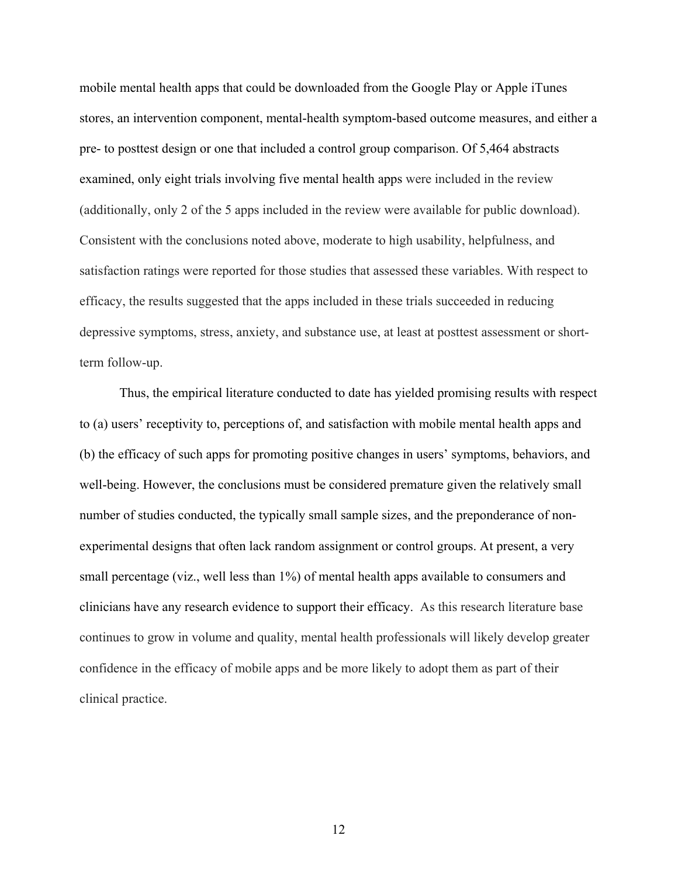mobile mental health apps that could be downloaded from the Google Play or Apple iTunes stores, an intervention component, mental-health symptom-based outcome measures, and either a pre- to posttest design or one that included a control group comparison. Of 5,464 abstracts examined, only eight trials involving five mental health apps were included in the review (additionally, only 2 of the 5 apps included in the review were available for public download). Consistent with the conclusions noted above, moderate to high usability, helpfulness, and satisfaction ratings were reported for those studies that assessed these variables. With respect to efficacy, the results suggested that the apps included in these trials succeeded in reducing depressive symptoms, stress, anxiety, and substance use, at least at posttest assessment or short-term follow-up.

Thus, the empirical literature conducted to date has yielded promising results with respect to (a) users' receptivity to, perceptions of, and satisfaction with mobile mental health apps and (b) the efficacy of such apps for promoting positive changes in users' symptoms, behaviors, and well-being. However, the conclusions must be considered premature given the relatively small number of studies conducted, the typically small sample sizes, and the preponderance of non-experimental designs that often lack random assignment or control groups. At present, a very small percentage (viz., well less than 1%) of mental health apps available to consumers and clinicians have any research evidence to support their efficacy. As this research literature base continues to grow in volume and quality, mental health professionals will likely develop greater confidence in the efficacy of mobile apps and be more likely to adopt them as part of their clinical practice.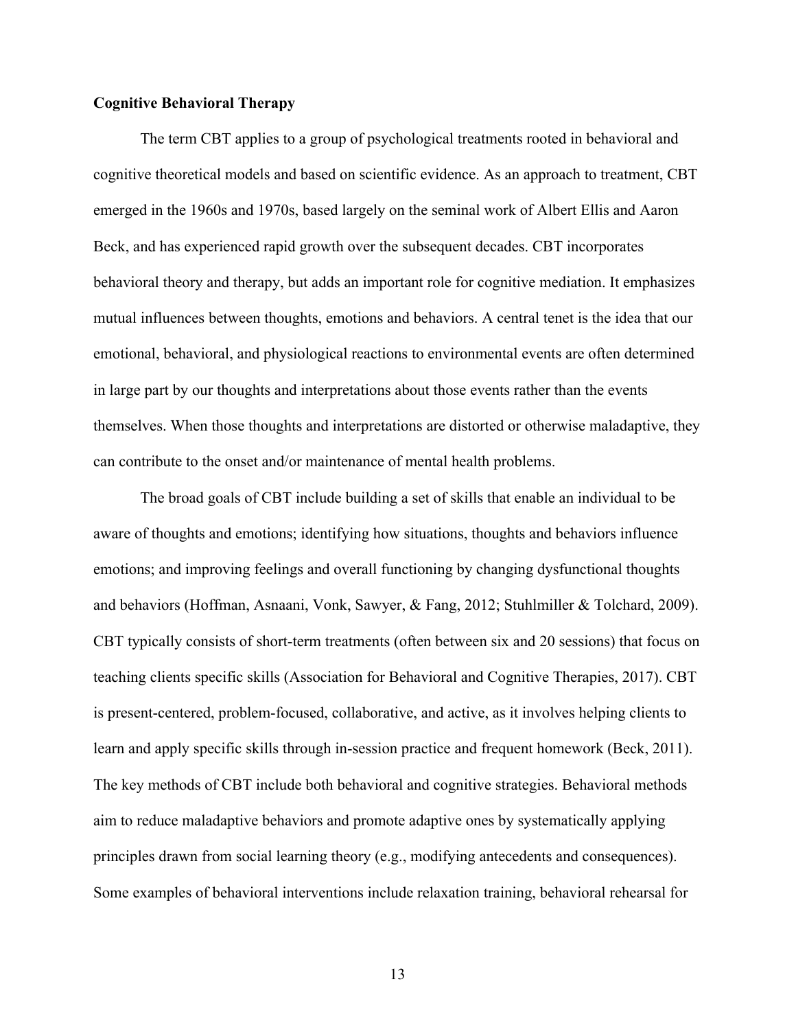**Cognitive Behavioral Therapy**

The term CBT applies to a group of psychological treatments rooted in behavioral and cognitive theoretical models and based on scientific evidence. As an approach to treatment, CBT emerged in the 1960s and 1970s, based largely on the seminal work of Albert Ellis and Aaron Beck, and has experienced rapid growth over the subsequent decades. CBT incorporates behavioral theory and therapy, but adds an important role for cognitive mediation. It emphasizes mutual influences between thoughts, emotions and behaviors. A central tenet is the idea that our emotional, behavioral, and physiological reactions to environmental events are often determined in large part by our thoughts and interpretations about those events rather than the events themselves. When those thoughts and interpretations are distorted or otherwise maladaptive, they can contribute to the onset and/or maintenance of mental health problems.

The broad goals of CBT include building a set of skills that enable an individual to be aware of thoughts and emotions; identifying how situations, thoughts and behaviors influence emotions; and improving feelings and overall functioning by changing dysfunctional thoughts and behaviors (Hoffman, Asnaani, Vonk, Sawyer, & Fang, 2012; Stuhlmiller & Tolchard, 2009). CBT typically consists of short-term treatments (often between six and 20 sessions) that focus on teaching clients specific skills (Association for Behavioral and Cognitive Therapies, 2017). CBT is present-centered, problem-focused, collaborative, and active, as it involves helping clients to learn and apply specific skills through in-session practice and frequent homework (Beck, 2011). The key methods of CBT include both behavioral and cognitive strategies. Behavioral methods aim to reduce maladaptive behaviors and promote adaptive ones by systematically applying principles drawn from social learning theory (e.g., modifying antecedents and consequences). Some examples of behavioral interventions include relaxation training, behavioral rehearsal for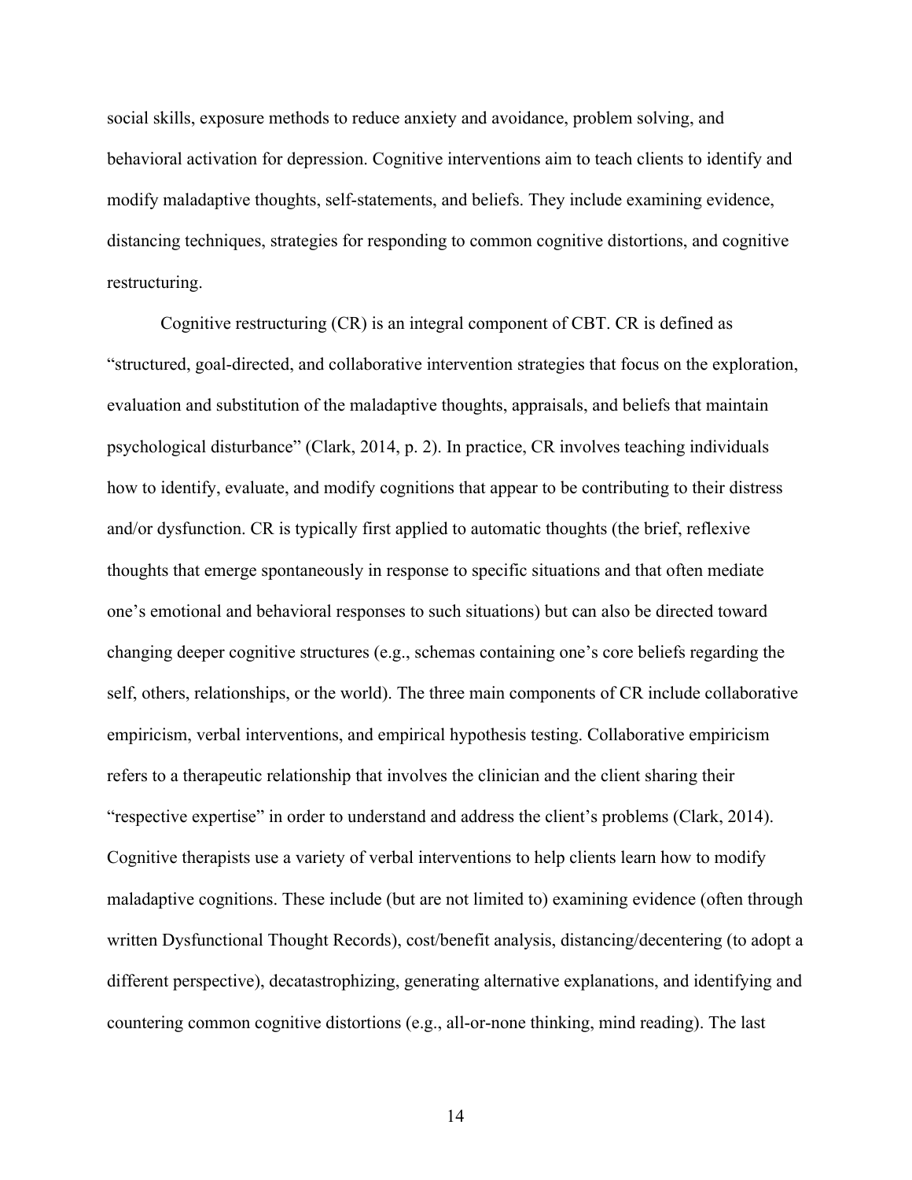social skills, exposure methods to reduce anxiety and avoidance, problem solving, and behavioral activation for depression. Cognitive interventions aim to teach clients to identify and modify maladaptive thoughts, self-statements, and beliefs. They include examining evidence, distancing techniques, strategies for responding to common cognitive distortions, and cognitive restructuring.

Cognitive restructuring (CR) is an integral component of CBT. CR is defined as "structured, goal-directed, and collaborative intervention strategies that focus on the exploration, evaluation and substitution of the maladaptive thoughts, appraisals, and beliefs that maintain psychological disturbance" (Clark, 2014, p. 2). In practice, CR involves teaching individuals how to identify, evaluate, and modify cognitions that appear to be contributing to their distress and/or dysfunction. CR is typically first applied to automatic thoughts (the brief, reflexive thoughts that emerge spontaneously in response to specific situations and that often mediate one's emotional and behavioral responses to such situations) but can also be directed toward changing deeper cognitive structures (e.g., schemas containing one's core beliefs regarding the self, others, relationships, or the world). The three main components of CR include collaborative empiricism, verbal interventions, and empirical hypothesis testing. Collaborative empiricism refers to a therapeutic relationship that involves the clinician and the client sharing their "respective expertise" in order to understand and address the client's problems (Clark, 2014). Cognitive therapists use a variety of verbal interventions to help clients learn how to modify maladaptive cognitions. These include (but are not limited to) examining evidence (often through written Dysfunctional Thought Records), cost/benefit analysis, distancing/decentering (to adopt a different perspective), decatastrophizing, generating alternative explanations, and identifying and countering common cognitive distortions (e.g., all-or-none thinking, mind reading). The last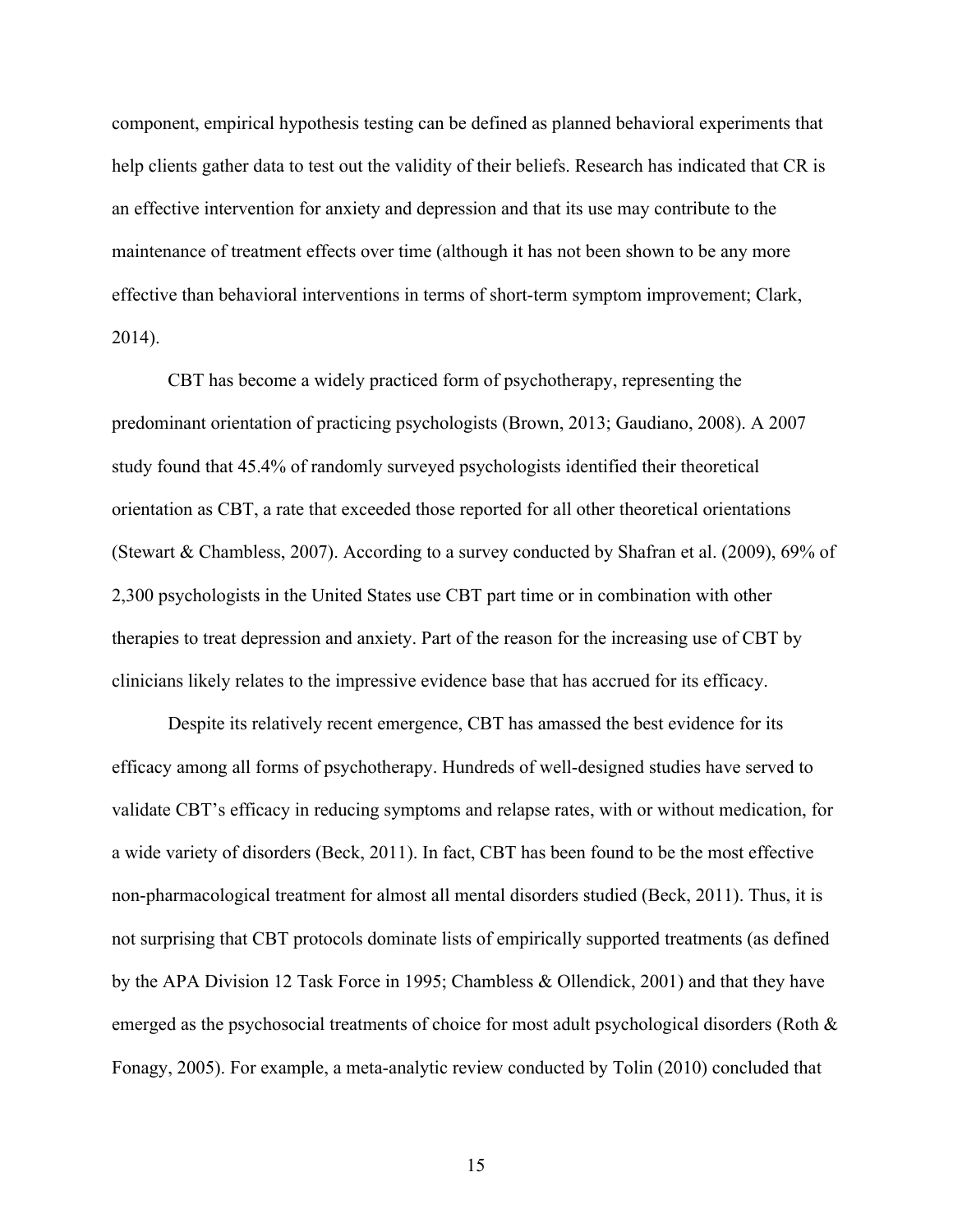component, empirical hypothesis testing can be defined as planned behavioral experiments that help clients gather data to test out the validity of their beliefs. Research has indicated that CR is an effective intervention for anxiety and depression and that its use may contribute to the maintenance of treatment effects over time (although it has not been shown to be any more effective than behavioral interventions in terms of short-term symptom improvement; Clark, 2014).

CBT has become a widely practiced form of psychotherapy, representing the predominant orientation of practicing psychologists (Brown, 2013; Gaudiano, 2008). A 2007 study found that 45.4% of randomly surveyed psychologists identified their theoretical orientation as CBT, a rate that exceeded those reported for all other theoretical orientations (Stewart & Chambless, 2007). According to a survey conducted by Shafran et al. (2009), 69% of 2,300 psychologists in the United States use CBT part time or in combination with other therapies to treat depression and anxiety. Part of the reason for the increasing use of CBT by clinicians likely relates to the impressive evidence base that has accrued for its efficacy.

Despite its relatively recent emergence, CBT has amassed the best evidence for its efficacy among all forms of psychotherapy. Hundreds of well-designed studies have served to validate CBT's efficacy in reducing symptoms and relapse rates, with or without medication, for a wide variety of disorders (Beck, 2011). In fact, CBT has been found to be the most effective non-pharmacological treatment for almost all mental disorders studied (Beck, 2011). Thus, it is not surprising that CBT protocols dominate lists of empirically supported treatments (as defined by the APA Division 12 Task Force in 1995; Chambless & Ollendick, 2001) and that they have emerged as the psychosocial treatments of choice for most adult psychological disorders (Roth & Fonagy, 2005). For example, a meta-analytic review conducted by Tolin (2010) concluded that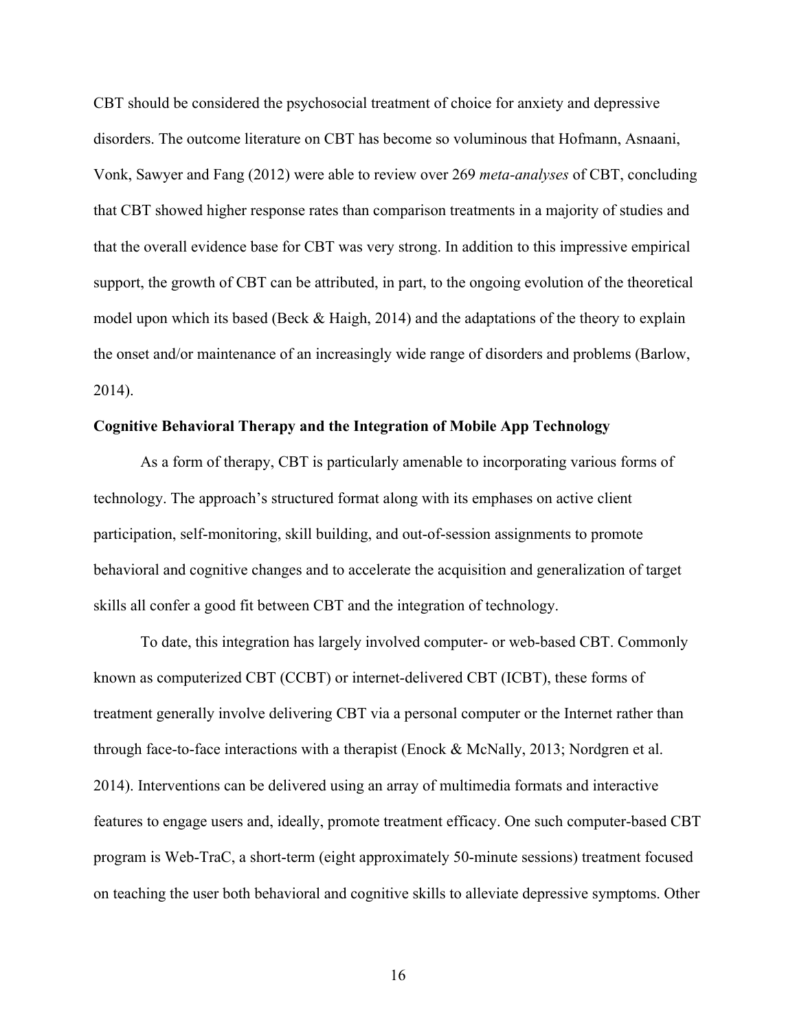CBT should be considered the psychosocial treatment of choice for anxiety and depressive disorders. The outcome literature on CBT has become so voluminous that Hofmann, Asnaani, Vonk, Sawyer and Fang (2012) were able to review over 269 *meta-analyses* of CBT, concluding that CBT showed higher response rates than comparison treatments in a majority of studies and that the overall evidence base for CBT was very strong. In addition to this impressive empirical support, the growth of CBT can be attributed, in part, to the ongoing evolution of the theoretical model upon which its based (Beck & Haigh, 2014) and the adaptations of the theory to explain the onset and/or maintenance of an increasingly wide range of disorders and problems (Barlow, 2014).

**Cognitive Behavioral Therapy and the Integration of Mobile App Technology**

As a form of therapy, CBT is particularly amenable to incorporating various forms of technology. The approach's structured format along with its emphases on active client participation, self-monitoring, skill building, and out-of-session assignments to promote behavioral and cognitive changes and to accelerate the acquisition and generalization of target skills all confer a good fit between CBT and the integration of technology.

To date, this integration has largely involved computer- or web-based CBT. Commonly known as computerized CBT (CCBT) or internet-delivered CBT (ICBT), these forms of treatment generally involve delivering CBT via a personal computer or the Internet rather than through face-to-face interactions with a therapist (Enock & McNally, 2013; Nordgren et al. 2014). Interventions can be delivered using an array of multimedia formats and interactive features to engage users and, ideally, promote treatment efficacy. One such computer-based CBT program is Web-TraC, a short-term (eight approximately 50-minute sessions) treatment focused on teaching the user both behavioral and cognitive skills to alleviate depressive symptoms. Other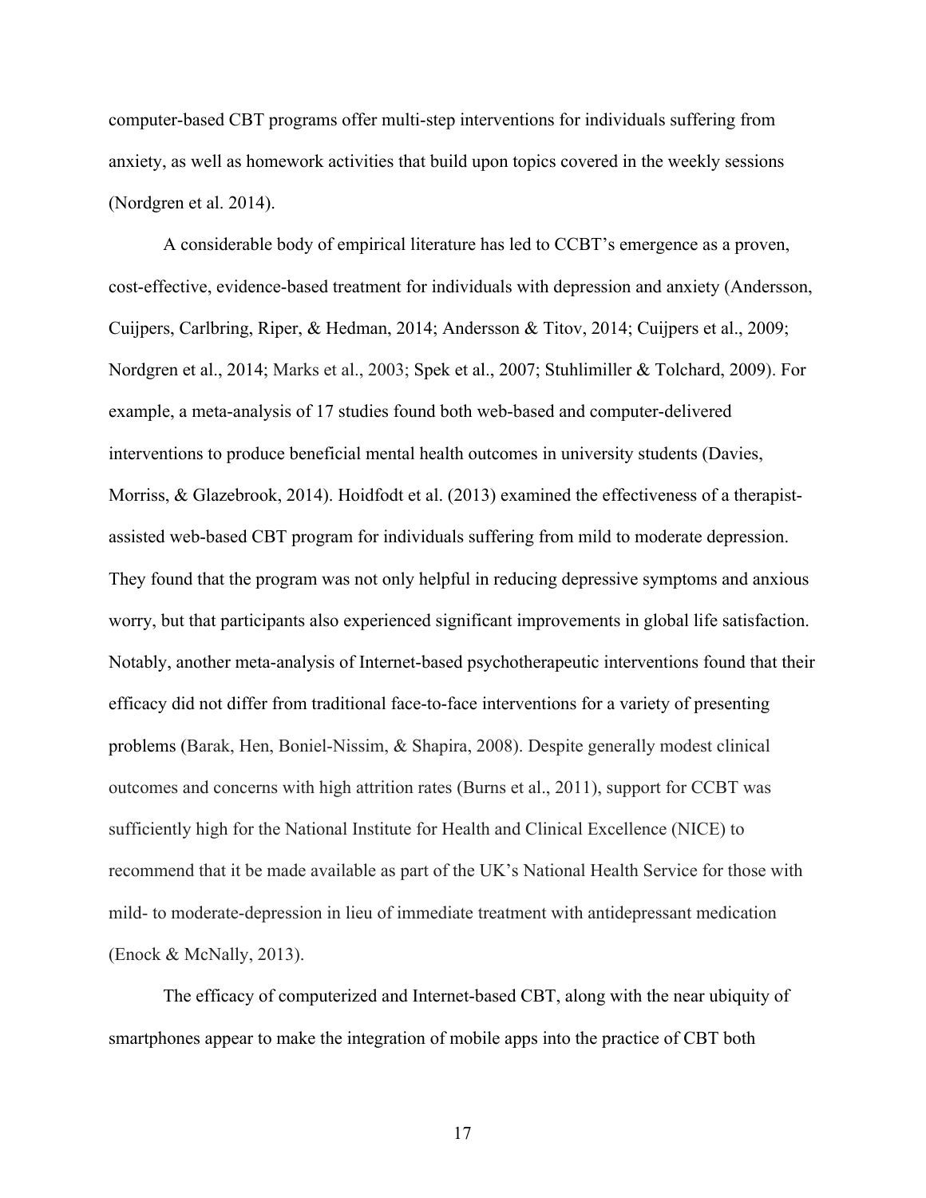computer-based CBT programs offer multi-step interventions for individuals suffering from anxiety, as well as homework activities that build upon topics covered in the weekly sessions (Nordgren et al. 2014).

A considerable body of empirical literature has led to CCBT's emergence as a proven, cost-effective, evidence-based treatment for individuals with depression and anxiety (Andersson, Cuijpers, Carlbring, Riper, & Hedman, 2014; Andersson & Titov, 2014; Cuijpers et al., 2009; Nordgren et al., 2014; Marks et al., 2003; Spek et al., 2007; Stuhlimiller & Tolchard, 2009). For example, a meta-analysis of 17 studies found both web-based and computer-delivered interventions to produce beneficial mental health outcomes in university students (Davies, Morriss, & Glazebrook, 2014). Hoidfodt et al. (2013) examined the effectiveness of a therapist-assisted web-based CBT program for individuals suffering from mild to moderate depression. They found that the program was not only helpful in reducing depressive symptoms and anxious worry, but that participants also experienced significant improvements in global life satisfaction. Notably, another meta-analysis of Internet-based psychotherapeutic interventions found that their efficacy did not differ from traditional face-to-face interventions for a variety of presenting problems (Barak, Hen, Boniel-Nissim, & Shapira, 2008). Despite generally modest clinical outcomes and concerns with high attrition rates (Burns et al., 2011), support for CCBT was sufficiently high for the National Institute for Health and Clinical Excellence (NICE) to recommend that it be made available as part of the UK's National Health Service for those with mild- to moderate-depression in lieu of immediate treatment with antidepressant medication (Enock & McNally, 2013).

The efficacy of computerized and Internet-based CBT, along with the near ubiquity of smartphones appear to make the integration of mobile apps into the practice of CBT both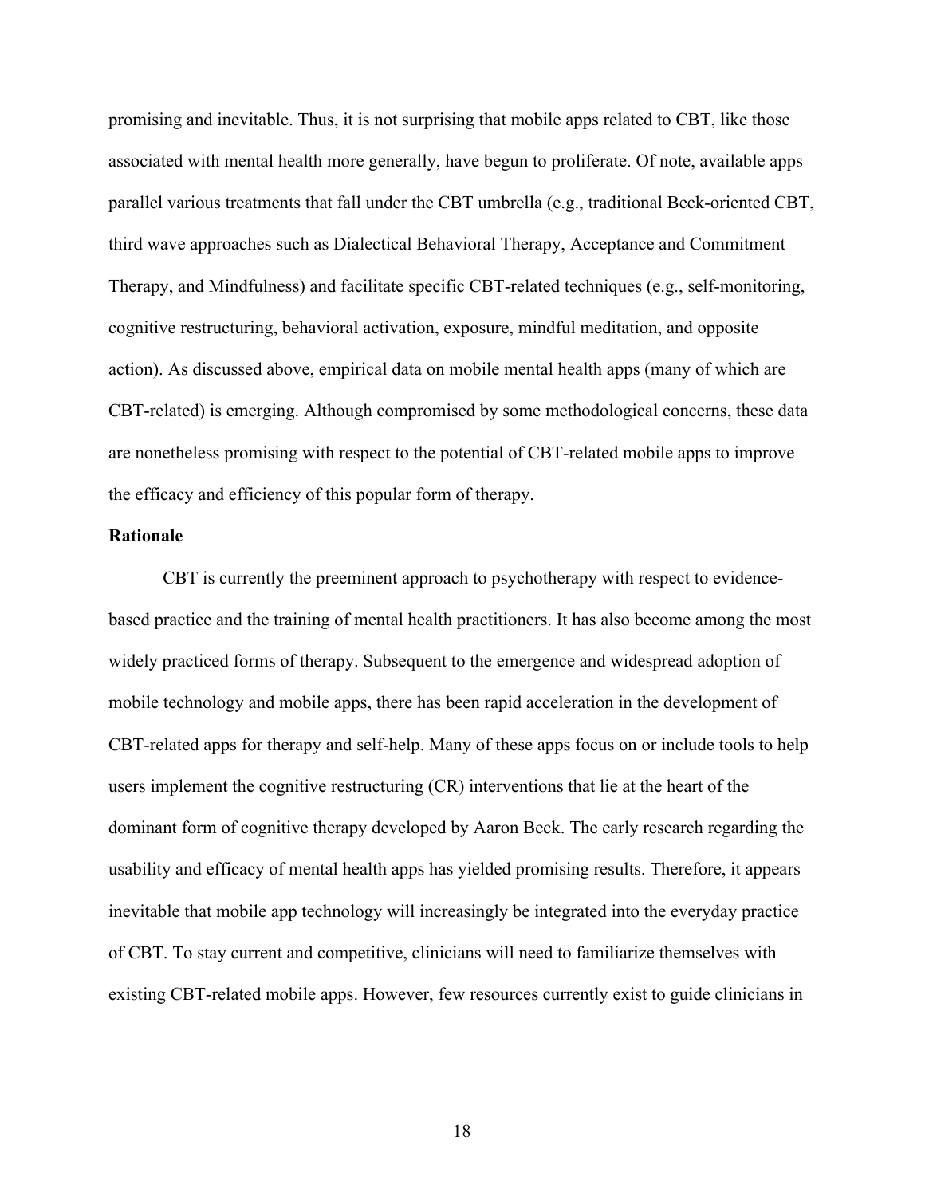promising and inevitable. Thus, it is not surprising that mobile apps related to CBT, like those associated with mental health more generally, have begun to proliferate. Of note, available apps parallel various treatments that fall under the CBT umbrella (e.g., traditional Beck-oriented CBT, third wave approaches such as Dialectical Behavioral Therapy, Acceptance and Commitment Therapy, and Mindfulness) and facilitate specific CBT-related techniques (e.g., self-monitoring, cognitive restructuring, behavioral activation, exposure, mindful meditation, and opposite action). As discussed above, empirical data on mobile mental health apps (many of which are CBT-related) is emerging. Although compromised by some methodological concerns, these data are nonetheless promising with respect to the potential of CBT-related mobile apps to improve the efficacy and efficiency of this popular form of therapy.

**Rationale**

CBT is currently the preeminent approach to psychotherapy with respect to evidence-based practice and the training of mental health practitioners. It has also become among the most widely practiced forms of therapy. Subsequent to the emergence and widespread adoption of mobile technology and mobile apps, there has been rapid acceleration in the development of CBT-related apps for therapy and self-help. Many of these apps focus on or include tools to help users implement the cognitive restructuring (CR) interventions that lie at the heart of the dominant form of cognitive therapy developed by Aaron Beck. The early research regarding the usability and efficacy of mental health apps has yielded promising results. Therefore, it appears inevitable that mobile app technology will increasingly be integrated into the everyday practice of CBT. To stay current and competitive, clinicians will need to familiarize themselves with existing CBT-related mobile apps. However, few resources currently exist to guide clinicians in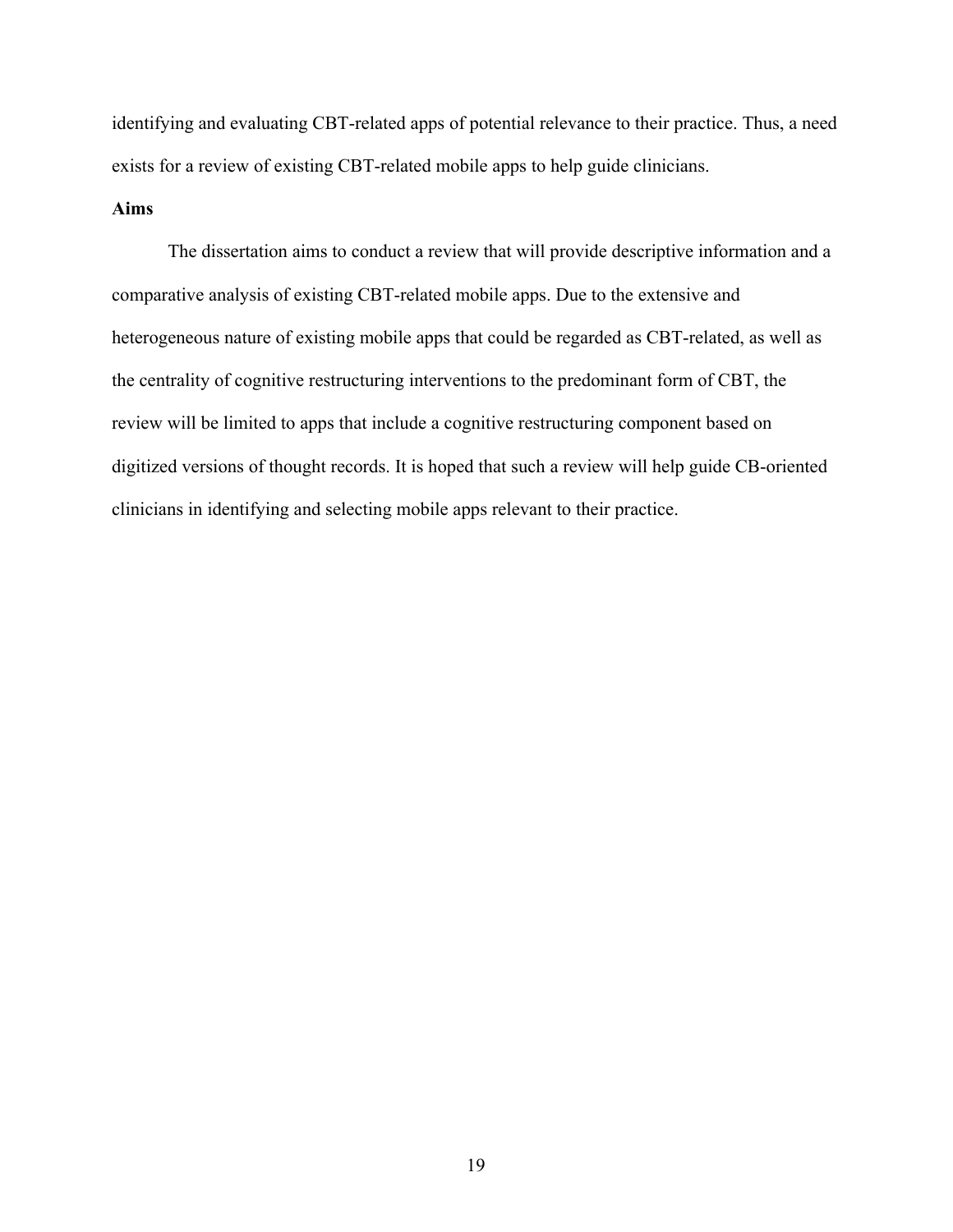identifying and evaluating CBT-related apps of potential relevance to their practice. Thus, a need exists for a review of existing CBT-related mobile apps to help guide clinicians.

**Aims**

The dissertation aims to conduct a review that will provide descriptive information and a comparative analysis of existing CBT-related mobile apps. Due to the extensive and heterogeneous nature of existing mobile apps that could be regarded as CBT-related, as well as the centrality of cognitive restructuring interventions to the predominant form of CBT, the review will be limited to apps that include a cognitive restructuring component based on digitized versions of thought records. It is hoped that such a review will help guide CB-oriented clinicians in identifying and selecting mobile apps relevant to their practice.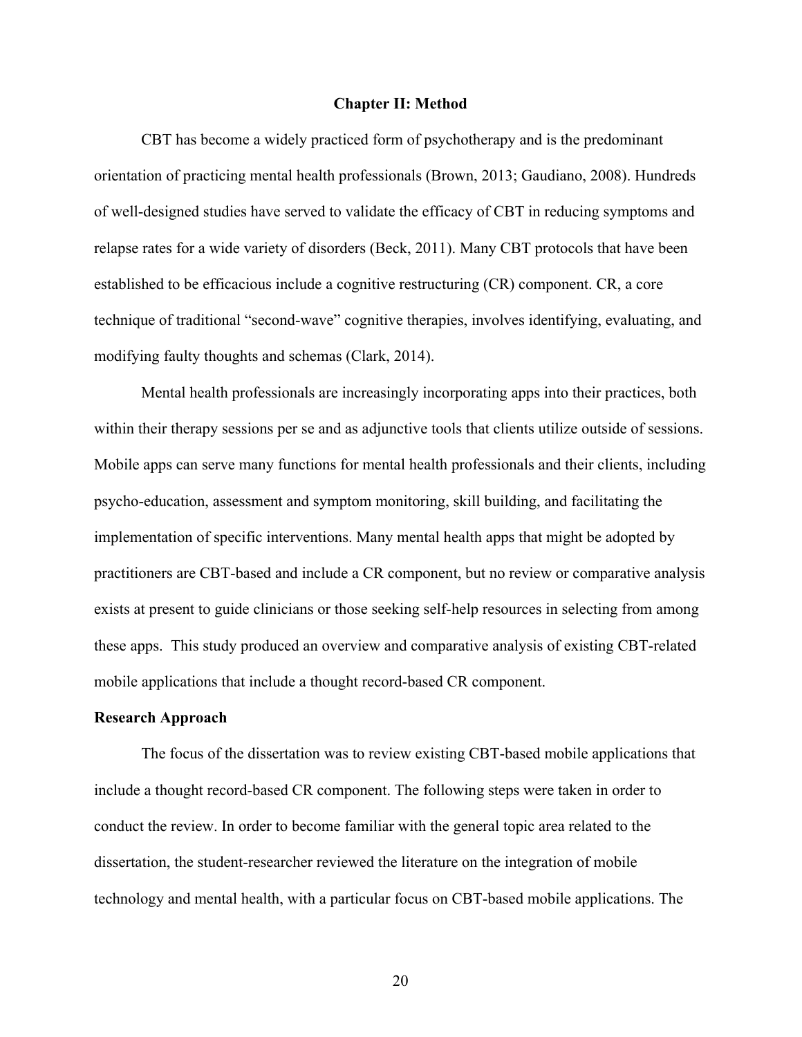# Chapter II: Method

CBT has become a widely practiced form of psychotherapy and is the predominant orientation of practicing mental health professionals (Brown, 2013; Gaudiano, 2008). Hundreds of well-designed studies have served to validate the efficacy of CBT in reducing symptoms and relapse rates for a wide variety of disorders (Beck, 2011). Many CBT protocols that have been established to be efficacious include a cognitive restructuring (CR) component. CR, a core technique of traditional "second-wave" cognitive therapies, involves identifying, evaluating, and modifying faulty thoughts and schemas (Clark, 2014).

Mental health professionals are increasingly incorporating apps into their practices, both within their therapy sessions per se and as adjunctive tools that clients utilize outside of sessions. Mobile apps can serve many functions for mental health professionals and their clients, including psycho-education, assessment and symptom monitoring, skill building, and facilitating the implementation of specific interventions. Many mental health apps that might be adopted by practitioners are CBT-based and include a CR component, but no review or comparative analysis exists at present to guide clinicians or those seeking self-help resources in selecting from among these apps. This study produced an overview and comparative analysis of existing CBT-related mobile applications that include a thought record-based CR component.

## Research Approach

The focus of the dissertation was to review existing CBT-based mobile applications that include a thought record-based CR component. The following steps were taken in order to conduct the review. In order to become familiar with the general topic area related to the dissertation, the student-researcher reviewed the literature on the integration of mobile technology and mental health, with a particular focus on CBT-based mobile applications. The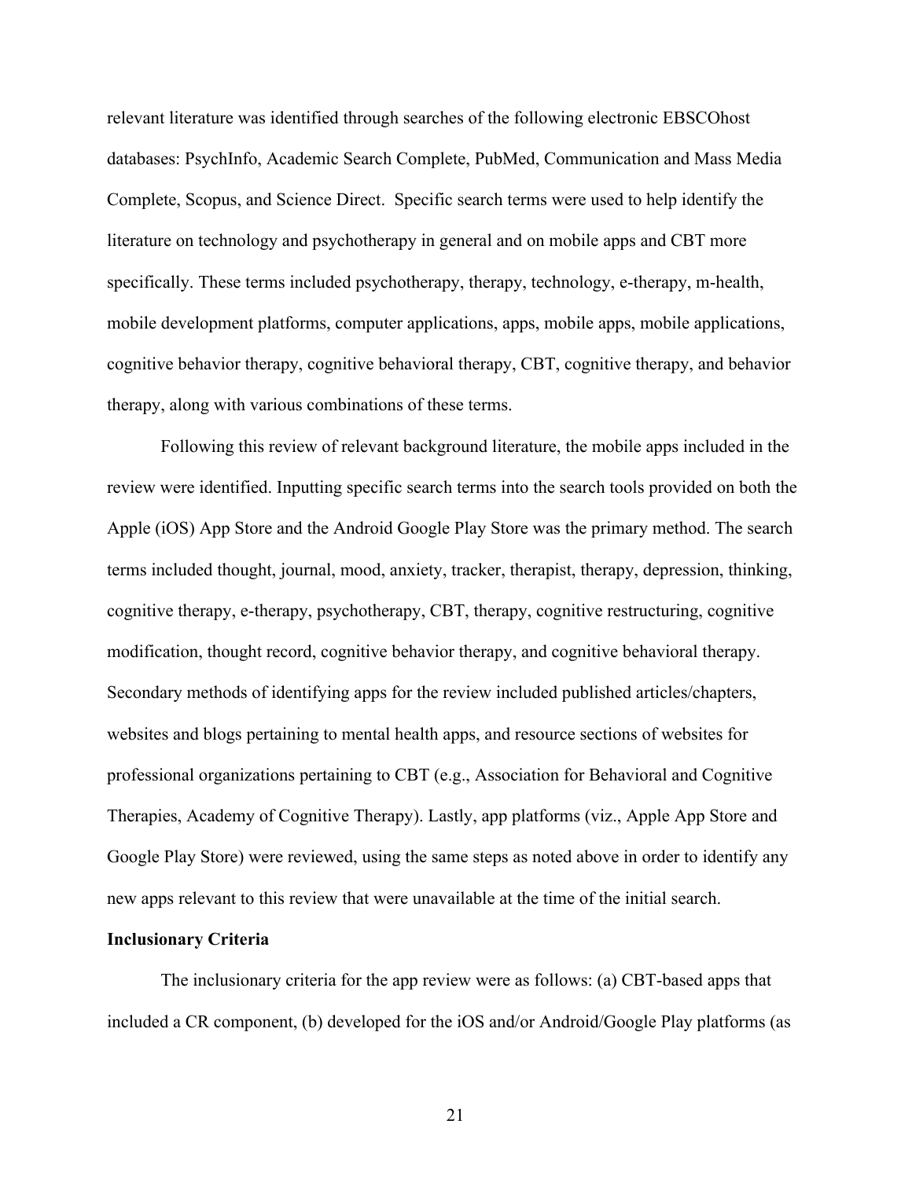relevant literature was identified through searches of the following electronic EBSCOhost databases: PsychInfo, Academic Search Complete, PubMed, Communication and Mass Media Complete, Scopus, and Science Direct. Specific search terms were used to help identify the literature on technology and psychotherapy in general and on mobile apps and CBT more specifically. These terms included psychotherapy, therapy, technology, e-therapy, m-health, mobile development platforms, computer applications, apps, mobile apps, mobile applications, cognitive behavior therapy, cognitive behavioral therapy, CBT, cognitive therapy, and behavior therapy, along with various combinations of these terms.

Following this review of relevant background literature, the mobile apps included in the review were identified. Inputting specific search terms into the search tools provided on both the Apple (iOS) App Store and the Android Google Play Store was the primary method. The search terms included thought, journal, mood, anxiety, tracker, therapist, therapy, depression, thinking, cognitive therapy, e-therapy, psychotherapy, CBT, therapy, cognitive restructuring, cognitive modification, thought record, cognitive behavior therapy, and cognitive behavioral therapy. Secondary methods of identifying apps for the review included published articles/chapters, websites and blogs pertaining to mental health apps, and resource sections of websites for professional organizations pertaining to CBT (e.g., Association for Behavioral and Cognitive Therapies, Academy of Cognitive Therapy). Lastly, app platforms (viz., Apple App Store and Google Play Store) were reviewed, using the same steps as noted above in order to identify any new apps relevant to this review that were unavailable at the time of the initial search.

**Inclusionary Criteria**

The inclusionary criteria for the app review were as follows: (a) CBT-based apps that included a CR component, (b) developed for the iOS and/or Android/Google Play platforms (as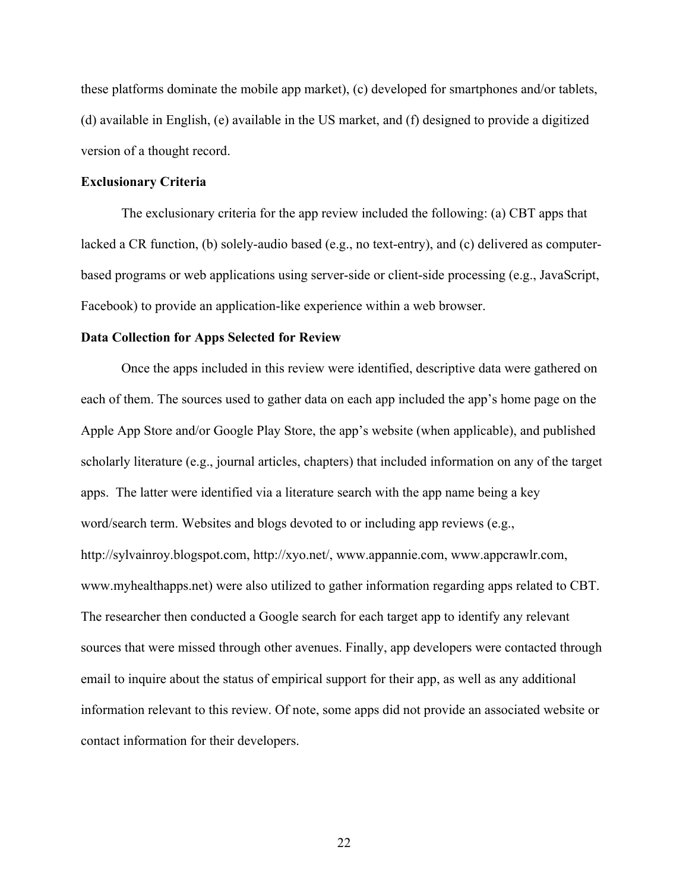these platforms dominate the mobile app market), (c) developed for smartphones and/or tablets, (d) available in English, (e) available in the US market, and (f) designed to provide a digitized version of a thought record.

**Exclusionary Criteria**

The exclusionary criteria for the app review included the following: (a) CBT apps that lacked a CR function, (b) solely-audio based (e.g., no text-entry), and (c) delivered as computer-based programs or web applications using server-side or client-side processing (e.g., JavaScript, Facebook) to provide an application-like experience within a web browser.

**Data Collection for Apps Selected for Review**

Once the apps included in this review were identified, descriptive data were gathered on each of them. The sources used to gather data on each app included the app's home page on the Apple App Store and/or Google Play Store, the app's website (when applicable), and published scholarly literature (e.g., journal articles, chapters) that included information on any of the target apps. The latter were identified via a literature search with the app name being a key word/search term. Websites and blogs devoted to or including app reviews (e.g., http://sylvainroy.blogspot.com, http://xyo.net/, www.appannie.com, www.appcrawlr.com, www.myhealthapps.net) were also utilized to gather information regarding apps related to CBT. The researcher then conducted a Google search for each target app to identify any relevant sources that were missed through other avenues. Finally, app developers were contacted through email to inquire about the status of empirical support for their app, as well as any additional information relevant to this review. Of note, some apps did not provide an associated website or contact information for their developers.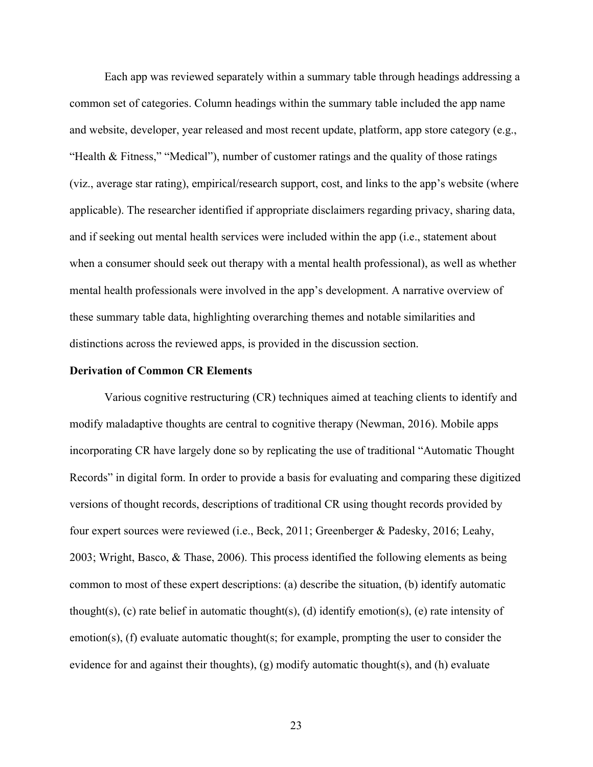Each app was reviewed separately within a summary table through headings addressing a common set of categories. Column headings within the summary table included the app name and website, developer, year released and most recent update, platform, app store category (e.g., "Health & Fitness," "Medical"), number of customer ratings and the quality of those ratings (viz., average star rating), empirical/research support, cost, and links to the app's website (where applicable). The researcher identified if appropriate disclaimers regarding privacy, sharing data, and if seeking out mental health services were included within the app (i.e., statement about when a consumer should seek out therapy with a mental health professional), as well as whether mental health professionals were involved in the app's development. A narrative overview of these summary table data, highlighting overarching themes and notable similarities and distinctions across the reviewed apps, is provided in the discussion section.

**Derivation of Common CR Elements**

Various cognitive restructuring (CR) techniques aimed at teaching clients to identify and modify maladaptive thoughts are central to cognitive therapy (Newman, 2016). Mobile apps incorporating CR have largely done so by replicating the use of traditional "Automatic Thought Records" in digital form. In order to provide a basis for evaluating and comparing these digitized versions of thought records, descriptions of traditional CR using thought records provided by four expert sources were reviewed (i.e., Beck, 2011; Greenberger & Padesky, 2016; Leahy, 2003; Wright, Basco, & Thase, 2006). This process identified the following elements as being common to most of these expert descriptions: (a) describe the situation, (b) identify automatic thought(s), (c) rate belief in automatic thought(s), (d) identify emotion(s), (e) rate intensity of emotion(s), (f) evaluate automatic thought(s; for example, prompting the user to consider the evidence for and against their thoughts), (g) modify automatic thought(s), and (h) evaluate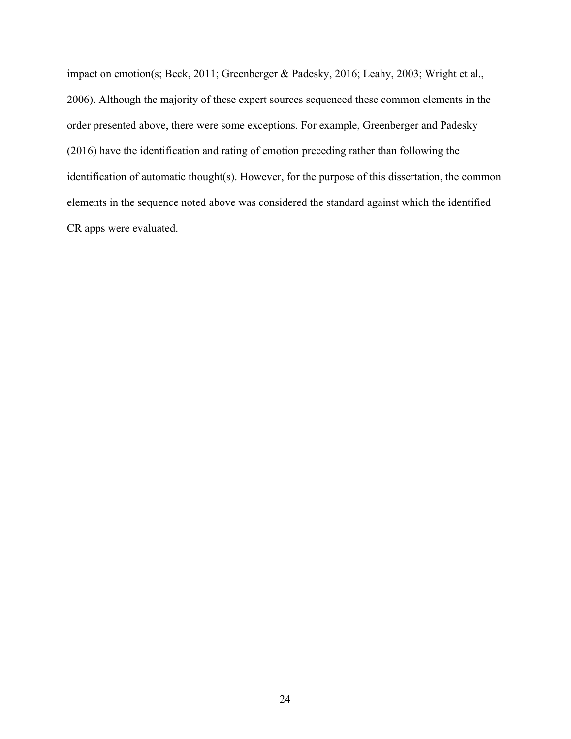impact on emotion(s; Beck, 2011; Greenberger & Padesky, 2016; Leahy, 2003; Wright et al., 2006). Although the majority of these expert sources sequenced these common elements in the order presented above, there were some exceptions. For example, Greenberger and Padesky (2016) have the identification and rating of emotion preceding rather than following the identification of automatic thought(s). However, for the purpose of this dissertation, the common elements in the sequence noted above was considered the standard against which the identified CR apps were evaluated.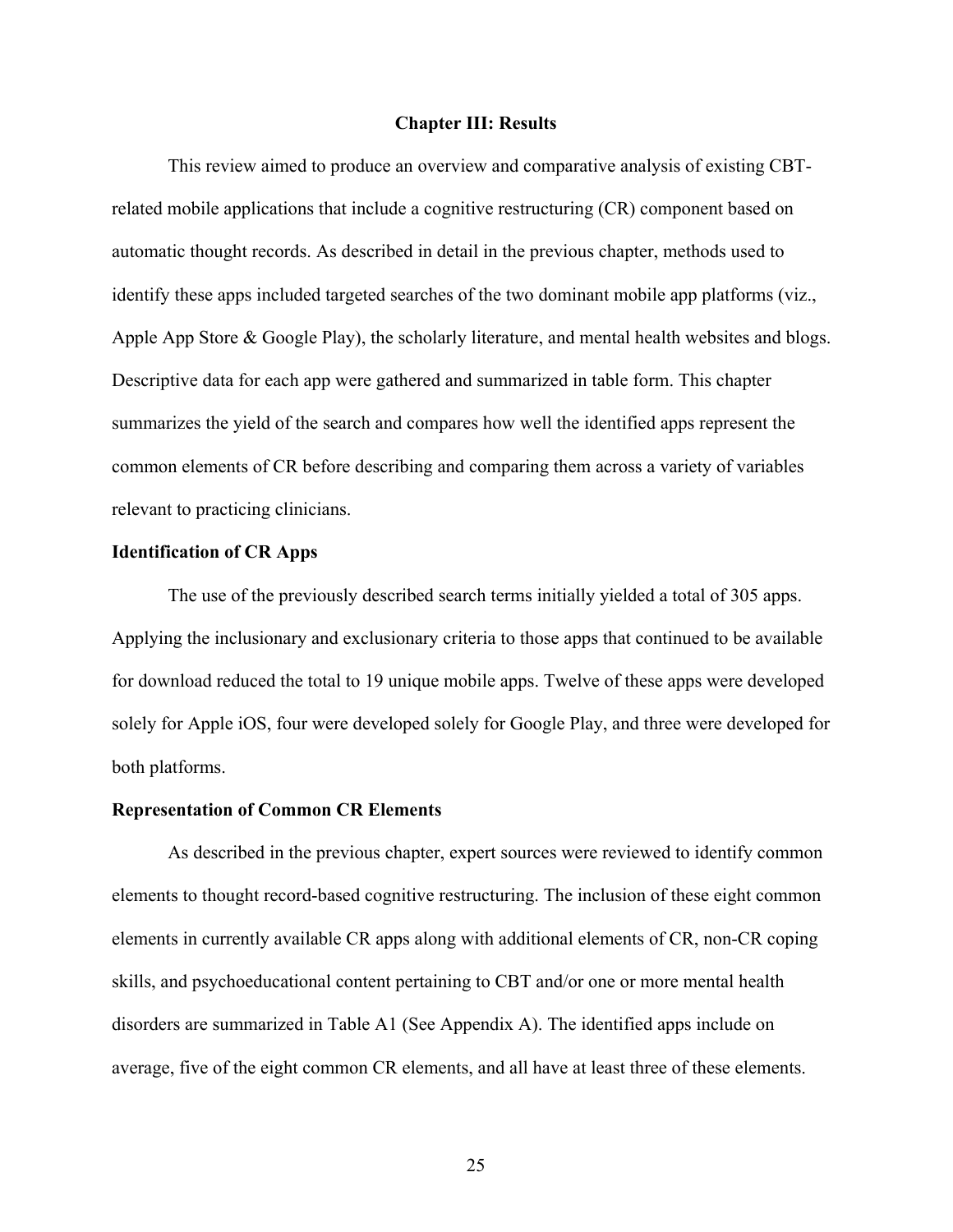## Chapter III: Results

This review aimed to produce an overview and comparative analysis of existing CBT-related mobile applications that include a cognitive restructuring (CR) component based on automatic thought records. As described in detail in the previous chapter, methods used to identify these apps included targeted searches of the two dominant mobile app platforms (viz., Apple App Store & Google Play), the scholarly literature, and mental health websites and blogs. Descriptive data for each app were gathered and summarized in table form. This chapter summarizes the yield of the search and compares how well the identified apps represent the common elements of CR before describing and comparing them across a variety of variables relevant to practicing clinicians.

### Identification of CR Apps

The use of the previously described search terms initially yielded a total of 305 apps. Applying the inclusionary and exclusionary criteria to those apps that continued to be available for download reduced the total to 19 unique mobile apps. Twelve of these apps were developed solely for Apple iOS, four were developed solely for Google Play, and three were developed for both platforms.

### Representation of Common CR Elements

As described in the previous chapter, expert sources were reviewed to identify common elements to thought record-based cognitive restructuring. The inclusion of these eight common elements in currently available CR apps along with additional elements of CR, non-CR coping skills, and psychoeducational content pertaining to CBT and/or one or more mental health disorders are summarized in Table A1 (See Appendix A). The identified apps include on average, five of the eight common CR elements, and all have at least three of these elements.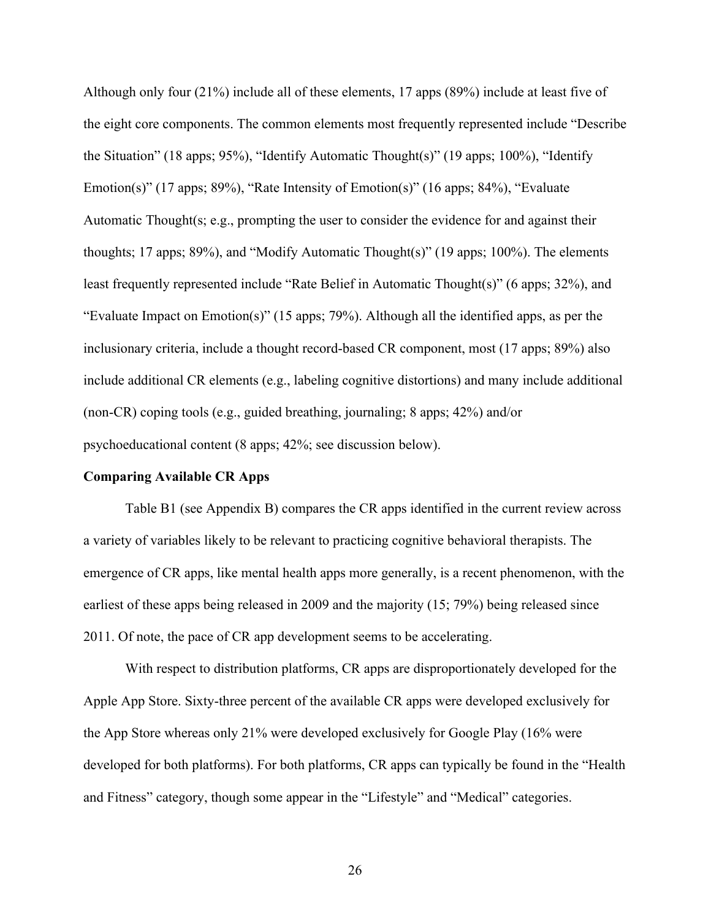Although only four (21%) include all of these elements, 17 apps (89%) include at least five of the eight core components. The common elements most frequently represented include "Describe the Situation" (18 apps; 95%), "Identify Automatic Thought(s)" (19 apps; 100%), "Identify Emotion(s)" (17 apps; 89%), "Rate Intensity of Emotion(s)" (16 apps; 84%), "Evaluate Automatic Thought(s; e.g., prompting the user to consider the evidence for and against their thoughts; 17 apps; 89%), and "Modify Automatic Thought(s)" (19 apps; 100%). The elements least frequently represented include "Rate Belief in Automatic Thought(s)" (6 apps; 32%), and "Evaluate Impact on Emotion(s)" (15 apps; 79%). Although all the identified apps, as per the inclusionary criteria, include a thought record-based CR component, most (17 apps; 89%) also include additional CR elements (e.g., labeling cognitive distortions) and many include additional (non-CR) coping tools (e.g., guided breathing, journaling; 8 apps; 42%) and/or psychoeducational content (8 apps; 42%; see discussion below).

**Comparing Available CR Apps**

Table B1 (see Appendix B) compares the CR apps identified in the current review across a variety of variables likely to be relevant to practicing cognitive behavioral therapists. The emergence of CR apps, like mental health apps more generally, is a recent phenomenon, with the earliest of these apps being released in 2009 and the majority (15; 79%) being released since 2011. Of note, the pace of CR app development seems to be accelerating.

With respect to distribution platforms, CR apps are disproportionately developed for the Apple App Store. Sixty-three percent of the available CR apps were developed exclusively for the App Store whereas only 21% were developed exclusively for Google Play (16% were developed for both platforms). For both platforms, CR apps can typically be found in the "Health and Fitness" category, though some appear in the "Lifestyle" and "Medical" categories.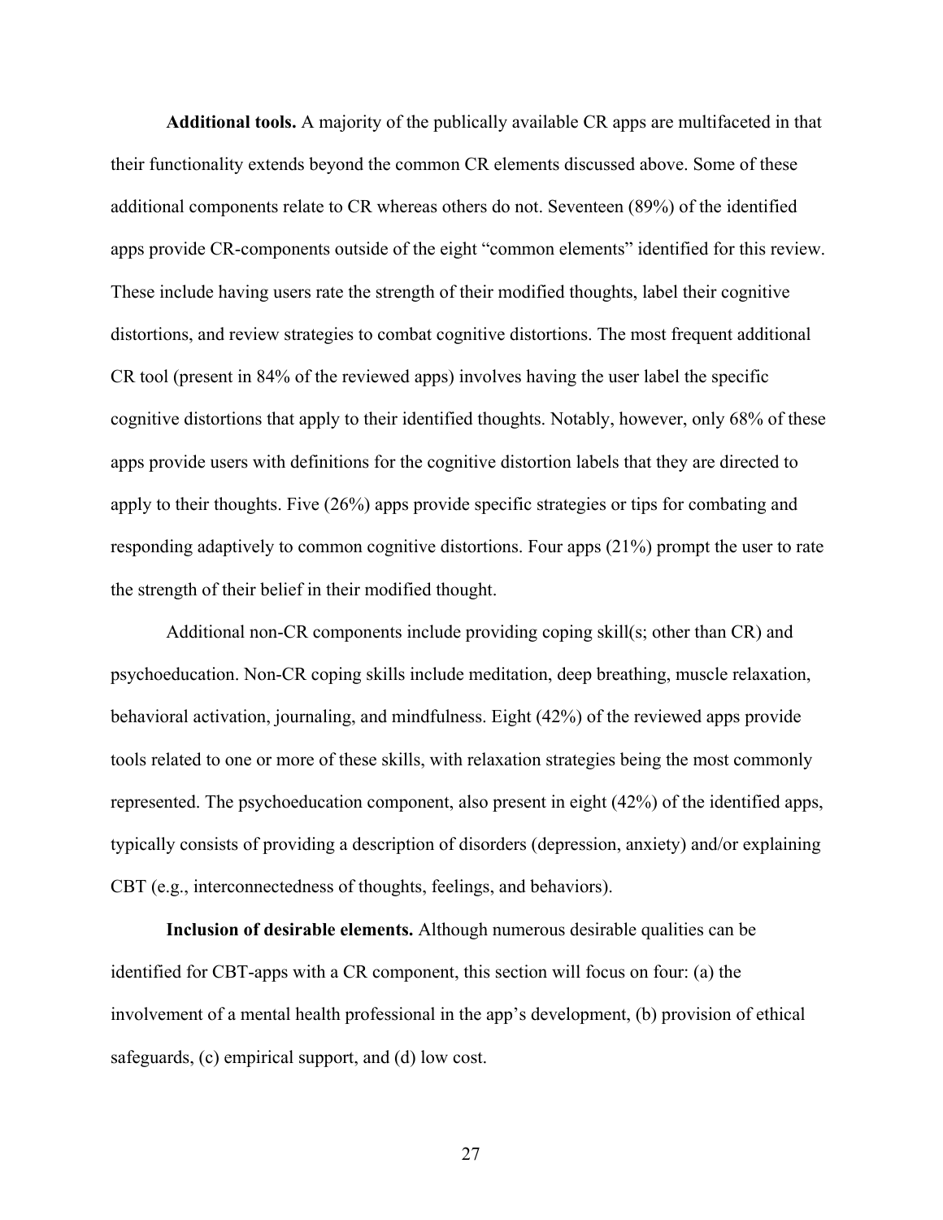**Additional tools.** A majority of the publically available CR apps are multifaceted in that their functionality extends beyond the common CR elements discussed above. Some of these additional components relate to CR whereas others do not. Seventeen (89%) of the identified apps provide CR-components outside of the eight "common elements" identified for this review. These include having users rate the strength of their modified thoughts, label their cognitive distortions, and review strategies to combat cognitive distortions. The most frequent additional CR tool (present in 84% of the reviewed apps) involves having the user label the specific cognitive distortions that apply to their identified thoughts. Notably, however, only 68% of these apps provide users with definitions for the cognitive distortion labels that they are directed to apply to their thoughts. Five (26%) apps provide specific strategies or tips for combating and responding adaptively to common cognitive distortions. Four apps (21%) prompt the user to rate the strength of their belief in their modified thought.

Additional non-CR components include providing coping skill(s; other than CR) and psychoeducation. Non-CR coping skills include meditation, deep breathing, muscle relaxation, behavioral activation, journaling, and mindfulness. Eight (42%) of the reviewed apps provide tools related to one or more of these skills, with relaxation strategies being the most commonly represented. The psychoeducation component, also present in eight (42%) of the identified apps, typically consists of providing a description of disorders (depression, anxiety) and/or explaining CBT (e.g., interconnectedness of thoughts, feelings, and behaviors).

**Inclusion of desirable elements.** Although numerous desirable qualities can be identified for CBT-apps with a CR component, this section will focus on four: (a) the involvement of a mental health professional in the app's development, (b) provision of ethical safeguards, (c) empirical support, and (d) low cost.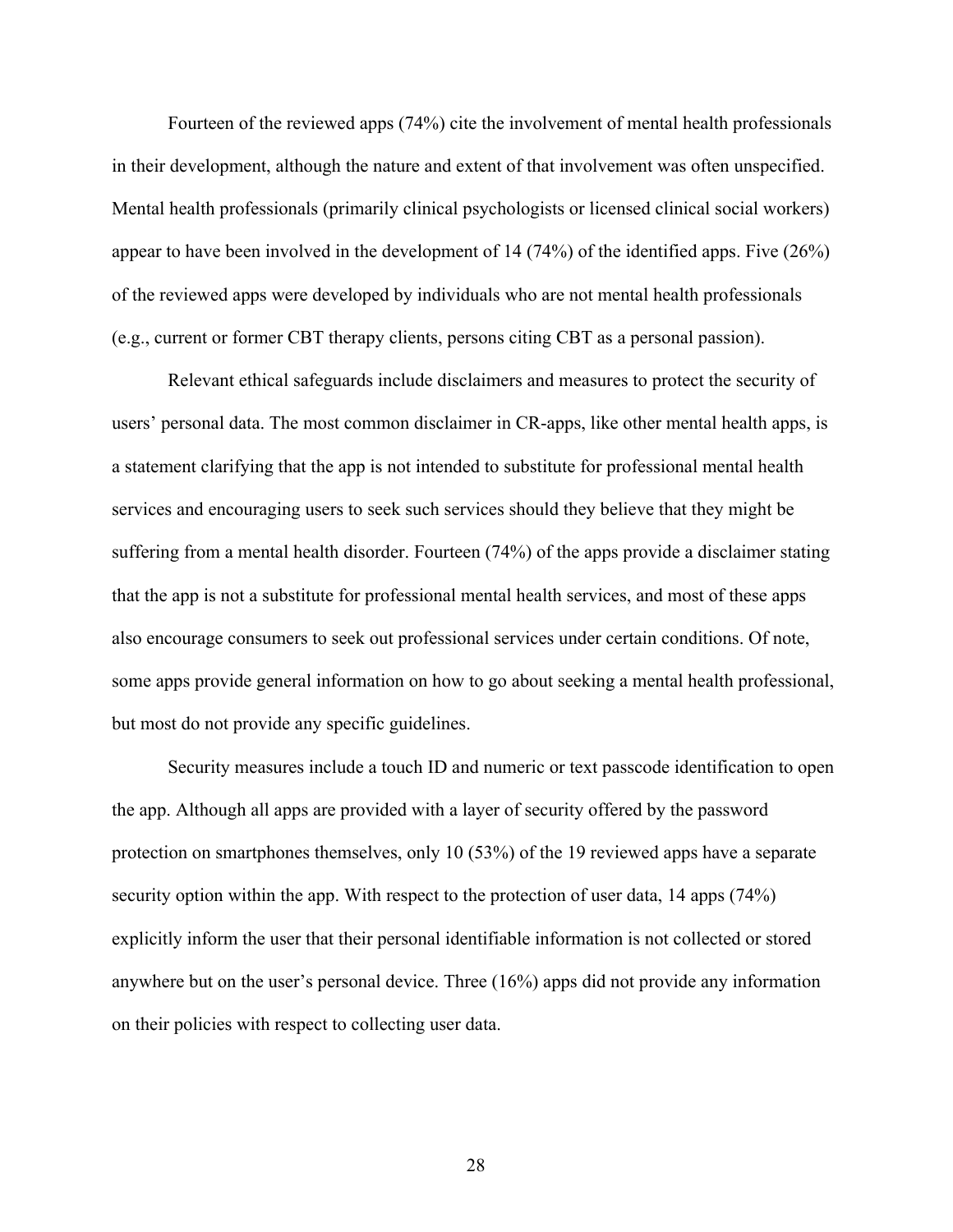Fourteen of the reviewed apps (74%) cite the involvement of mental health professionals in their development, although the nature and extent of that involvement was often unspecified. Mental health professionals (primarily clinical psychologists or licensed clinical social workers) appear to have been involved in the development of 14 (74%) of the identified apps. Five (26%) of the reviewed apps were developed by individuals who are not mental health professionals (e.g., current or former CBT therapy clients, persons citing CBT as a personal passion).

Relevant ethical safeguards include disclaimers and measures to protect the security of users' personal data. The most common disclaimer in CR-apps, like other mental health apps, is a statement clarifying that the app is not intended to substitute for professional mental health services and encouraging users to seek such services should they believe that they might be suffering from a mental health disorder. Fourteen (74%) of the apps provide a disclaimer stating that the app is not a substitute for professional mental health services, and most of these apps also encourage consumers to seek out professional services under certain conditions. Of note, some apps provide general information on how to go about seeking a mental health professional, but most do not provide any specific guidelines.

Security measures include a touch ID and numeric or text passcode identification to open the app. Although all apps are provided with a layer of security offered by the password protection on smartphones themselves, only 10 (53%) of the 19 reviewed apps have a separate security option within the app. With respect to the protection of user data, 14 apps (74%) explicitly inform the user that their personal identifiable information is not collected or stored anywhere but on the user's personal device. Three (16%) apps did not provide any information on their policies with respect to collecting user data.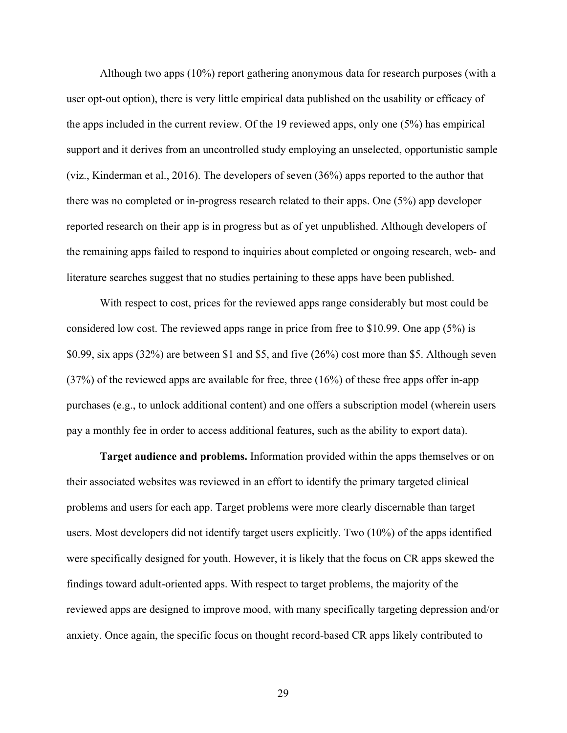Although two apps (10%) report gathering anonymous data for research purposes (with a user opt-out option), there is very little empirical data published on the usability or efficacy of the apps included in the current review. Of the 19 reviewed apps, only one (5%) has empirical support and it derives from an uncontrolled study employing an unselected, opportunistic sample (viz., Kinderman et al., 2016). The developers of seven (36%) apps reported to the author that there was no completed or in-progress research related to their apps. One (5%) app developer reported research on their app is in progress but as of yet unpublished. Although developers of the remaining apps failed to respond to inquiries about completed or ongoing research, web- and literature searches suggest that no studies pertaining to these apps have been published.

With respect to cost, prices for the reviewed apps range considerably but most could be considered low cost. The reviewed apps range in price from free to $10.99. One app (5%) is $0.99, six apps (32%) are between $1 and $5, and five (26%) cost more than $5. Although seven (37%) of the reviewed apps are available for free, three (16%) of these free apps offer in-app purchases (e.g., to unlock additional content) and one offers a subscription model (wherein users pay a monthly fee in order to access additional features, such as the ability to export data).

**Target audience and problems.** Information provided within the apps themselves or on their associated websites was reviewed in an effort to identify the primary targeted clinical problems and users for each app. Target problems were more clearly discernable than target users. Most developers did not identify target users explicitly. Two (10%) of the apps identified were specifically designed for youth. However, it is likely that the focus on CR apps skewed the findings toward adult-oriented apps. With respect to target problems, the majority of the reviewed apps are designed to improve mood, with many specifically targeting depression and/or anxiety. Once again, the specific focus on thought record-based CR apps likely contributed to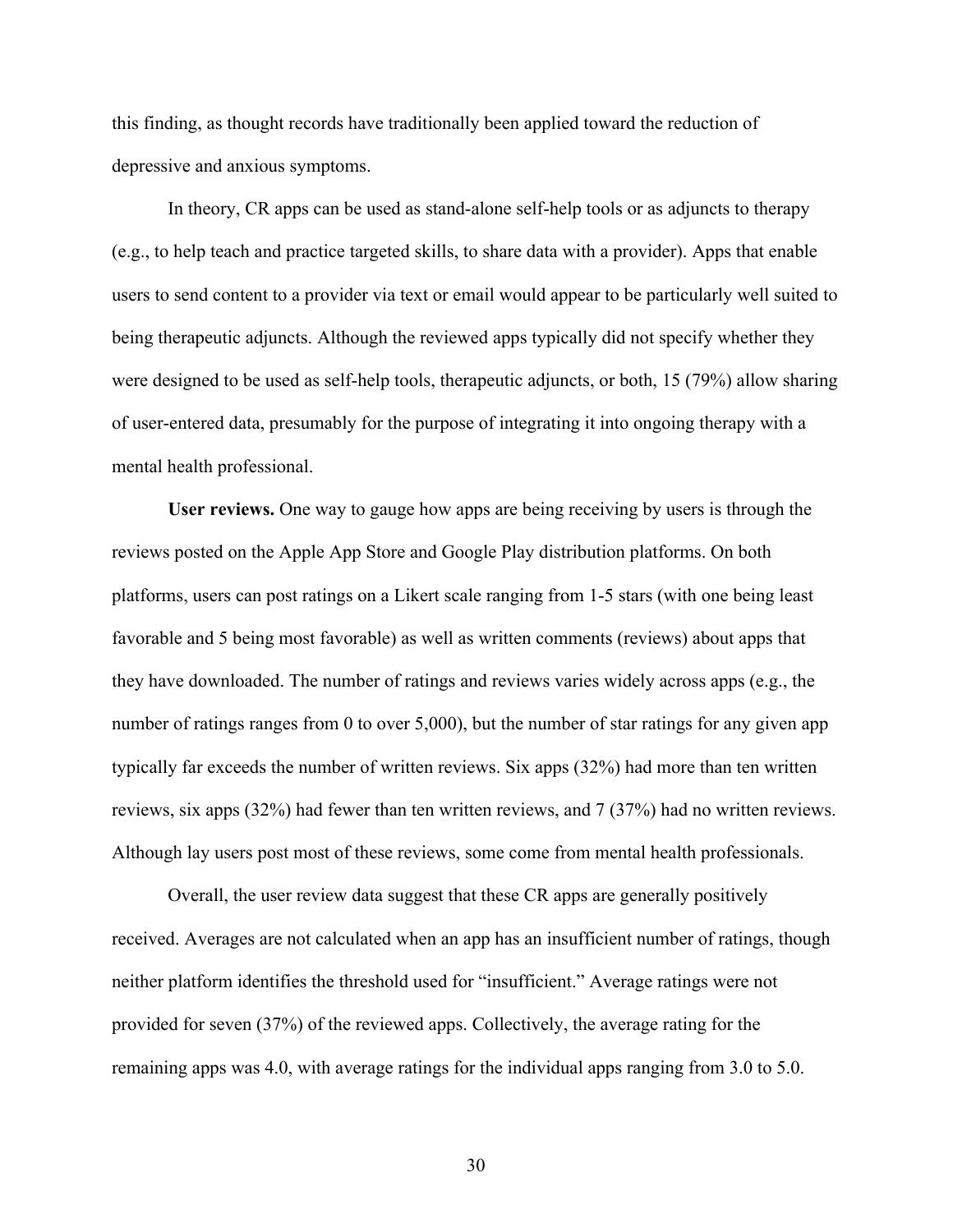this finding, as thought records have traditionally been applied toward the reduction of depressive and anxious symptoms.

In theory, CR apps can be used as stand-alone self-help tools or as adjuncts to therapy (e.g., to help teach and practice targeted skills, to share data with a provider). Apps that enable users to send content to a provider via text or email would appear to be particularly well suited to being therapeutic adjuncts. Although the reviewed apps typically did not specify whether they were designed to be used as self-help tools, therapeutic adjuncts, or both, 15 (79%) allow sharing of user-entered data, presumably for the purpose of integrating it into ongoing therapy with a mental health professional.

**User reviews.** One way to gauge how apps are being receiving by users is through the reviews posted on the Apple App Store and Google Play distribution platforms. On both platforms, users can post ratings on a Likert scale ranging from 1-5 stars (with one being least favorable and 5 being most favorable) as well as written comments (reviews) about apps that they have downloaded. The number of ratings and reviews varies widely across apps (e.g., the number of ratings ranges from 0 to over 5,000), but the number of star ratings for any given app typically far exceeds the number of written reviews. Six apps (32%) had more than ten written reviews, six apps (32%) had fewer than ten written reviews, and 7 (37%) had no written reviews. Although lay users post most of these reviews, some come from mental health professionals.

Overall, the user review data suggest that these CR apps are generally positively received. Averages are not calculated when an app has an insufficient number of ratings, though neither platform identifies the threshold used for "insufficient." Average ratings were not provided for seven (37%) of the reviewed apps. Collectively, the average rating for the remaining apps was 4.0, with average ratings for the individual apps ranging from 3.0 to 5.0.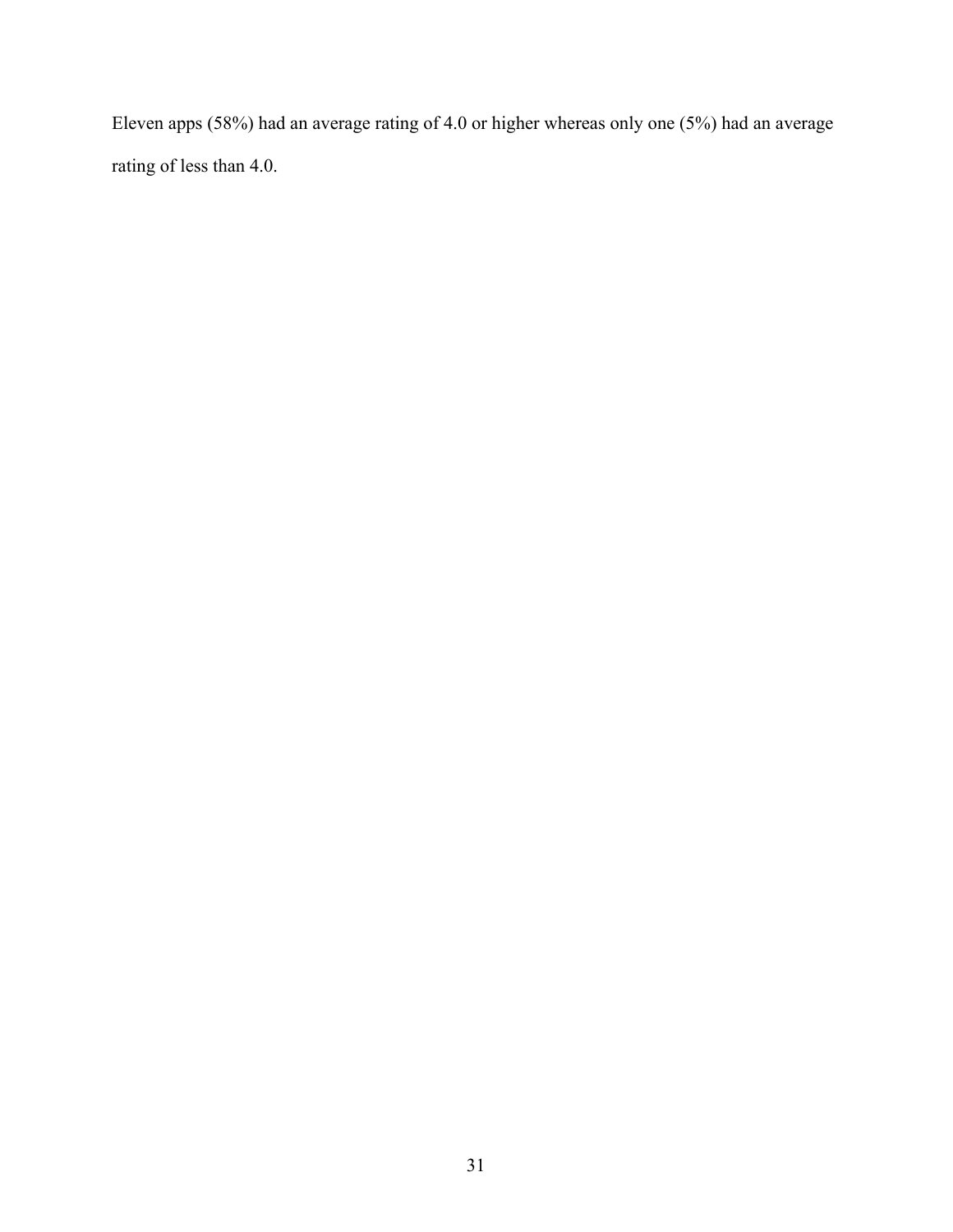Eleven apps (58%) had an average rating of 4.0 or higher whereas only one (5%) had an average rating of less than 4.0.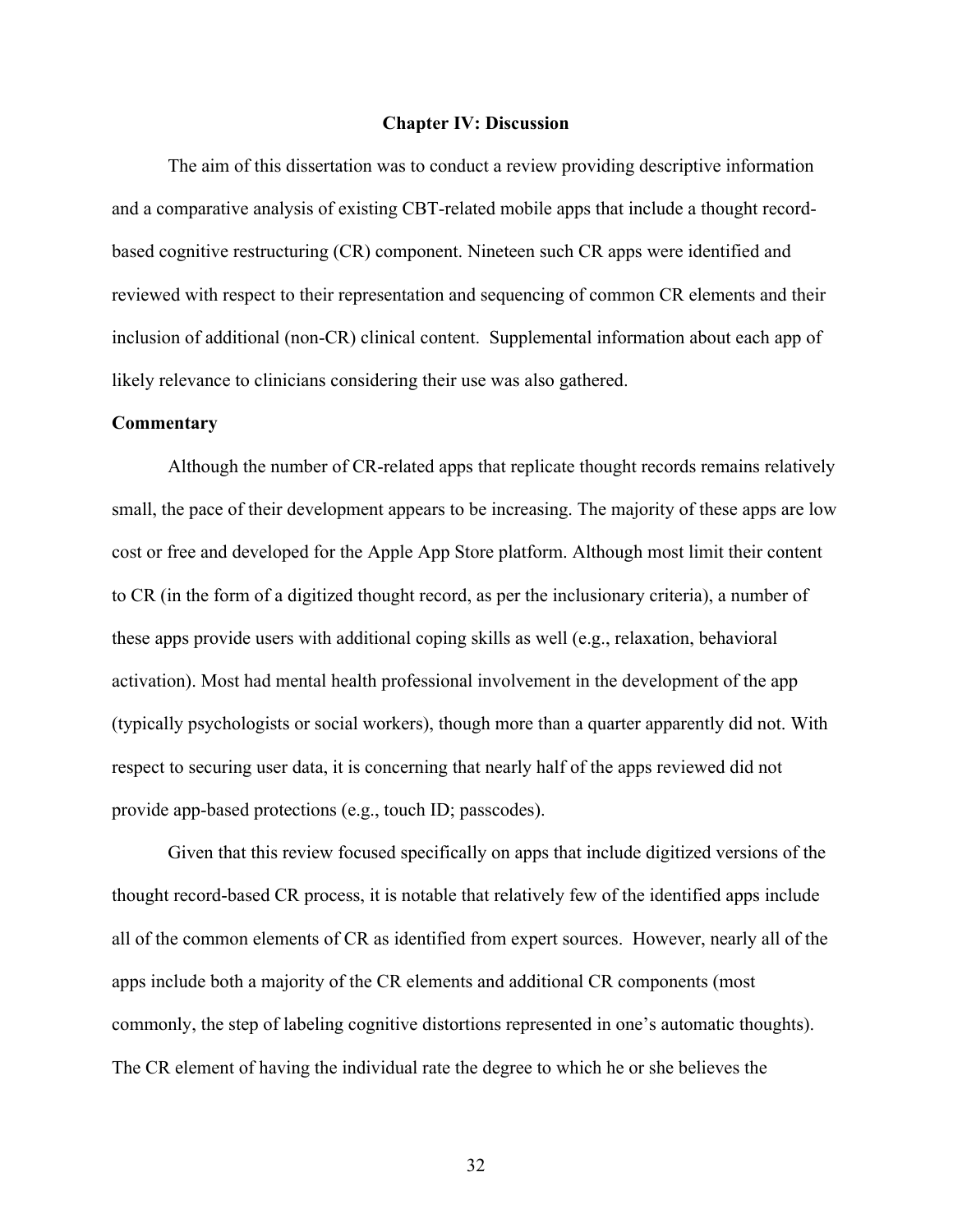# Chapter IV: Discussion

The aim of this dissertation was to conduct a review providing descriptive information and a comparative analysis of existing CBT-related mobile apps that include a thought record-based cognitive restructuring (CR) component. Nineteen such CR apps were identified and reviewed with respect to their representation and sequencing of common CR elements and their inclusion of additional (non-CR) clinical content. Supplemental information about each app of likely relevance to clinicians considering their use was also gathered.

## Commentary

Although the number of CR-related apps that replicate thought records remains relatively small, the pace of their development appears to be increasing. The majority of these apps are low cost or free and developed for the Apple App Store platform. Although most limit their content to CR (in the form of a digitized thought record, as per the inclusionary criteria), a number of these apps provide users with additional coping skills as well (e.g., relaxation, behavioral activation). Most had mental health professional involvement in the development of the app (typically psychologists or social workers), though more than a quarter apparently did not. With respect to securing user data, it is concerning that nearly half of the apps reviewed did not provide app-based protections (e.g., touch ID; passcodes).

Given that this review focused specifically on apps that include digitized versions of the thought record-based CR process, it is notable that relatively few of the identified apps include all of the common elements of CR as identified from expert sources. However, nearly all of the apps include both a majority of the CR elements and additional CR components (most commonly, the step of labeling cognitive distortions represented in one's automatic thoughts). The CR element of having the individual rate the degree to which he or she believes the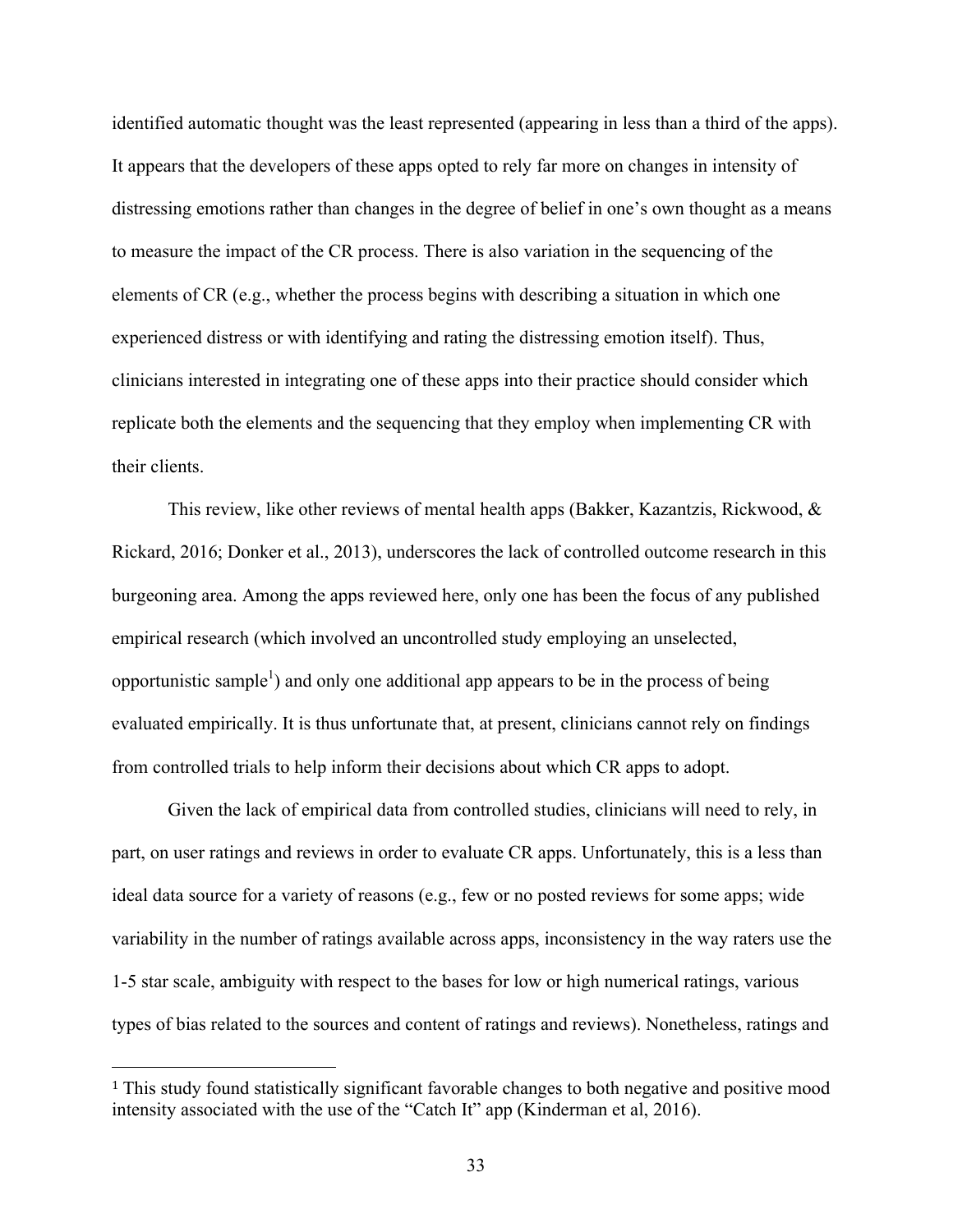identified automatic thought was the least represented (appearing in less than a third of the apps). It appears that the developers of these apps opted to rely far more on changes in intensity of distressing emotions rather than changes in the degree of belief in one's own thought as a means to measure the impact of the CR process. There is also variation in the sequencing of the elements of CR (e.g., whether the process begins with describing a situation in which one experienced distress or with identifying and rating the distressing emotion itself). Thus, clinicians interested in integrating one of these apps into their practice should consider which replicate both the elements and the sequencing that they employ when implementing CR with their clients.

This review, like other reviews of mental health apps (Bakker, Kazantzis, Rickwood, & Rickard, 2016; Donker et al., 2013), underscores the lack of controlled outcome research in this burgeoning area. Among the apps reviewed here, only one has been the focus of any published empirical research (which involved an uncontrolled study employing an unselected, opportunistic sample[1]) and only one additional app appears to be in the process of being evaluated empirically. It is thus unfortunate that, at present, clinicians cannot rely on findings from controlled trials to help inform their decisions about which CR apps to adopt.

Given the lack of empirical data from controlled studies, clinicians will need to rely, in part, on user ratings and reviews in order to evaluate CR apps. Unfortunately, this is a less than ideal data source for a variety of reasons (e.g., few or no posted reviews for some apps; wide variability in the number of ratings available across apps, inconsistency in the way raters use the 1-5 star scale, ambiguity with respect to the bases for low or high numerical ratings, various types of bias related to the sources and content of ratings and reviews). Nonetheless, ratings and

---

[1] This study found statistically significant favorable changes to both negative and positive mood intensity associated with the use of the "Catch It" app (Kinderman et al, 2016).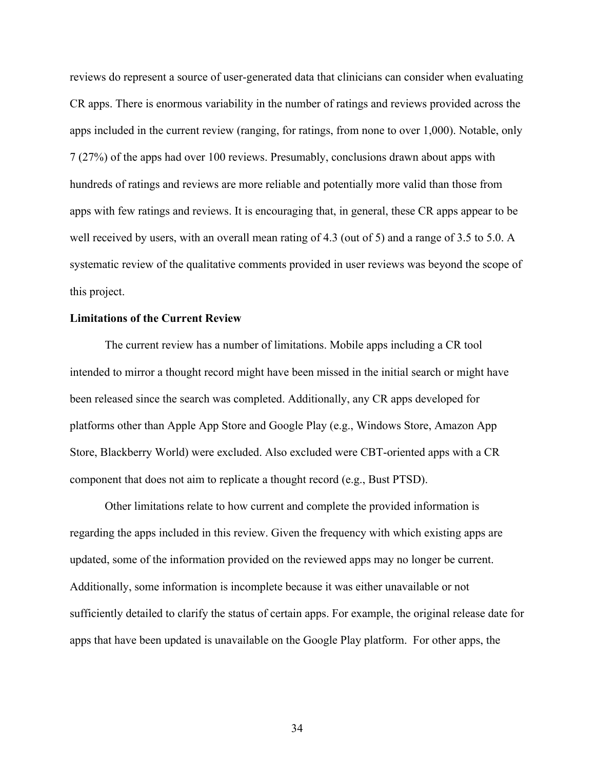reviews do represent a source of user-generated data that clinicians can consider when evaluating CR apps. There is enormous variability in the number of ratings and reviews provided across the apps included in the current review (ranging, for ratings, from none to over 1,000). Notable, only 7 (27%) of the apps had over 100 reviews. Presumably, conclusions drawn about apps with hundreds of ratings and reviews are more reliable and potentially more valid than those from apps with few ratings and reviews. It is encouraging that, in general, these CR apps appear to be well received by users, with an overall mean rating of 4.3 (out of 5) and a range of 3.5 to 5.0. A systematic review of the qualitative comments provided in user reviews was beyond the scope of this project.

**Limitations of the Current Review**

The current review has a number of limitations. Mobile apps including a CR tool intended to mirror a thought record might have been missed in the initial search or might have been released since the search was completed. Additionally, any CR apps developed for platforms other than Apple App Store and Google Play (e.g., Windows Store, Amazon App Store, Blackberry World) were excluded. Also excluded were CBT-oriented apps with a CR component that does not aim to replicate a thought record (e.g., Bust PTSD).

Other limitations relate to how current and complete the provided information is regarding the apps included in this review. Given the frequency with which existing apps are updated, some of the information provided on the reviewed apps may no longer be current. Additionally, some information is incomplete because it was either unavailable or not sufficiently detailed to clarify the status of certain apps. For example, the original release date for apps that have been updated is unavailable on the Google Play platform. For other apps, the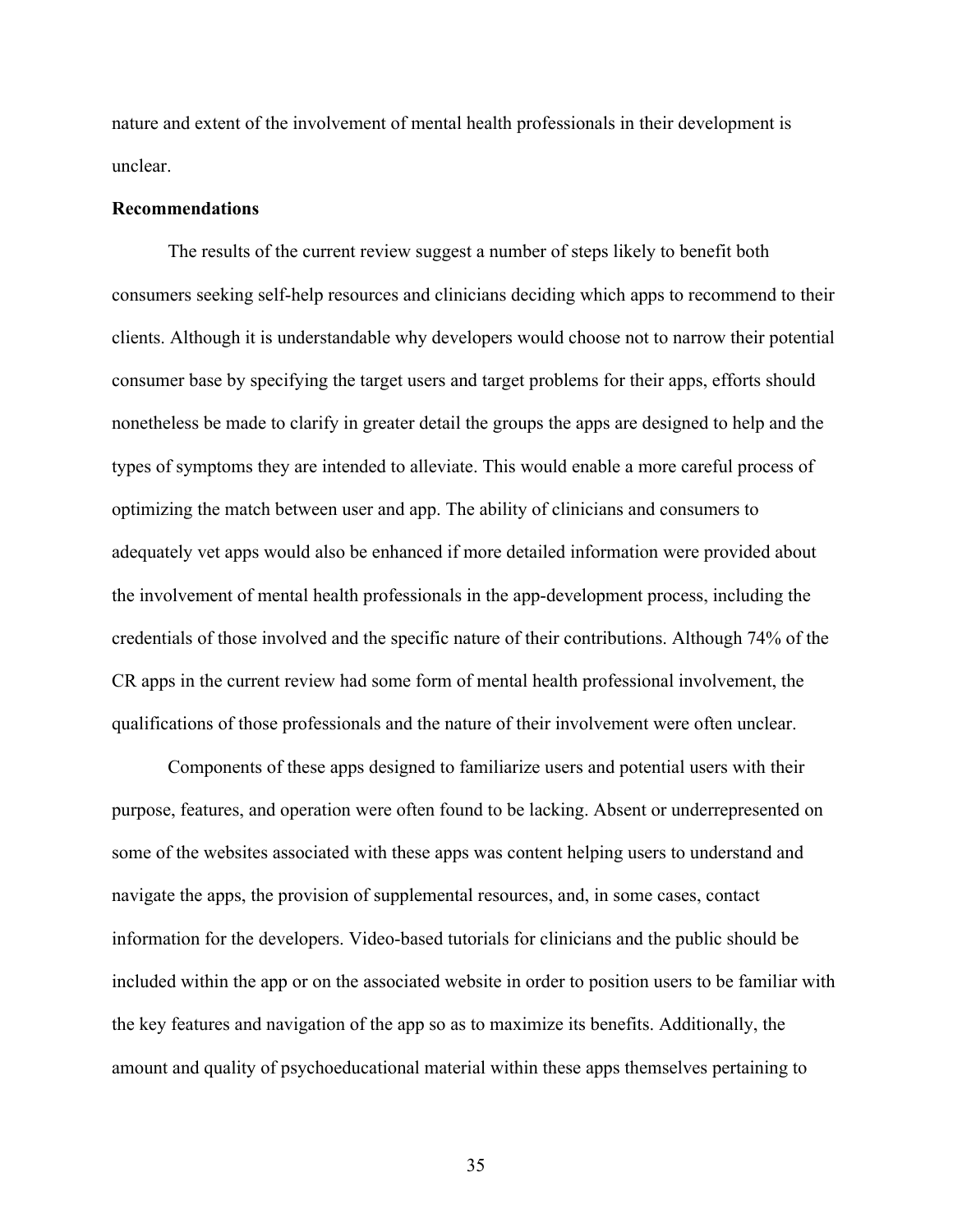nature and extent of the involvement of mental health professionals in their development is unclear.

**Recommendations**

The results of the current review suggest a number of steps likely to benefit both consumers seeking self-help resources and clinicians deciding which apps to recommend to their clients. Although it is understandable why developers would choose not to narrow their potential consumer base by specifying the target users and target problems for their apps, efforts should nonetheless be made to clarify in greater detail the groups the apps are designed to help and the types of symptoms they are intended to alleviate. This would enable a more careful process of optimizing the match between user and app. The ability of clinicians and consumers to adequately vet apps would also be enhanced if more detailed information were provided about the involvement of mental health professionals in the app-development process, including the credentials of those involved and the specific nature of their contributions. Although 74% of the CR apps in the current review had some form of mental health professional involvement, the qualifications of those professionals and the nature of their involvement were often unclear.

Components of these apps designed to familiarize users and potential users with their purpose, features, and operation were often found to be lacking. Absent or underrepresented on some of the websites associated with these apps was content helping users to understand and navigate the apps, the provision of supplemental resources, and, in some cases, contact information for the developers. Video-based tutorials for clinicians and the public should be included within the app or on the associated website in order to position users to be familiar with the key features and navigation of the app so as to maximize its benefits. Additionally, the amount and quality of psychoeducational material within these apps themselves pertaining to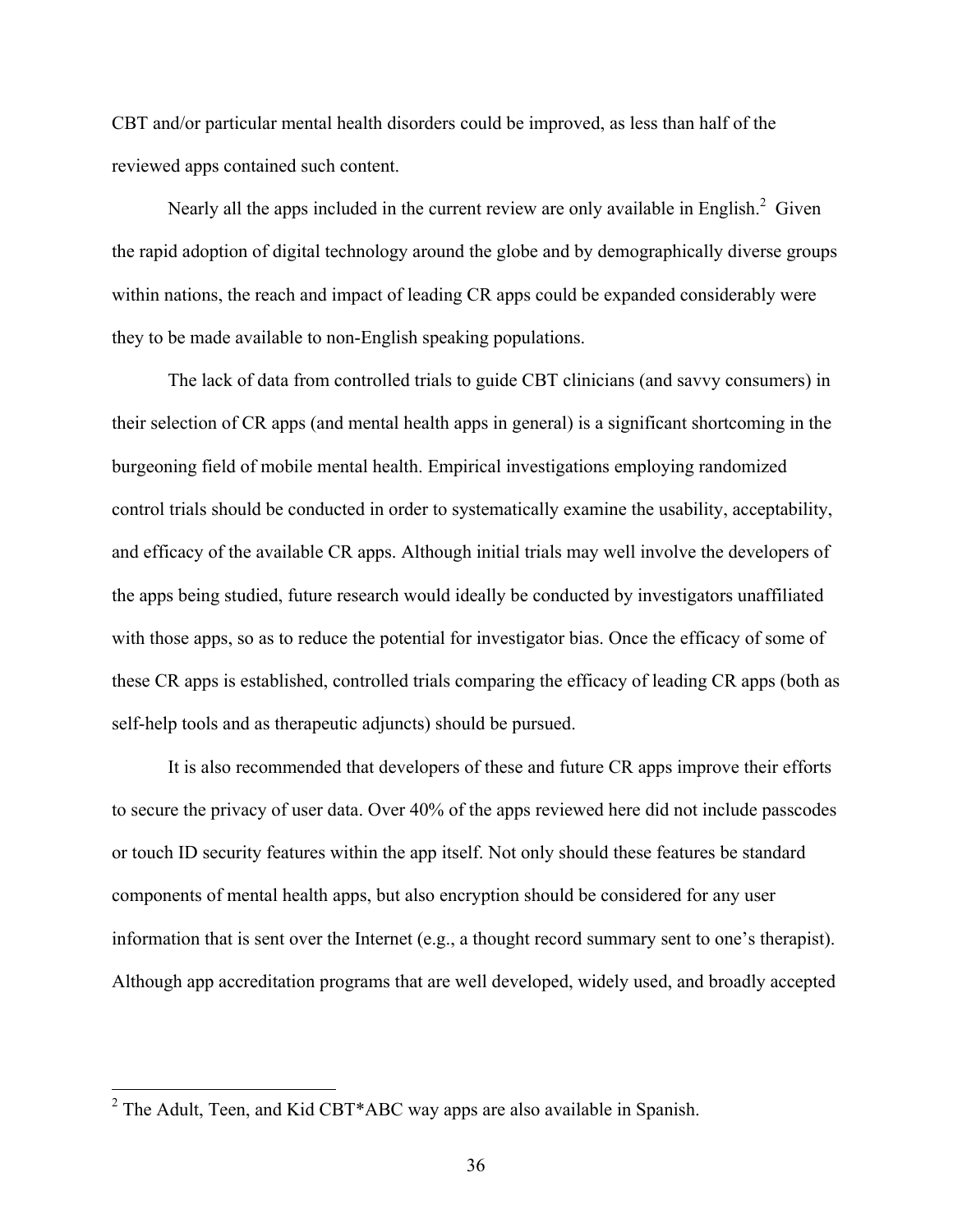CBT and/or particular mental health disorders could be improved, as less than half of the reviewed apps contained such content.

Nearly all the apps included in the current review are only available in English.[2] Given the rapid adoption of digital technology around the globe and by demographically diverse groups within nations, the reach and impact of leading CR apps could be expanded considerably were they to be made available to non-English speaking populations.

The lack of data from controlled trials to guide CBT clinicians (and savvy consumers) in their selection of CR apps (and mental health apps in general) is a significant shortcoming in the burgeoning field of mobile mental health. Empirical investigations employing randomized control trials should be conducted in order to systematically examine the usability, acceptability, and efficacy of the available CR apps. Although initial trials may well involve the developers of the apps being studied, future research would ideally be conducted by investigators unaffiliated with those apps, so as to reduce the potential for investigator bias. Once the efficacy of some of these CR apps is established, controlled trials comparing the efficacy of leading CR apps (both as self-help tools and as therapeutic adjuncts) should be pursued.

It is also recommended that developers of these and future CR apps improve their efforts to secure the privacy of user data. Over 40% of the apps reviewed here did not include passcodes or touch ID security features within the app itself. Not only should these features be standard components of mental health apps, but also encryption should be considered for any user information that is sent over the Internet (e.g., a thought record summary sent to one's therapist). Although app accreditation programs that are well developed, widely used, and broadly accepted

[2] The Adult, Teen, and Kid CBT*ABC way apps are also available in Spanish.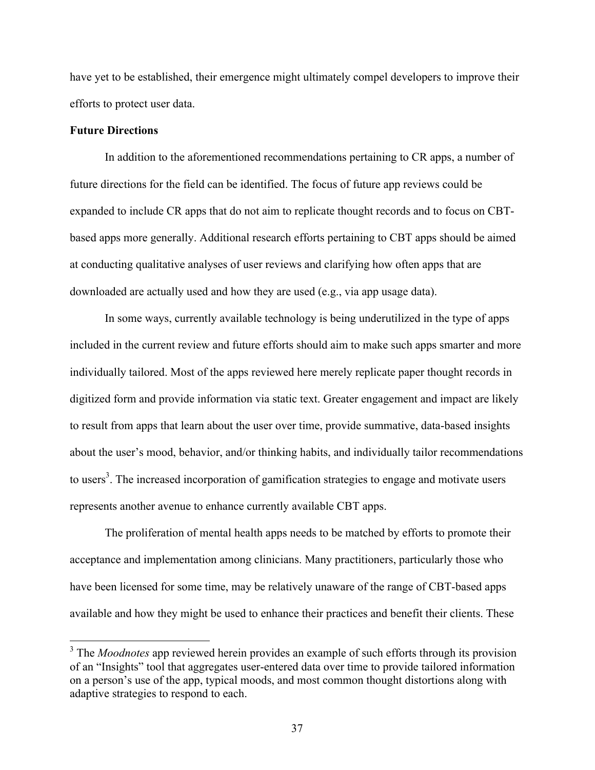have yet to be established, their emergence might ultimately compel developers to improve their efforts to protect user data.

**Future Directions**

In addition to the aforementioned recommendations pertaining to CR apps, a number of future directions for the field can be identified. The focus of future app reviews could be expanded to include CR apps that do not aim to replicate thought records and to focus on CBT-based apps more generally. Additional research efforts pertaining to CBT apps should be aimed at conducting qualitative analyses of user reviews and clarifying how often apps that are downloaded are actually used and how they are used (e.g., via app usage data).

In some ways, currently available technology is being underutilized in the type of apps included in the current review and future efforts should aim to make such apps smarter and more individually tailored. Most of the apps reviewed here merely replicate paper thought records in digitized form and provide information via static text. Greater engagement and impact are likely to result from apps that learn about the user over time, provide summative, data-based insights about the user's mood, behavior, and/or thinking habits, and individually tailor recommendations to users[3]. The increased incorporation of gamification strategies to engage and motivate users represents another avenue to enhance currently available CBT apps.

The proliferation of mental health apps needs to be matched by efforts to promote their acceptance and implementation among clinicians. Many practitioners, particularly those who have been licensed for some time, may be relatively unaware of the range of CBT-based apps available and how they might be used to enhance their practices and benefit their clients. These

[3] The *Moodnotes* app reviewed herein provides an example of such efforts through its provision of an "Insights" tool that aggregates user-entered data over time to provide tailored information on a person's use of the app, typical moods, and most common thought distortions along with adaptive strategies to respond to each.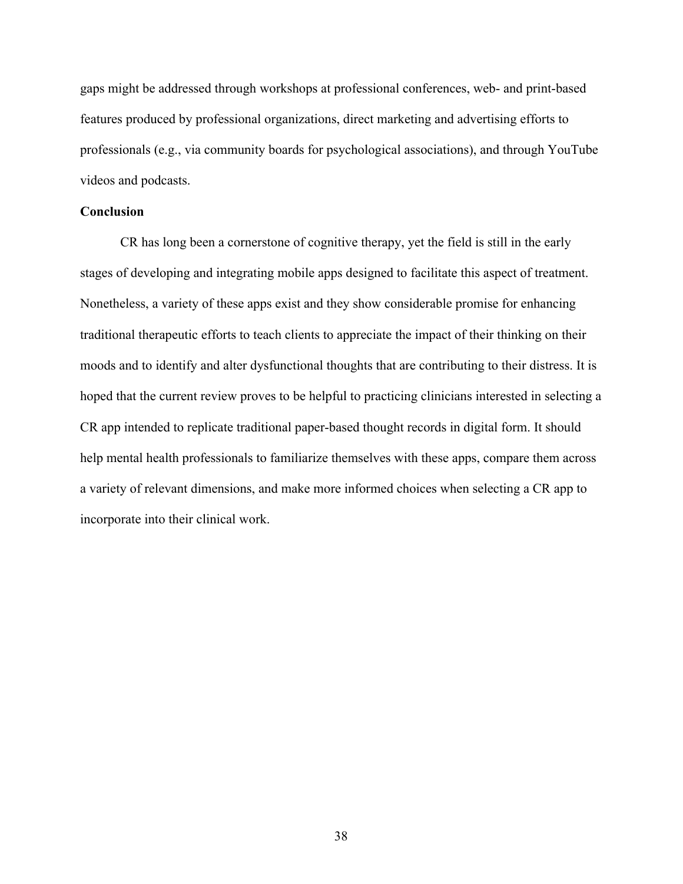gaps might be addressed through workshops at professional conferences, web- and print-based features produced by professional organizations, direct marketing and advertising efforts to professionals (e.g., via community boards for psychological associations), and through YouTube videos and podcasts.

## Conclusion

CR has long been a cornerstone of cognitive therapy, yet the field is still in the early stages of developing and integrating mobile apps designed to facilitate this aspect of treatment. Nonetheless, a variety of these apps exist and they show considerable promise for enhancing traditional therapeutic efforts to teach clients to appreciate the impact of their thinking on their moods and to identify and alter dysfunctional thoughts that are contributing to their distress. It is hoped that the current review proves to be helpful to practicing clinicians interested in selecting a CR app intended to replicate traditional paper-based thought records in digital form. It should help mental health professionals to familiarize themselves with these apps, compare them across a variety of relevant dimensions, and make more informed choices when selecting a CR app to incorporate into their clinical work.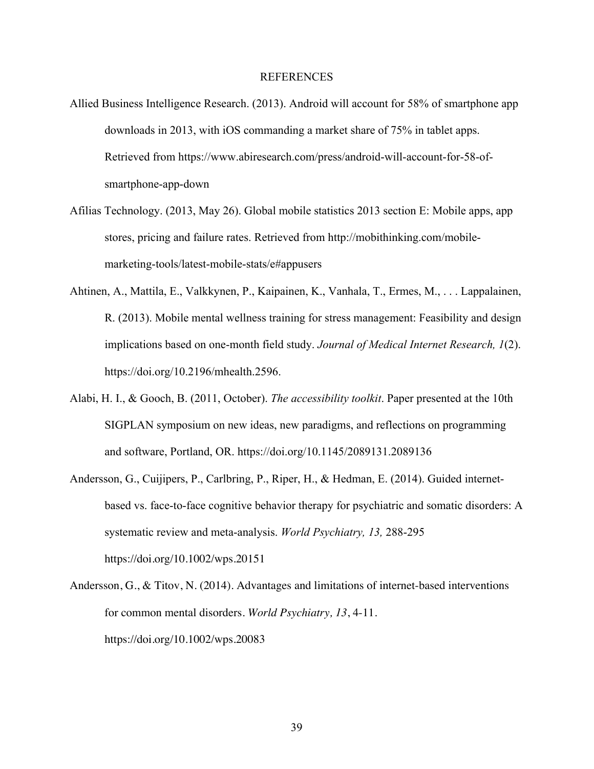# REFERENCES

Allied Business Intelligence Research. (2013). Android will account for 58% of smartphone app downloads in 2013, with iOS commanding a market share of 75% in tablet apps. Retrieved from https://www.abiresearch.com/press/android-will-account-for-58-of-smartphone-app-down

Afilias Technology. (2013, May 26). Global mobile statistics 2013 section E: Mobile apps, app stores, pricing and failure rates. Retrieved from http://mobithinking.com/mobile-marketing-tools/latest-mobile-stats/e#appusers

Ahtinen, A., Mattila, E., Valkkynen, P., Kaipainen, K., Vanhala, T., Ermes, M., . . . Lappalainen, R. (2013). Mobile mental wellness training for stress management: Feasibility and design implications based on one-month field study. *Journal of Medical Internet Research, 1*(2). https://doi.org/10.2196/mhealth.2596.

Alabi, H. I., & Gooch, B. (2011, October). *The accessibility toolkit*. Paper presented at the 10th SIGPLAN symposium on new ideas, new paradigms, and reflections on programming and software, Portland, OR. https://doi.org/10.1145/2089131.2089136

Andersson, G., Cuijipers, P., Carlbring, P., Riper, H., & Hedman, E. (2014). Guided internet-based vs. face-to-face cognitive behavior therapy for psychiatric and somatic disorders: A systematic review and meta-analysis. *World Psychiatry, 13,* 288-295 https://doi.org/10.1002/wps.20151

Andersson, G., & Titov, N. (2014). Advantages and limitations of internet-based interventions for common mental disorders. *World Psychiatry, 13*, 4-11. https://doi.org/10.1002/wps.20083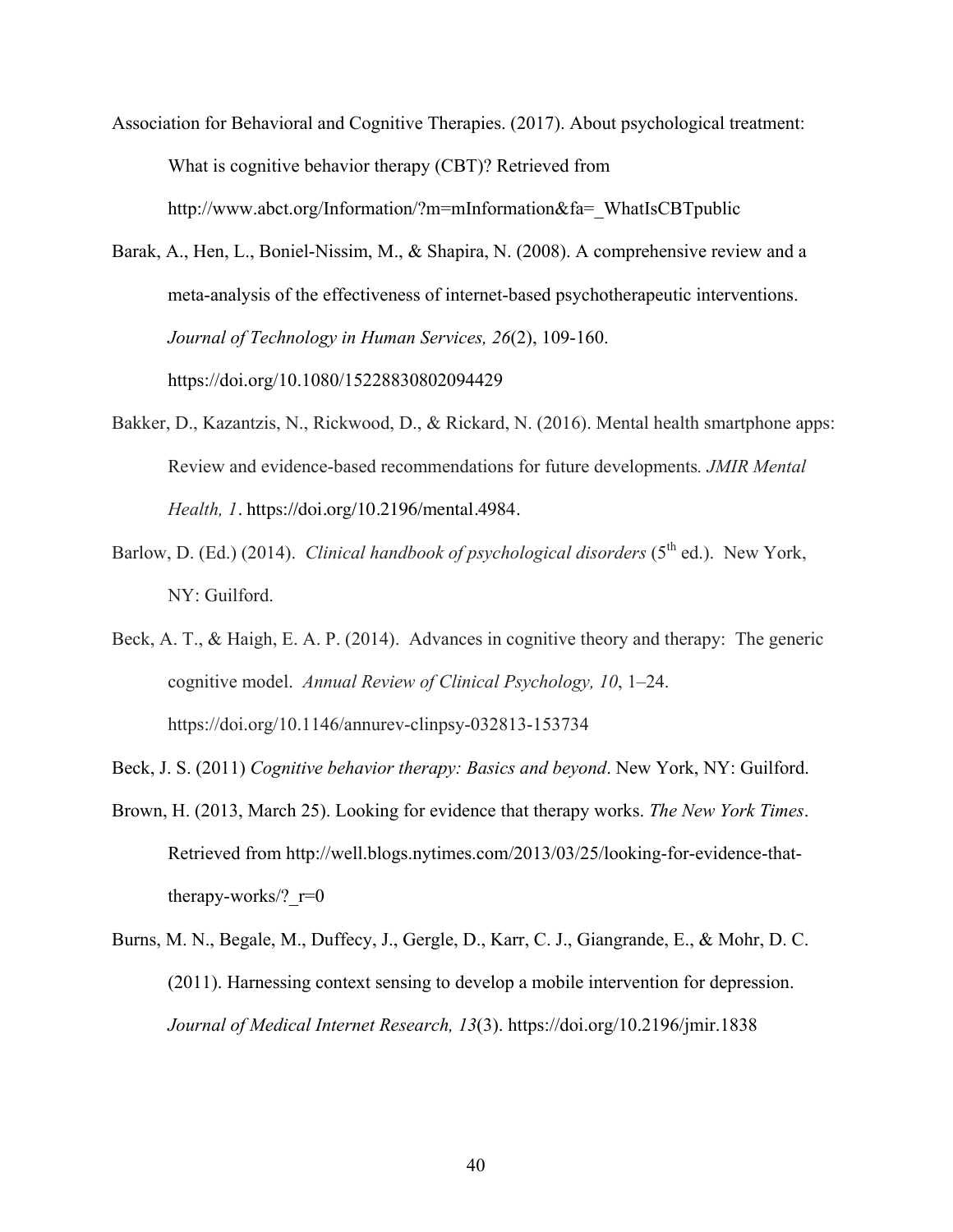Association for Behavioral and Cognitive Therapies. (2017). About psychological treatment: What is cognitive behavior therapy (CBT)? Retrieved from http://www.abct.org/Information/?m=mInformation&fa=_WhatIsCBTpublic

Barak, A., Hen, L., Boniel-Nissim, M., & Shapira, N. (2008). A comprehensive review and a meta-analysis of the effectiveness of internet-based psychotherapeutic interventions. *Journal of Technology in Human Services, 26*(2), 109-160. https://doi.org/10.1080/15228830802094429

Bakker, D., Kazantzis, N., Rickwood, D., & Rickard, N. (2016). Mental health smartphone apps: Review and evidence-based recommendations for future developments*. JMIR Mental Health, 1*. https://doi.org/10.2196/mental.4984.

Barlow, D. (Ed.) (2014). *Clinical handbook of psychological disorders* (5th ed.). New York, NY: Guilford.

Beck, A. T., & Haigh, E. A. P. (2014). Advances in cognitive theory and therapy: The generic cognitive model. *Annual Review of Clinical Psychology, 10*, 1–24. https://doi.org/10.1146/annurev-clinpsy-032813-153734

Beck, J. S. (2011) *Cognitive behavior therapy: Basics and beyond*. New York, NY: Guilford.

Brown, H. (2013, March 25). Looking for evidence that therapy works. *The New York Times*. Retrieved from http://well.blogs.nytimes.com/2013/03/25/looking-for-evidence-that-therapy-works/?_r=0

Burns, M. N., Begale, M., Duffecy, J., Gergle, D., Karr, C. J., Giangrande, E., & Mohr, D. C. (2011). Harnessing context sensing to develop a mobile intervention for depression. *Journal of Medical Internet Research, 13*(3). https://doi.org/10.2196/jmir.1838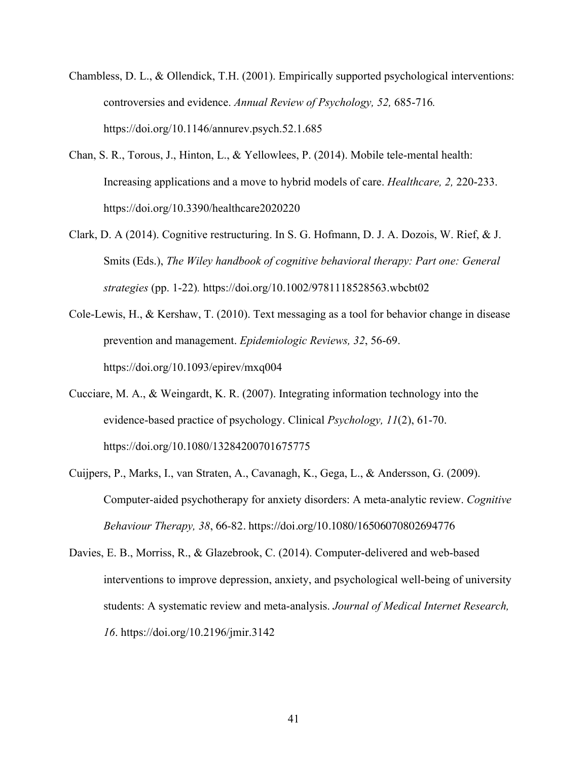Chambless, D. L., & Ollendick, T.H. (2001). Empirically supported psychological interventions: controversies and evidence. *Annual Review of Psychology, 52,* 685-716*.* https://doi.org/10.1146/annurev.psych.52.1.685

Chan, S. R., Torous, J., Hinton, L., & Yellowlees, P. (2014). Mobile tele-mental health: Increasing applications and a move to hybrid models of care. *Healthcare, 2,* 220-233. https://doi.org/10.3390/healthcare2020220

Clark, D. A (2014). Cognitive restructuring. In S. G. Hofmann, D. J. A. Dozois, W. Rief, & J. Smits (Eds.), *The Wiley handbook of cognitive behavioral therapy: Part one: General strategies* (pp. 1-22)*.* https://doi.org/10.1002/9781118528563.wbcbt02

Cole-Lewis, H., & Kershaw, T. (2010). Text messaging as a tool for behavior change in disease prevention and management. *Epidemiologic Reviews, 32*, 56-69. https://doi.org/10.1093/epirev/mxq004

Cucciare, M. A., & Weingardt, K. R. (2007). Integrating information technology into the evidence-based practice of psychology. Clinical *Psychology, 11*(2), 61-70. https://doi.org/10.1080/13284200701675775

Cuijpers, P., Marks, I., van Straten, A., Cavanagh, K., Gega, L., & Andersson, G. (2009). Computer-aided psychotherapy for anxiety disorders: A meta-analytic review. *Cognitive Behaviour Therapy, 38*, 66-82. https://doi.org/10.1080/16506070802694776

Davies, E. B., Morriss, R., & Glazebrook, C. (2014). Computer-delivered and web-based interventions to improve depression, anxiety, and psychological well-being of university students: A systematic review and meta-analysis. *Journal of Medical Internet Research, 16*. https://doi.org/10.2196/jmir.3142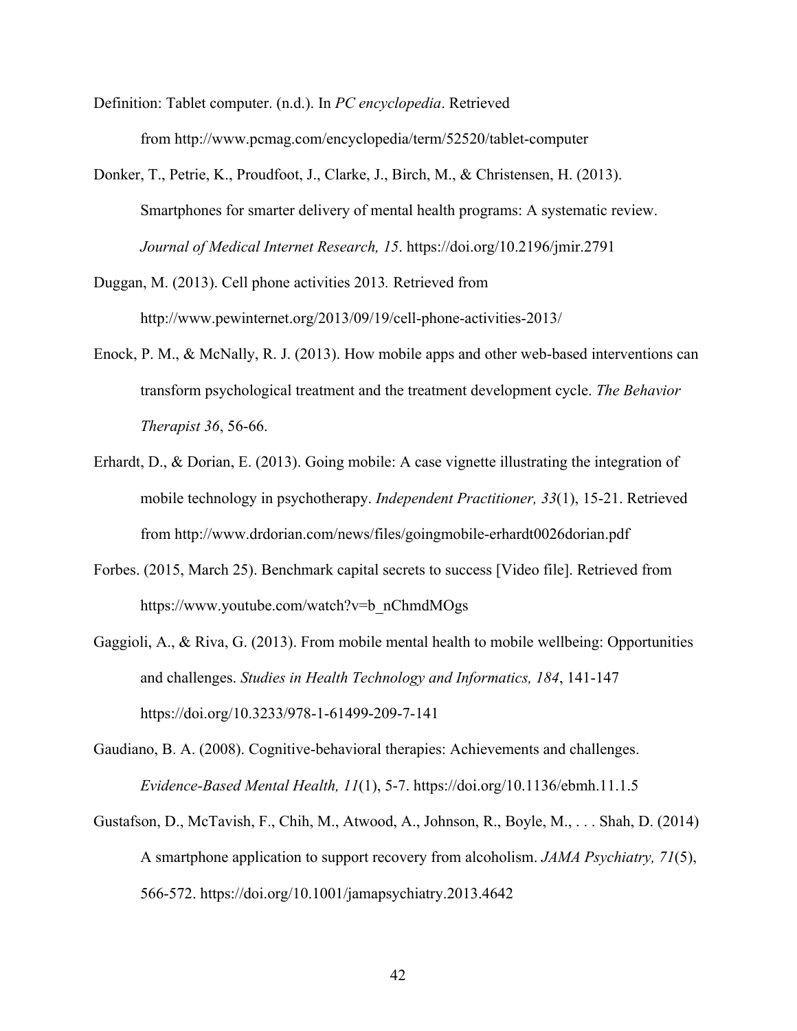Definition: Tablet computer. (n.d.). In *PC encyclopedia*. Retrieved from http://www.pcmag.com/encyclopedia/term/52520/tablet-computer

Donker, T., Petrie, K., Proudfoot, J., Clarke, J., Birch, M., & Christensen, H. (2013). Smartphones for smarter delivery of mental health programs: A systematic review. *Journal of Medical Internet Research, 15*. https://doi.org/10.2196/jmir.2791

Duggan, M. (2013). Cell phone activities 2013*.* Retrieved from http://www.pewinternet.org/2013/09/19/cell-phone-activities-2013/

Enock, P. M., & McNally, R. J. (2013). How mobile apps and other web-based interventions can transform psychological treatment and the treatment development cycle. *The Behavior Therapist 36*, 56-66.

Erhardt, D., & Dorian, E. (2013). Going mobile: A case vignette illustrating the integration of mobile technology in psychotherapy. *Independent Practitioner, 33*(1), 15-21. Retrieved from http://www.drdorian.com/news/files/goingmobile-erhardt0026dorian.pdf

Forbes. (2015, March 25). Benchmark capital secrets to success [Video file]. Retrieved from https://www.youtube.com/watch?v=b_nChmdMOgs

Gaggioli, A., & Riva, G. (2013). From mobile mental health to mobile wellbeing: Opportunities and challenges. *Studies in Health Technology and Informatics, 184*, 141-147 https://doi.org/10.3233/978-1-61499-209-7-141

Gaudiano, B. A. (2008). Cognitive-behavioral therapies: Achievements and challenges. *Evidence-Based Mental Health, 11*(1), 5-7. https://doi.org/10.1136/ebmh.11.1.5

Gustafson, D., McTavish, F., Chih, M., Atwood, A., Johnson, R., Boyle, M., . . . Shah, D. (2014) A smartphone application to support recovery from alcoholism. *JAMA Psychiatry, 71*(5), 566-572. https://doi.org/10.1001/jamapsychiatry.2013.4642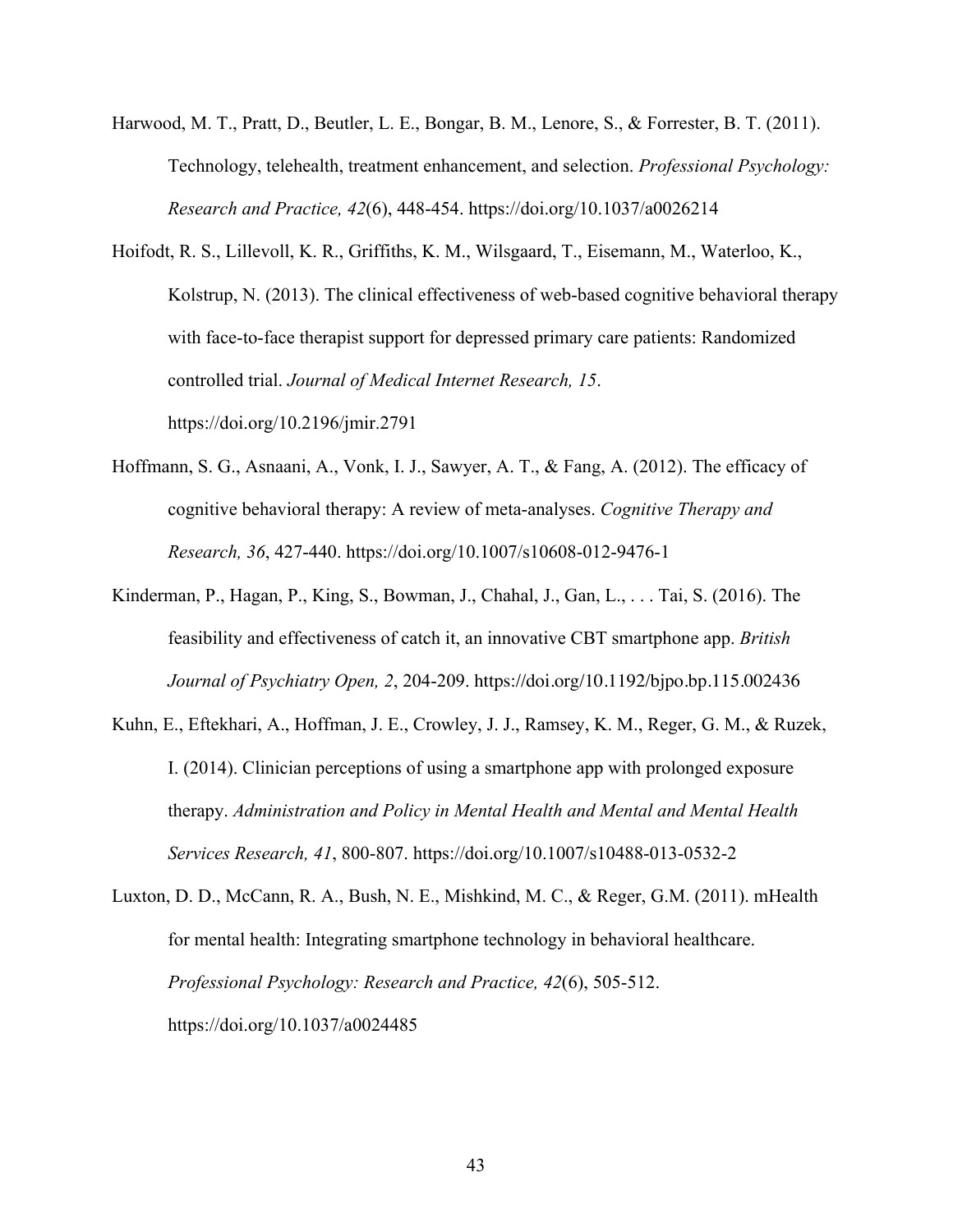Harwood, M. T., Pratt, D., Beutler, L. E., Bongar, B. M., Lenore, S., & Forrester, B. T. (2011). Technology, telehealth, treatment enhancement, and selection. *Professional Psychology: Research and Practice, 42*(6), 448-454. https://doi.org/10.1037/a0026214

Hoifodt, R. S., Lillevoll, K. R., Griffiths, K. M., Wilsgaard, T., Eisemann, M., Waterloo, K., Kolstrup, N. (2013). The clinical effectiveness of web-based cognitive behavioral therapy with face-to-face therapist support for depressed primary care patients: Randomized controlled trial. *Journal of Medical Internet Research, 15*. https://doi.org/10.2196/jmir.2791

Hoffmann, S. G., Asnaani, A., Vonk, I. J., Sawyer, A. T., & Fang, A. (2012). The efficacy of cognitive behavioral therapy: A review of meta-analyses. *Cognitive Therapy and Research, 36*, 427-440. https://doi.org/10.1007/s10608-012-9476-1

Kinderman, P., Hagan, P., King, S., Bowman, J., Chahal, J., Gan, L., . . . Tai, S. (2016). The feasibility and effectiveness of catch it, an innovative CBT smartphone app. *British Journal of Psychiatry Open, 2*, 204-209. https://doi.org/10.1192/bjpo.bp.115.002436

Kuhn, E., Eftekhari, A., Hoffman, J. E., Crowley, J. J., Ramsey, K. M., Reger, G. M., & Ruzek, I. (2014). Clinician perceptions of using a smartphone app with prolonged exposure therapy. *Administration and Policy in Mental Health and Mental and Mental Health Services Research, 41*, 800-807. https://doi.org/10.1007/s10488-013-0532-2

Luxton, D. D., McCann, R. A., Bush, N. E., Mishkind, M. C., & Reger, G.M. (2011). mHealth for mental health: Integrating smartphone technology in behavioral healthcare. *Professional Psychology: Research and Practice, 42*(6), 505-512. https://doi.org/10.1037/a0024485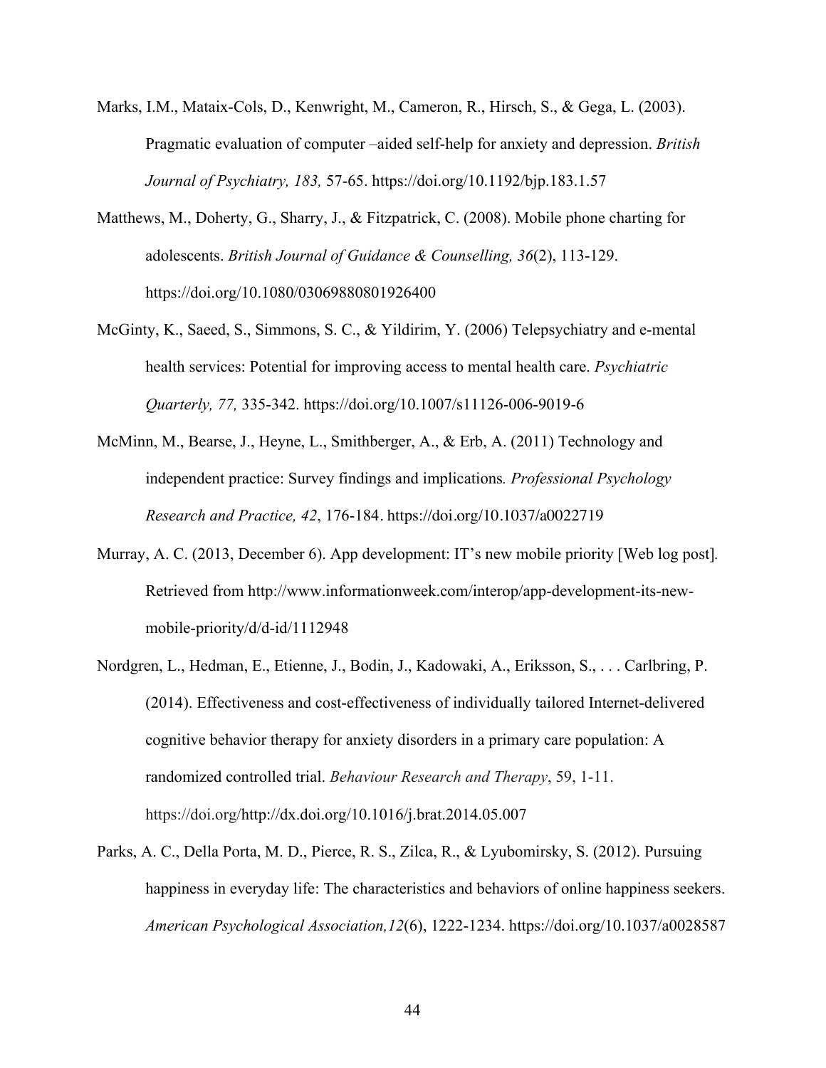Marks, I.M., Mataix-Cols, D., Kenwright, M., Cameron, R., Hirsch, S., & Gega, L. (2003). Pragmatic evaluation of computer –aided self-help for anxiety and depression. *British Journal of Psychiatry, 183,* 57-65. https://doi.org/10.1192/bjp.183.1.57

Matthews, M., Doherty, G., Sharry, J., & Fitzpatrick, C. (2008). Mobile phone charting for adolescents. *British Journal of Guidance & Counselling, 36*(2), 113-129. https://doi.org/10.1080/03069880801926400

McGinty, K., Saeed, S., Simmons, S. C., & Yildirim, Y. (2006) Telepsychiatry and e-mental health services: Potential for improving access to mental health care. *Psychiatric Quarterly, 77,* 335-342. https://doi.org/10.1007/s11126-006-9019-6

McMinn, M., Bearse, J., Heyne, L., Smithberger, A., & Erb, A. (2011) Technology and independent practice: Survey findings and implications*. Professional Psychology Research and Practice, 42*, 176-184. https://doi.org/10.1037/a0022719

Murray, A. C. (2013, December 6). App development: IT's new mobile priority [Web log post]. Retrieved from http://www.informationweek.com/interop/app-development-its-new-mobile-priority/d/d-id/1112948

Nordgren, L., Hedman, E., Etienne, J., Bodin, J., Kadowaki, A., Eriksson, S., . . . Carlbring, P. (2014). Effectiveness and cost-effectiveness of individually tailored Internet-delivered cognitive behavior therapy for anxiety disorders in a primary care population: A randomized controlled trial. *Behaviour Research and Therapy*, 59, 1-11. https://doi.org/http://dx.doi.org/10.1016/j.brat.2014.05.007

Parks, A. C., Della Porta, M. D., Pierce, R. S., Zilca, R., & Lyubomirsky, S. (2012). Pursuing happiness in everyday life: The characteristics and behaviors of online happiness seekers. *American Psychological Association,12*(6), 1222-1234. https://doi.org/10.1037/a0028587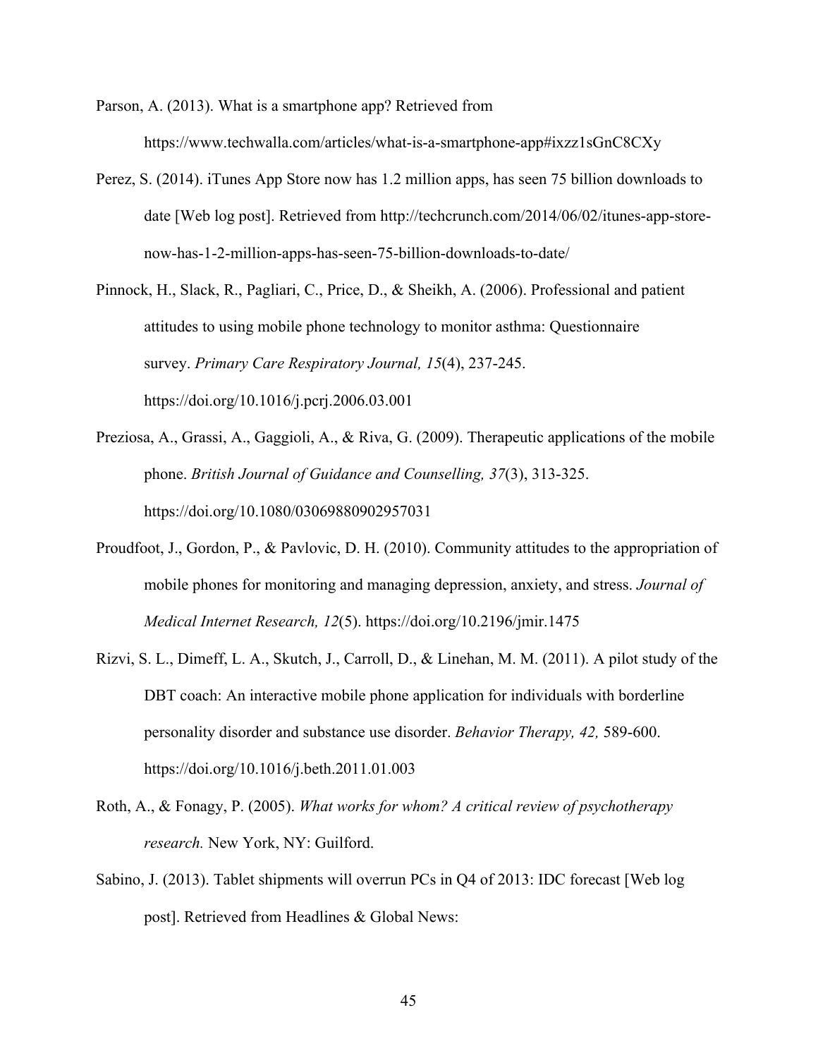Parson, A. (2013). What is a smartphone app? Retrieved from https://www.techwalla.com/articles/what-is-a-smartphone-app#ixzz1sGnC8CXy

Perez, S. (2014). iTunes App Store now has 1.2 million apps, has seen 75 billion downloads to date [Web log post]. Retrieved from http://techcrunch.com/2014/06/02/itunes-app-store-now-has-1-2-million-apps-has-seen-75-billion-downloads-to-date/

Pinnock, H., Slack, R., Pagliari, C., Price, D., & Sheikh, A. (2006). Professional and patient attitudes to using mobile phone technology to monitor asthma: Questionnaire survey. *Primary Care Respiratory Journal, 15*(4), 237-245. https://doi.org/10.1016/j.pcrj.2006.03.001

Preziosa, A., Grassi, A., Gaggioli, A., & Riva, G. (2009). Therapeutic applications of the mobile phone. *British Journal of Guidance and Counselling, 37*(3), 313-325. https://doi.org/10.1080/03069880902957031

Proudfoot, J., Gordon, P., & Pavlovic, D. H. (2010). Community attitudes to the appropriation of mobile phones for monitoring and managing depression, anxiety, and stress. *Journal of Medical Internet Research, 12*(5). https://doi.org/10.2196/jmir.1475

Rizvi, S. L., Dimeff, L. A., Skutch, J., Carroll, D., & Linehan, M. M. (2011). A pilot study of the DBT coach: An interactive mobile phone application for individuals with borderline personality disorder and substance use disorder. *Behavior Therapy, 42,* 589-600. https://doi.org/10.1016/j.beth.2011.01.003

Roth, A., & Fonagy, P. (2005). *What works for whom? A critical review of psychotherapy research.* New York, NY: Guilford.

Sabino, J. (2013). Tablet shipments will overrun PCs in Q4 of 2013: IDC forecast [Web log post]. Retrieved from Headlines & Global News: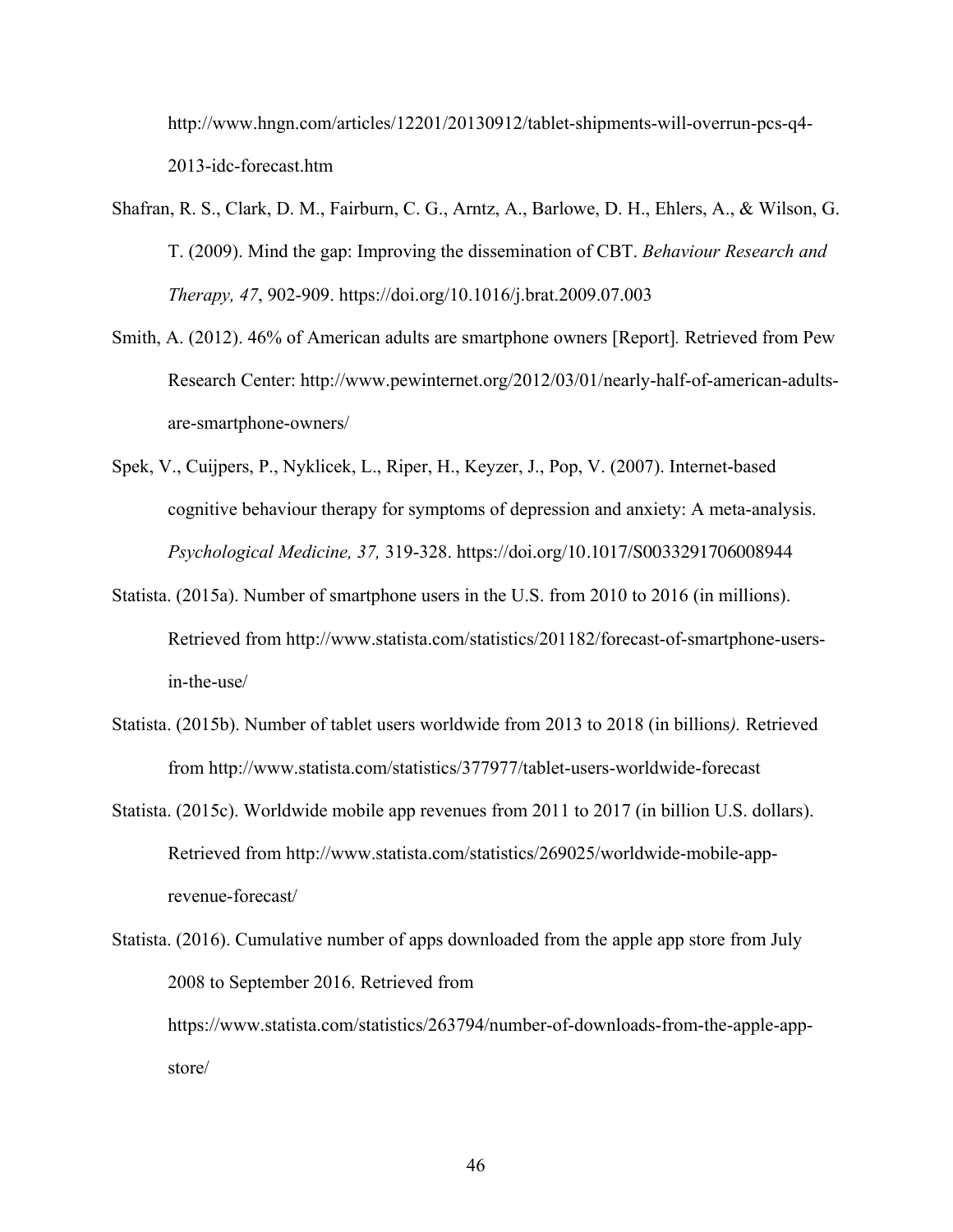http://www.hngn.com/articles/12201/20130912/tablet-shipments-will-overrun-pcs-q4-2013-idc-forecast.htm

Shafran, R. S., Clark, D. M., Fairburn, C. G., Arntz, A., Barlowe, D. H., Ehlers, A., & Wilson, G. T. (2009). Mind the gap: Improving the dissemination of CBT. *Behaviour Research and Therapy, 47*, 902-909. https://doi.org/10.1016/j.brat.2009.07.003

Smith, A. (2012). 46% of American adults are smartphone owners [Report]. Retrieved from Pew Research Center: http://www.pewinternet.org/2012/03/01/nearly-half-of-american-adults-are-smartphone-owners/

Spek, V., Cuijpers, P., Nyklicek, L., Riper, H., Keyzer, J., Pop, V. (2007). Internet-based cognitive behaviour therapy for symptoms of depression and anxiety: A meta-analysis. *Psychological Medicine, 37,* 319-328. https://doi.org/10.1017/S0033291706008944

Statista. (2015a). Number of smartphone users in the U.S. from 2010 to 2016 (in millions). Retrieved from http://www.statista.com/statistics/201182/forecast-of-smartphone-users-in-the-use/

Statista. (2015b). Number of tablet users worldwide from 2013 to 2018 (in billions*).* Retrieved from http://www.statista.com/statistics/377977/tablet-users-worldwide-forecast

Statista. (2015c). Worldwide mobile app revenues from 2011 to 2017 (in billion U.S. dollars). Retrieved from http://www.statista.com/statistics/269025/worldwide-mobile-app-revenue-forecast/

Statista. (2016). Cumulative number of apps downloaded from the apple app store from July 2008 to September 2016. Retrieved from https://www.statista.com/statistics/263794/number-of-downloads-from-the-apple-app-store/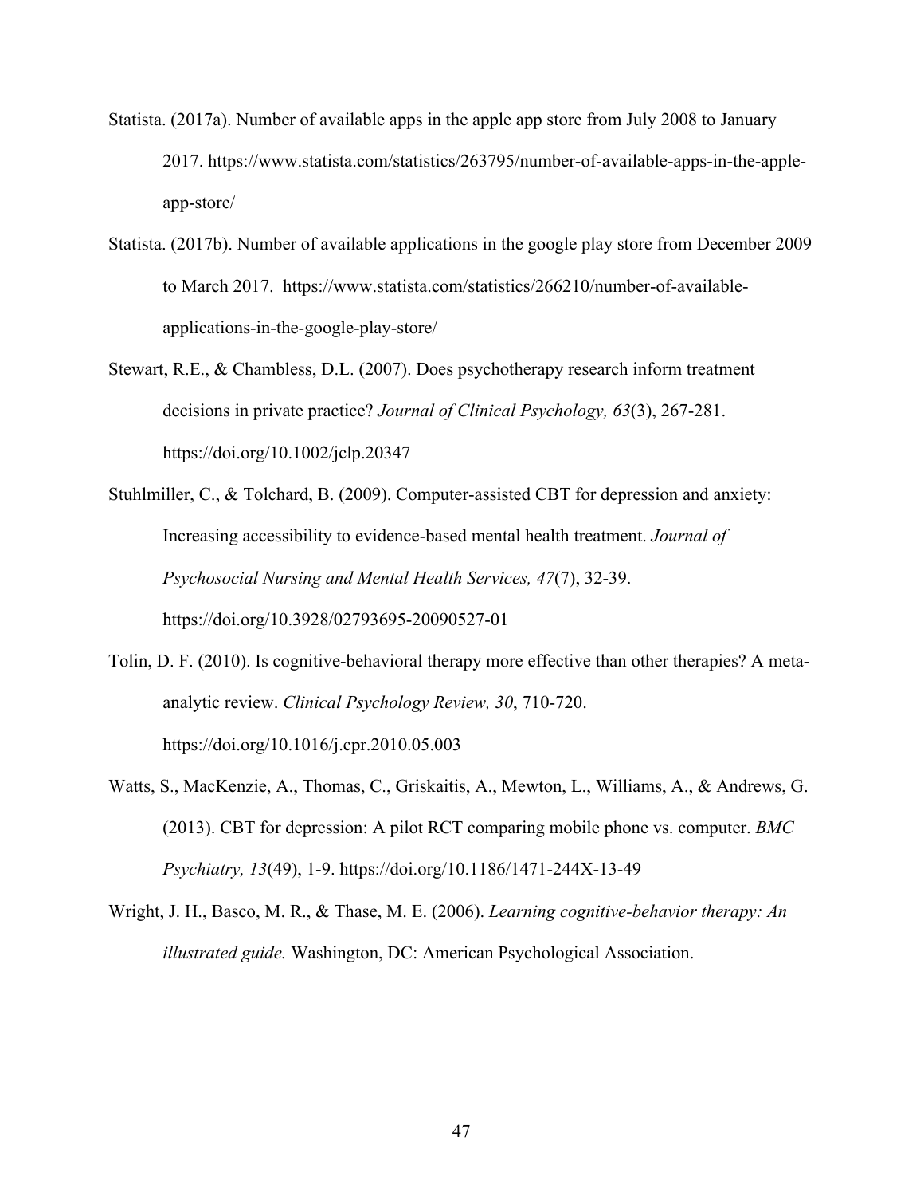Statista. (2017a). Number of available apps in the apple app store from July 2008 to January 2017. https://www.statista.com/statistics/263795/number-of-available-apps-in-the-apple-app-store/

Statista. (2017b). Number of available applications in the google play store from December 2009 to March 2017. https://www.statista.com/statistics/266210/number-of-available-applications-in-the-google-play-store/

Stewart, R.E., & Chambless, D.L. (2007). Does psychotherapy research inform treatment decisions in private practice? *Journal of Clinical Psychology, 63*(3), 267-281. https://doi.org/10.1002/jclp.20347

Stuhlmiller, C., & Tolchard, B. (2009). Computer-assisted CBT for depression and anxiety: Increasing accessibility to evidence-based mental health treatment. *Journal of Psychosocial Nursing and Mental Health Services, 47*(7), 32-39. https://doi.org/10.3928/02793695-20090527-01

Tolin, D. F. (2010). Is cognitive-behavioral therapy more effective than other therapies? A meta-analytic review. *Clinical Psychology Review, 30*, 710-720. https://doi.org/10.1016/j.cpr.2010.05.003

Watts, S., MacKenzie, A., Thomas, C., Griskaitis, A., Mewton, L., Williams, A., & Andrews, G. (2013). CBT for depression: A pilot RCT comparing mobile phone vs. computer. *BMC Psychiatry, 13*(49), 1-9. https://doi.org/10.1186/1471-244X-13-49

Wright, J. H., Basco, M. R., & Thase, M. E. (2006). *Learning cognitive-behavior therapy: An illustrated guide.* Washington, DC: American Psychological Association.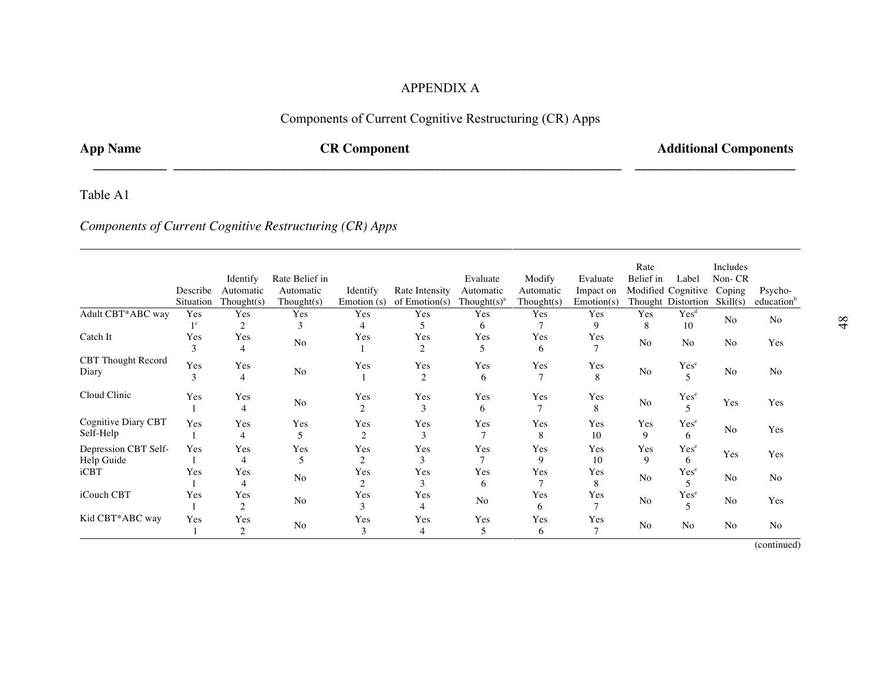# APPENDIX A

## Components of Current Cognitive Restructuring (CR) Apps

**App Name** **CR Component** **Additional Components**

Table A1

*Components of Current Cognitive Restructuring (CR) Apps*

| | Describe Situation | Identify Automatic Thought(s) | Rate Belief in Automatic Thought(s) | Identify Emotion (s) | Rate Intensity of Emotion(s) | Evaluate Automatic Thought(s)[a] | Modify Automatic Thought(s) | Evaluate Impact on Emotion(s) | Rate Belief in Modified Thought | Label Cognitive Distortion | Includes Non- CR Coping Skill(s) | Psycho-education[b] |
|---|---|---|---|---|---|---|---|---|---|---|---|---|
| Adult CBT*ABC way | Yes 1[c] | Yes 2 | Yes 3 | Yes 4 | Yes 5 | Yes 6 | Yes 7 | Yes 9 | Yes 8 | Yes[d] 10 | No | No |
| Catch It | Yes 3 | Yes 4 | No | Yes 1 | Yes 2 | Yes 5 | Yes 6 | Yes 7 | No | No | No | Yes |
| CBT Thought Record Diary | Yes 3 | Yes 4 | No | Yes 1 | Yes 2 | Yes 6 | Yes 7 | Yes 8 | No | Yes[e] 5 | No | No |
| Cloud Clinic | Yes 1 | Yes 4 | No | Yes 2 | Yes 3 | Yes 6 | Yes 7 | Yes 8 | No | Yes[e] 5 | Yes | Yes |
| Cognitive Diary CBT Self-Help | Yes 1 | Yes 4 | Yes 5 | Yes 2 | Yes 3 | Yes 7 | Yes 8 | Yes 10 | Yes 9 | Yes[e] 6 | No | Yes |
| Depression CBT Self-Help Guide | Yes 1 | Yes 4 | Yes 5 | Yes 2 | Yes 3 | Yes 7 | Yes 9 | Yes 10 | Yes 9 | Yes[e] 6 | Yes | Yes |
| iCBT | Yes 1 | Yes 4 | No | Yes 2 | Yes 3 | Yes 6 | Yes 7 | Yes 8 | No | Yes[e] 5 | No | No |
| iCouch CBT | Yes 1 | Yes 2 | No | Yes 3 | Yes 4 | No | Yes 6 | Yes 7 | No | Yes[e] 5 | No | Yes |
| Kid CBT*ABC way | Yes 1 | Yes 2 | No | Yes 3 | Yes 4 | Yes 5 | Yes 6 | Yes 7 | No | No | No | No |

(continued)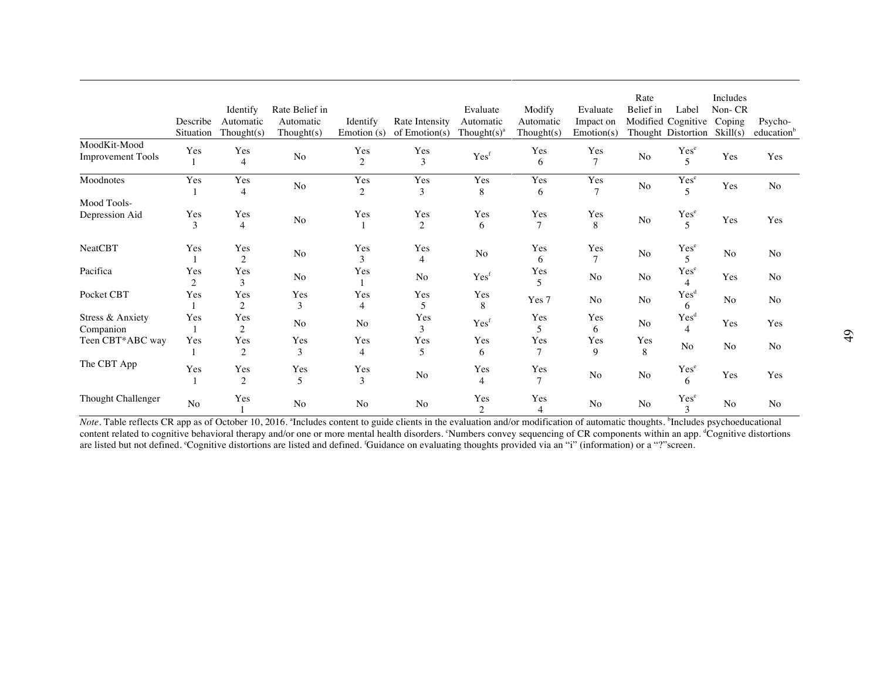| | Describe Situation | Identify Automatic Thought(s) | Rate Belief in Automatic Thought(s) | Identify Emotion (s) | Rate Intensity of Emotion(s) | Evaluate Automatic Thought(s)[a] | Modify Automatic Thought(s) | Evaluate Impact on Emotion(s) | Rate Belief in Modified Thought | Label Cognitive Distortion | Includes Non- CR Coping Skill(s) | Psycho-education[b] |
|---|---|---|---|---|---|---|---|---|---|---|---|---|
| MoodKit-Mood Improvement Tools | Yes 1 | Yes 4 | No | Yes 2 | Yes 3 | Yes[f] | Yes 6 | Yes 7 | No | Yes[e] 5 | Yes | Yes |
| Moodnotes | Yes 1 | Yes 4 | No | Yes 2 | Yes 3 | Yes 8 | Yes 6 | Yes 7 | No | Yes[e] 5 | Yes | No |
| Mood Tools-Depression Aid | Yes 3 | Yes 4 | No | Yes 1 | Yes 2 | Yes 6 | Yes 7 | Yes 8 | No | Yes[e] 5 | Yes | Yes |
| NeatCBT | Yes 1 | Yes 2 | No | Yes 3 | Yes 4 | No | Yes 6 | Yes 7 | No | Yes[e] 5 | No | No |
| Pacifica | Yes 2 | Yes 3 | No | Yes 1 | No | Yes[f] | Yes 5 | No | No | Yes[e] 4 | Yes | No |
| Pocket CBT | Yes 1 | Yes 2 | Yes 3 | Yes 4 | Yes 5 | Yes 8 | Yes 7 | No | No | Yes[d] 6 | No | No |
| Stress & Anxiety Companion | Yes 1 | Yes 2 | No | No | Yes 3 | Yes[f] | Yes 5 | Yes 6 | No | Yes[d] 4 | Yes | Yes |
| Teen CBT*ABC way | Yes 1 | Yes 2 | Yes 3 | Yes 4 | Yes 5 | Yes 6 | Yes 7 | Yes 9 | Yes 8 | No | No | No |
| The CBT App | Yes 1 | Yes 2 | Yes 5 | Yes 3 | No | Yes 4 | Yes 7 | No | No | Yes[e] 6 | Yes | Yes |
| Thought Challenger | No | Yes 1 | No | No | No | Yes 2 | Yes 4 | No | No | Yes[e] 3 | No | No |

*Note*. Table reflects CR app as of October 10, 2016. [a]Includes content to guide clients in the evaluation and/or modification of automatic thoughts. [b]Includes psychoeducational content related to cognitive behavioral therapy and/or one or more mental health disorders. [c]Numbers convey sequencing of CR components within an app. [d]Cognitive distortions are listed but not defined. [e]Cognitive distortions are listed and defined. [f]Guidance on evaluating thoughts provided via an "i" (information) or a "?"screen.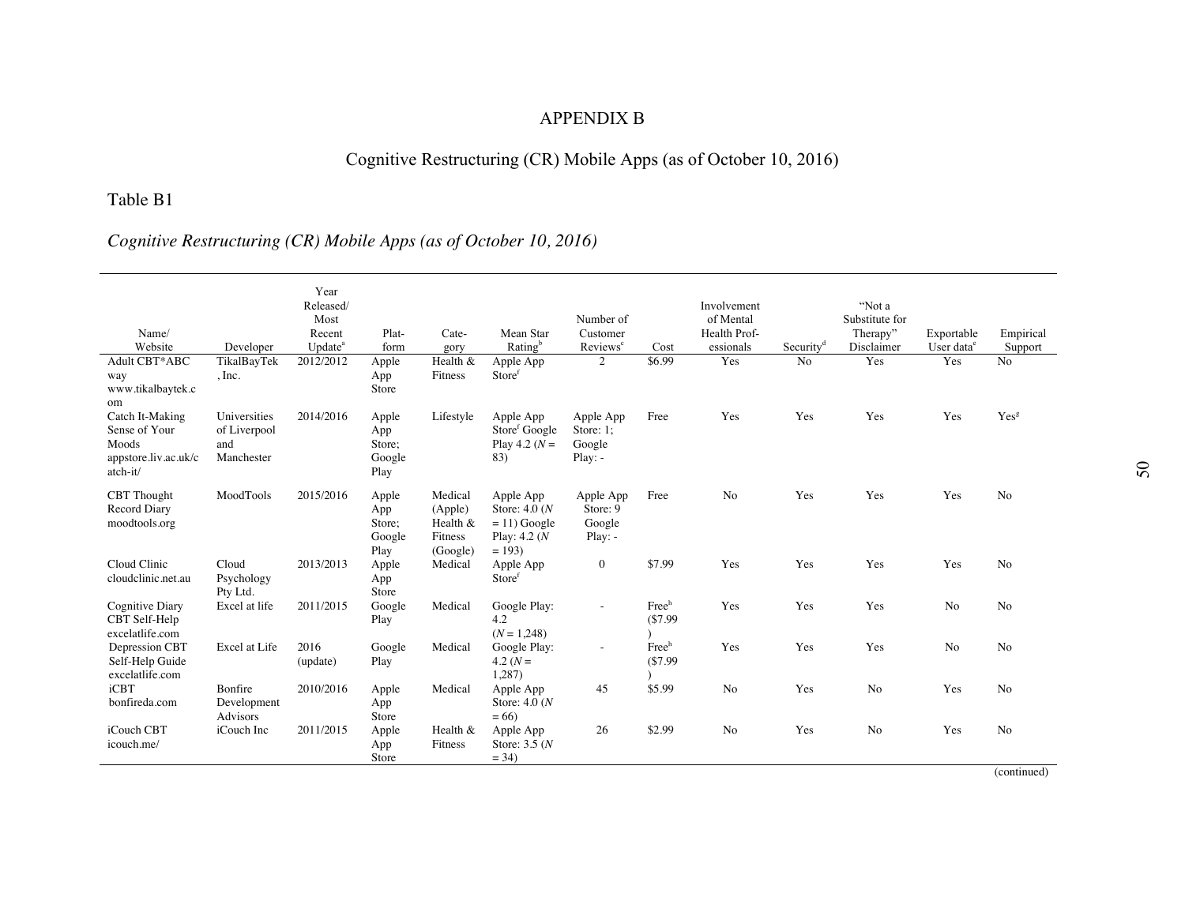# APPENDIX B

## Cognitive Restructuring (CR) Mobile Apps (as of October 10, 2016)

Table B1

*Cognitive Restructuring (CR) Mobile Apps (as of October 10, 2016)*

| Name/ Website | Developer | Year Released/ Most Recent Update[a] | Plat-form | Cate-gory | Mean Star Rating[b] | Number of Customer Reviews[c] | Cost | Involvement of Mental Health Prof-essionals | Security[d] | "Not a Substitute for Therapy" Disclaimer | Exportable User data[e] | Empirical Support |
|---|---|---|---|---|---|---|---|---|---|---|---|---|
| Adult CBT*ABC way www.tikalbaytek.com | TikalBayTek, Inc. | 2012/2012 | Apple App Store | Health & Fitness | Apple App Store[f] | 2 | $6.99 | Yes | No | Yes | Yes | No |
| Catch It-Making Sense of Your Moods appstore.liv.ac.uk/catch-it/ | Universities of Liverpool and Manchester | 2014/2016 | Apple App Store; Google Play | Lifestyle | Apple App Store[f] Google Play 4.2 (*N* = 83) | Apple App Store: 1; Google Play: - | Free | Yes | Yes | Yes | Yes | Yes[g] |
| CBT Thought Record Diary moodtools.org | MoodTools | 2015/2016 | Apple App Store; Google Play | Medical (Apple) Health & Fitness (Google) | Apple App Store: 4.0 (*N* = 11) Google Play: 4.2 (*N* = 193) | Apple App Store: 9 Google Play: - | Free | No | Yes | Yes | Yes | No |
| Cloud Clinic cloudclinic.net.au | Cloud Psychology Pty Ltd. | 2013/2013 | Apple App Store | Medical | Apple App Store[f] | 0 | $7.99 | Yes | Yes | Yes | Yes | No |
| Cognitive Diary CBT Self-Help excelatlife.com | Excel at life | 2011/2015 | Google Play | Medical | Google Play: 4.2 (*N* = 1,248) | - | Free[h] ($7.99) | Yes | Yes | Yes | No | No |
| Depression CBT Self-Help Guide excelatlife.com | Excel at Life | 2016 (update) | Google Play | Medical | Google Play: 4.2 (*N* = 1,287) | - | Free[h] ($7.99) | Yes | Yes | Yes | No | No |
| iCBT bonfireda.com | Bonfire Development Advisors | 2010/2016 | Apple App Store | Medical | Apple App Store: 4.0 (*N* = 66) | 45 | $5.99 | No | Yes | No | Yes | No |
| iCouch CBT icouch.me/ | iCouch Inc | 2011/2015 | Apple App Store | Health & Fitness | Apple App Store: 3.5 (*N* = 34) | 26 | $2.99 | No | Yes | No | Yes | No |

(continued)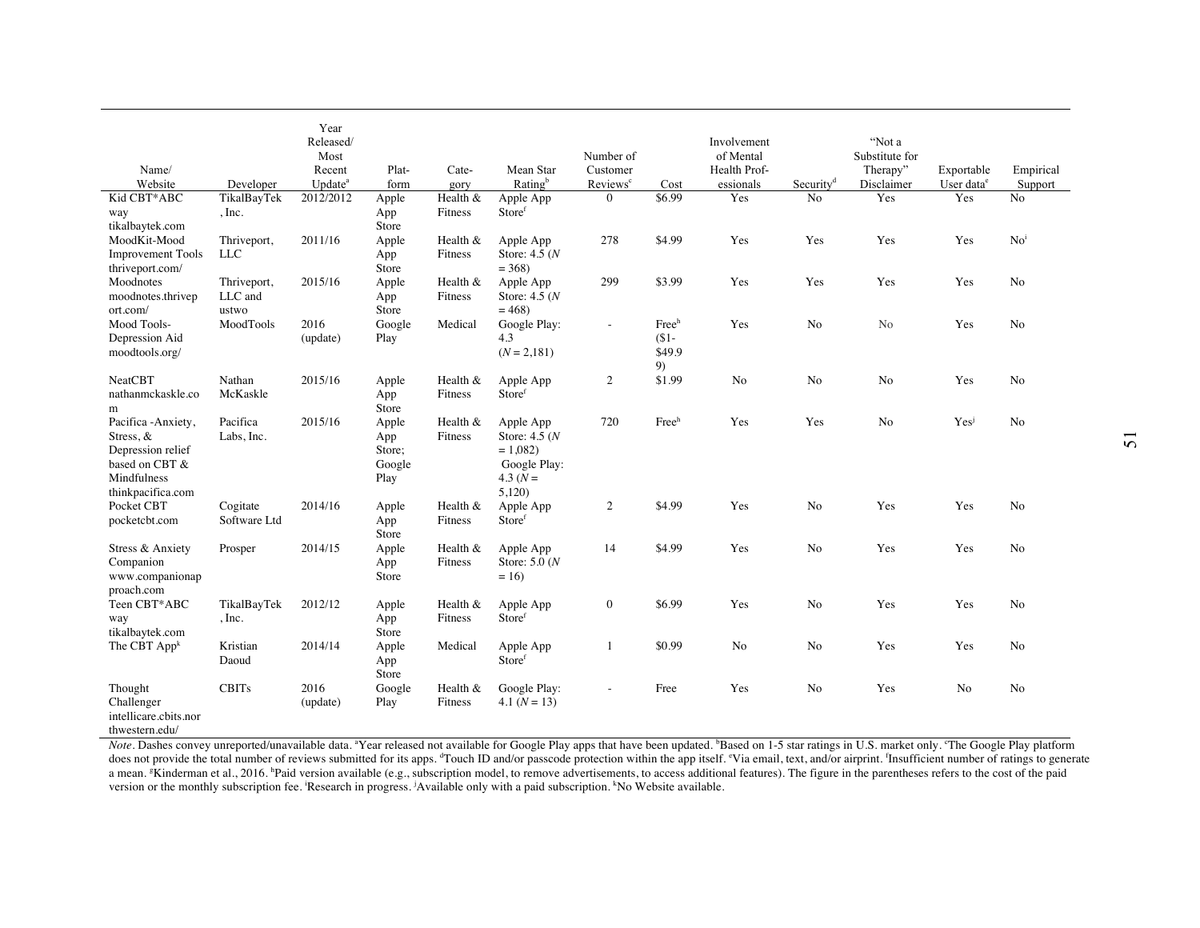| Name/ Website | Developer | Year Released/ Most Recent Update[a] | Plat-form | Cate-gory | Mean Star Rating[b] | Number of Customer Reviews[c] | Cost | Involvement of Mental Health Prof-essionals | Security[d] | "Not a Substitute for Therapy" Disclaimer | Exportable User data[e] | Empirical Support |
|---|---|---|---|---|---|---|---|---|---|---|---|---|
| Kid CBT*ABC way tikalbaytek.com | TikalBayTek, Inc. | 2012/2012 | Apple App Store | Health & Fitness | Apple App Store[f] | 0 | $6.99 | Yes | No | Yes | Yes | No |
| MoodKit-Mood Improvement Tools thriveport.com/ | Thriveport, LLC | 2011/16 | Apple App Store | Health & Fitness | Apple App Store: 4.5 (*N* = 368) | 278 | $4.99 | Yes | Yes | Yes | Yes | No[i] |
| Moodnotes moodnotes.thriveport.com/ | Thriveport, LLC and ustwo | 2015/16 | Apple App Store | Health & Fitness | Apple App Store: 4.5 (*N* = 468) | 299 | $3.99 | Yes | Yes | Yes | Yes | No |
| Mood Tools-Depression Aid moodtools.org/ | MoodTools | 2016 (update) | Google Play | Medical | Google Play: 4.3 (*N* = 2,181) | - | Free[h] ($1-$49.99) | Yes | No | No | Yes | No |
| NeatCBT nathanmckaskle.com | Nathan McKaskle | 2015/16 | Apple App Store | Health & Fitness | Apple App Store[f] | 2 | $1.99 | No | No | No | Yes | No |
| Pacifica -Anxiety, Stress, & Depression relief based on CBT & Mindfulness thinkpacifica.com | Pacifica Labs, Inc. | 2015/16 | Apple App Store; Google Play | Health & Fitness | Apple App Store: 4.5 (*N* = 1,082) Google Play: 4.3 (*N* = 5,120) | 720 | Free[h] | Yes | Yes | No | Yes[j] | No |
| Pocket CBT pocketcbt.com | Cogitate Software Ltd | 2014/16 | Apple App Store | Health & Fitness | Apple App Store[f] | 2 | $4.99 | Yes | No | Yes | Yes | No |
| Stress & Anxiety Companion www.companionapproach.com | Prosper | 2014/15 | Apple App Store | Health & Fitness | Apple App Store: 5.0 (*N* = 16) | 14 | $4.99 | Yes | No | Yes | Yes | No |
| Teen CBT*ABC way tikalbaytek.com | TikalBayTek, Inc. | 2012/12 | Apple App Store | Health & Fitness | Apple App Store[f] | 0 | $6.99 | Yes | No | Yes | Yes | No |
| The CBT App[k] | Kristian Daoud | 2014/14 | Apple App Store | Medical | Apple App Store[f] | 1 | $0.99 | No | No | Yes | Yes | No |
| Thought Challenger intellicare.cbits.northwestern.edu/ | CBITs | 2016 (update) | Google Play | Health & Fitness | Google Play: 4.1 (*N* = 13) | - | Free | Yes | No | Yes | No | No |

*Note*. Dashes convey unreported/unavailable data. [a]Year released not available for Google Play apps that have been updated. [b]Based on 1-5 star ratings in U.S. market only. [c]The Google Play platform does not provide the total number of reviews submitted for its apps. [d]Touch ID and/or passcode protection within the app itself. [e]Via email, text, and/or airprint. [f]Insufficient number of ratings to generate a mean. [g]Kinderman et al., 2016. [h]Paid version available (e.g., subscription model, to remove advertisements, to access additional features). The figure in the parentheses refers to the cost of the paid version or the monthly subscription fee. [i]Research in progress. [j]Available only with a paid subscription. [k]No Website available.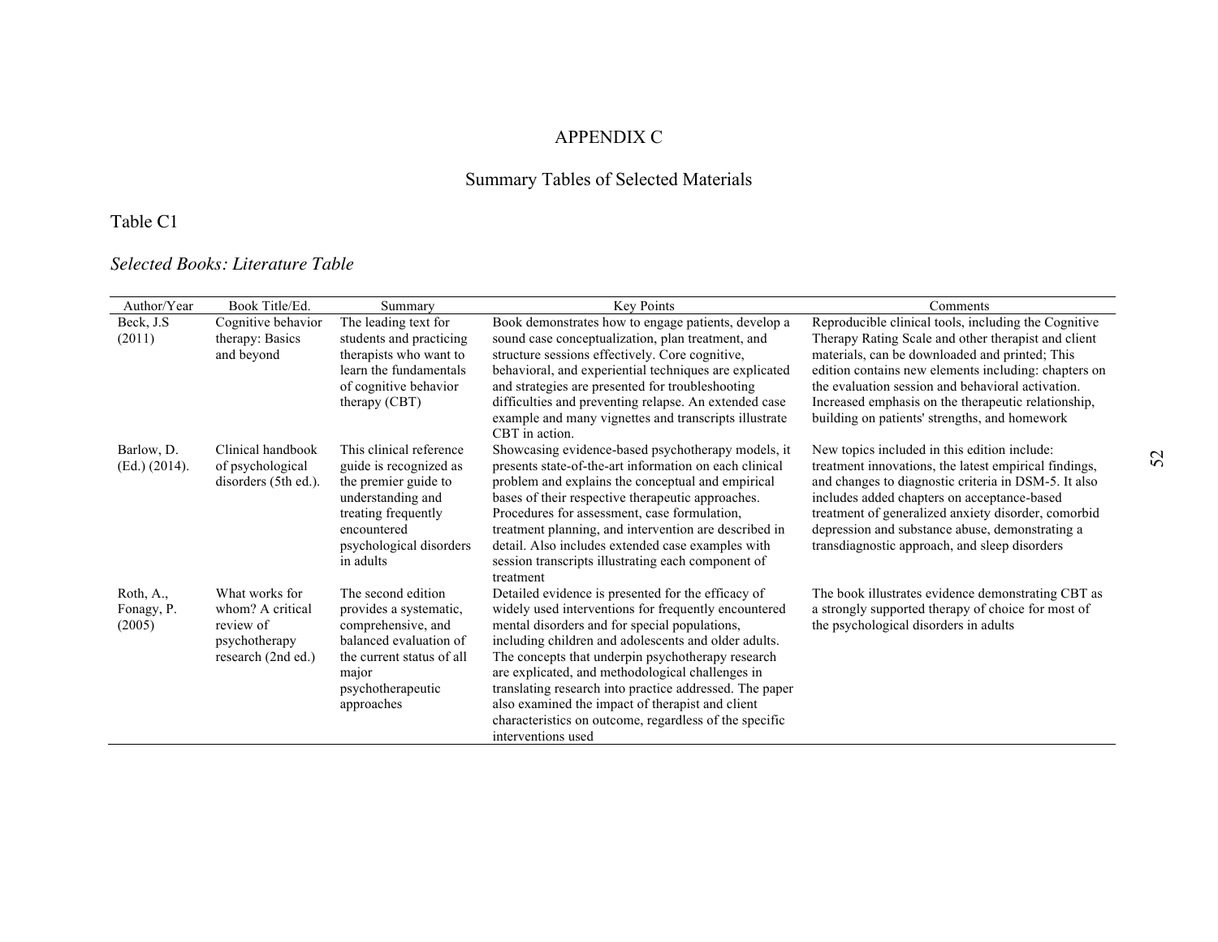# APPENDIX C

## Summary Tables of Selected Materials

Table C1

*Selected Books: Literature Table*

| Author/Year | Book Title/Ed. | Summary | Key Points | Comments |
|---|---|---|---|---|
| Beck, J.S (2011) | Cognitive behavior therapy: Basics and beyond | The leading text for students and practicing therapists who want to learn the fundamentals of cognitive behavior therapy (CBT) | Book demonstrates how to engage patients, develop a sound case conceptualization, plan treatment, and structure sessions effectively. Core cognitive, behavioral, and experiential techniques are explicated and strategies are presented for troubleshooting difficulties and preventing relapse. An extended case example and many vignettes and transcripts illustrate CBT in action. | Reproducible clinical tools, including the Cognitive Therapy Rating Scale and other therapist and client materials, can be downloaded and printed; This edition contains new elements including: chapters on the evaluation session and behavioral activation. Increased emphasis on the therapeutic relationship, building on patients' strengths, and homework |
| Barlow, D. (Ed.) (2014). | Clinical handbook of psychological disorders (5th ed.). | This clinical reference guide is recognized as the premier guide to understanding and treating frequently encountered psychological disorders in adults | Showcasing evidence-based psychotherapy models, it presents state-of-the-art information on each clinical problem and explains the conceptual and empirical bases of their respective therapeutic approaches. Procedures for assessment, case formulation, treatment planning, and intervention are described in detail. Also includes extended case examples with session transcripts illustrating each component of treatment | New topics included in this edition include: treatment innovations, the latest empirical findings, and changes to diagnostic criteria in DSM-5. It also includes added chapters on acceptance-based treatment of generalized anxiety disorder, comorbid depression and substance abuse, demonstrating a transdiagnostic approach, and sleep disorders |
| Roth, A., Fonagy, P. (2005) | What works for whom? A critical review of psychotherapy research (2nd ed.) | The second edition provides a systematic, comprehensive, and balanced evaluation of the current status of all major psychotherapeutic approaches | Detailed evidence is presented for the efficacy of widely used interventions for frequently encountered mental disorders and for special populations, including children and adolescents and older adults. The concepts that underpin psychotherapy research are explicated, and methodological challenges in translating research into practice addressed. The paper also examined the impact of therapist and client characteristics on outcome, regardless of the specific interventions used | The book illustrates evidence demonstrating CBT as a strongly supported therapy of choice for most of the psychological disorders in adults |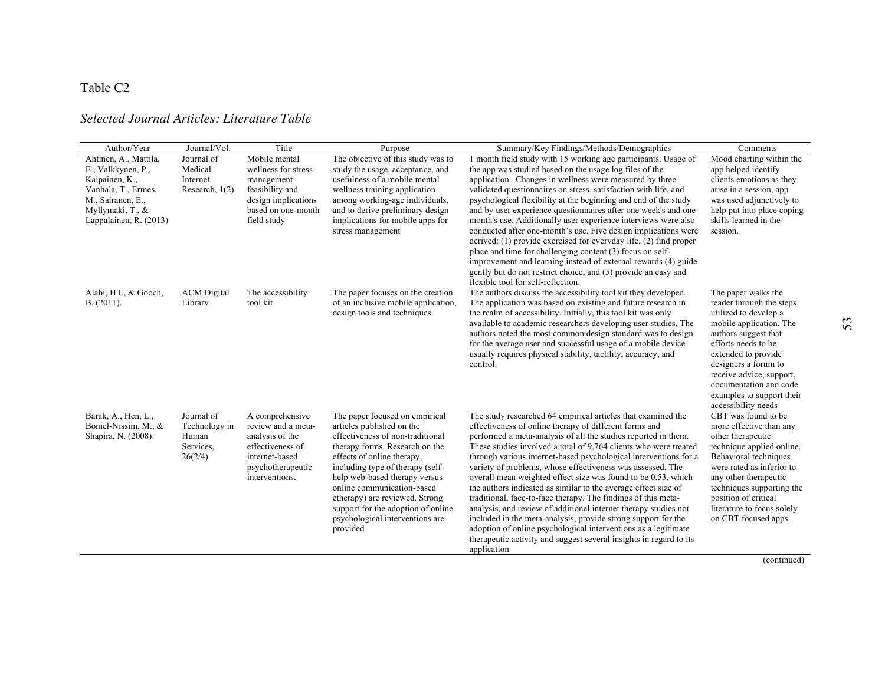Table C2

*Selected Journal Articles: Literature Table*

| Author/Year | Journal/Vol. | Title | Purpose | Summary/Key Findings/Methods/Demographics | Comments |
|---|---|---|---|---|---|
| Ahtinen, A., Mattila, E., Valkkynen, P., Kaipainen, K., Vanhala, T., Ermes, M., Sairanen, E., Myllymaki, T., & Lappalainen, R. (2013) | Journal of Medical Internet Research, 1(2) | Mobile mental wellness for stress management: feasibility and design implications based on one-month field study | The objective of this study was to study the usage, acceptance, and usefulness of a mobile mental wellness training application among working-age individuals, and to derive preliminary design implications for mobile apps for stress management | 1 month field study with 15 working age participants. Usage of the app was studied based on the usage log files of the application. Changes in wellness were measured by three validated questionnaires on stress, satisfaction with life, and psychological flexibility at the beginning and end of the study and by user experience questionnaires after one week's and one month's use. Additionally user experience interviews were also conducted after one-month's use. Five design implications were derived: (1) provide exercised for everyday life, (2) find proper place and time for challenging content (3) focus on self-improvement and learning instead of external rewards (4) guide gently but do not restrict choice, and (5) provide an easy and flexible tool for self-reflection. | Mood charting within the app helped identify clients emotions as they arise in a session, app was used adjunctively to help put into place coping skills learned in the session. |
| Alabi, H.I., & Gooch, B. (2011). | ACM Digital Library | The accessibility tool kit | The paper focuses on the creation of an inclusive mobile application, design tools and techniques. | The authors discuss the accessibility tool kit they developed. The application was based on existing and future research in the realm of accessibility. Initially, this tool kit was only available to academic researchers developing user studies. The authors noted the most common design standard was to design for the average user and successful usage of a mobile device usually requires physical stability, tactility, accuracy, and control. | The paper walks the reader through the steps utilized to develop a mobile application. The authors suggest that efforts needs to be extended to provide designers a forum to receive advice, support, documentation and code examples to support their accessibility needs |
| Barak, A., Hen, L., Boniel-Nissim, M., & Shapira, N. (2008). | Journal of Technology in Human Services, 26(2/4) | A comprehensive review and a meta-analysis of the effectiveness of internet-based psychotherapeutic interventions. | The paper focused on empirical articles published on the effectiveness of non-traditional therapy forms. Research on the effects of online therapy, including type of therapy (self-help web-based therapy versus online communication-based etherapy) are reviewed. Strong support for the adoption of online psychological interventions are provided | The study researched 64 empirical articles that examined the effectiveness of online therapy of different forms and performed a meta-analysis of all the studies reported in them. These studies involved a total of 9,764 clients who were treated through various internet-based psychological interventions for a variety of problems, whose effectiveness was assessed. The overall mean weighted effect size was found to be 0.53, which the authors indicated as similar to the average effect size of traditional, face-to-face therapy. The findings of this meta-analysis, and review of additional internet therapy studies not included in the meta-analysis, provide strong support for the adoption of online psychological interventions as a legitimate therapeutic activity and suggest several insights in regard to its application | CBT was found to be more effective than any other therapeutic technique applied online. Behavioral techniques were rated as inferior to any other therapeutic techniques supporting the position of critical literature to focus solely on CBT focused apps. |

(continued)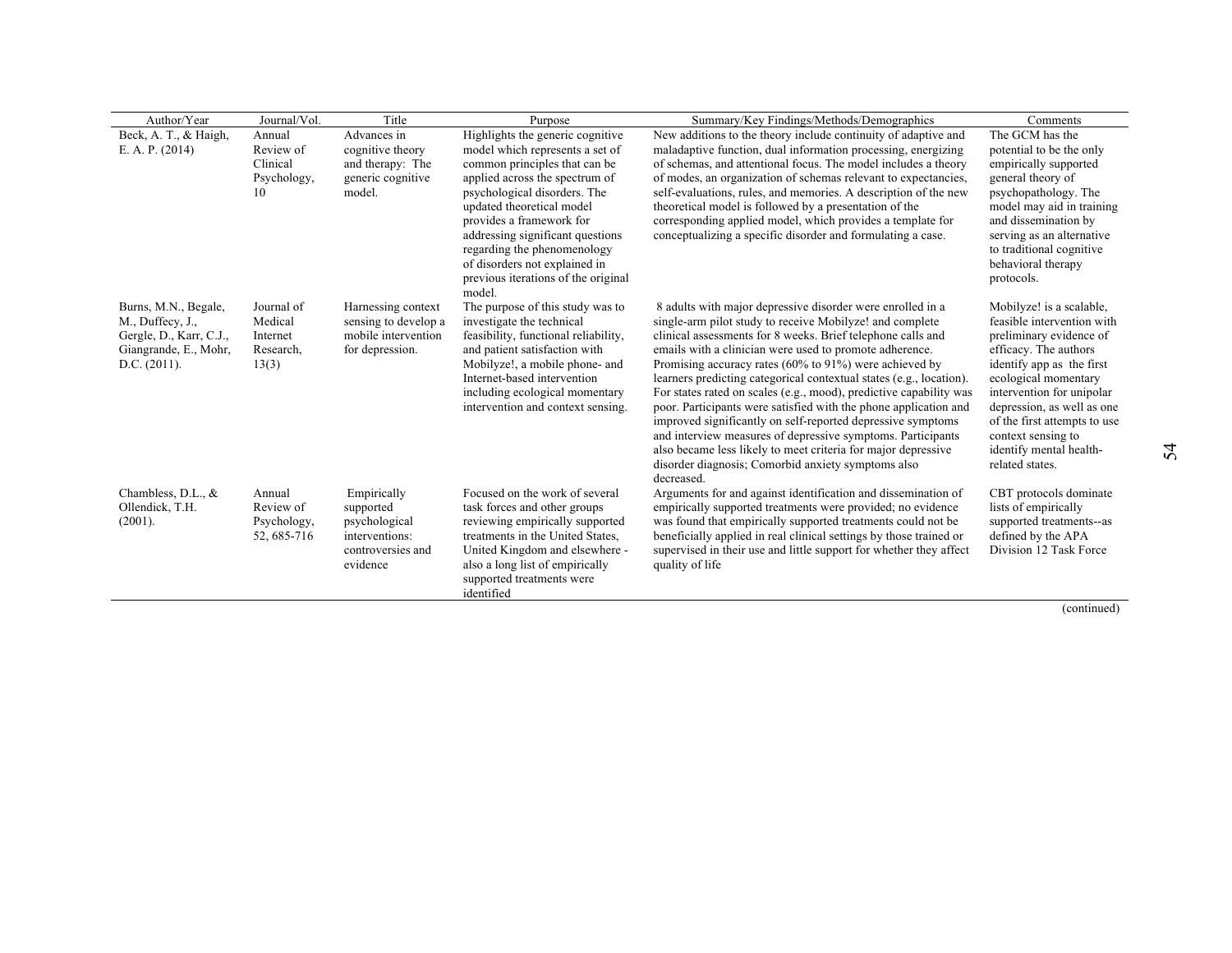| Author/Year | Journal/Vol. | Title | Purpose | Summary/Key Findings/Methods/Demographics | Comments |
|---|---|---|---|---|---|
| Beck, A. T., & Haigh, E. A. P. (2014) | Annual Review of Clinical Psychology, 10 | Advances in cognitive theory and therapy: The generic cognitive model. | Highlights the generic cognitive model which represents a set of common principles that can be applied across the spectrum of psychological disorders. The updated theoretical model provides a framework for addressing significant questions regarding the phenomenology of disorders not explained in previous iterations of the original model. | New additions to the theory include continuity of adaptive and maladaptive function, dual information processing, energizing of schemas, and attentional focus. The model includes a theory of modes, an organization of schemas relevant to expectancies, self-evaluations, rules, and memories. A description of the new theoretical model is followed by a presentation of the corresponding applied model, which provides a template for conceptualizing a specific disorder and formulating a case. | The GCM has the potential to be the only empirically supported general theory of psychopathology. The model may aid in training and dissemination by serving as an alternative to traditional cognitive behavioral therapy protocols. |
| Burns, M.N., Begale, M., Duffecy, J., Gergle, D., Karr, C.J., Giangrande, E., Mohr, D.C. (2011). | Journal of Medical Internet Research, 13(3) | Harnessing context sensing to develop a mobile intervention for depression. | The purpose of this study was to investigate the technical feasibility, functional reliability, and patient satisfaction with Mobilyze!, a mobile phone- and Internet-based intervention including ecological momentary intervention and context sensing. | 8 adults with major depressive disorder were enrolled in a single-arm pilot study to receive Mobilyze! and complete clinical assessments for 8 weeks. Brief telephone calls and emails with a clinician were used to promote adherence. Promising accuracy rates (60% to 91%) were achieved by learners predicting categorical contextual states (e.g., location). For states rated on scales (e.g., mood), predictive capability was poor. Participants were satisfied with the phone application and improved significantly on self-reported depressive symptoms and interview measures of depressive symptoms. Participants also became less likely to meet criteria for major depressive disorder diagnosis; Comorbid anxiety symptoms also decreased. | Mobilyze! is a scalable, feasible intervention with preliminary evidence of efficacy. The authors identify app as the first ecological momentary intervention for unipolar depression, as well as one of the first attempts to use context sensing to identify mental health-related states. |
| Chambless, D.L., & Ollendick, T.H. (2001). | Annual Review of Psychology, 52, 685-716 | Empirically supported psychological interventions: controversies and evidence | Focused on the work of several task forces and other groups reviewing empirically supported treatments in the United States, United Kingdom and elsewhere - also a long list of empirically supported treatments were identified | Arguments for and against identification and dissemination of empirically supported treatments were provided; no evidence was found that empirically supported treatments could not be beneficially applied in real clinical settings by those trained or supervised in their use and little support for whether they affect quality of life | CBT protocols dominate lists of empirically supported treatments--as defined by the APA Division 12 Task Force |

(continued)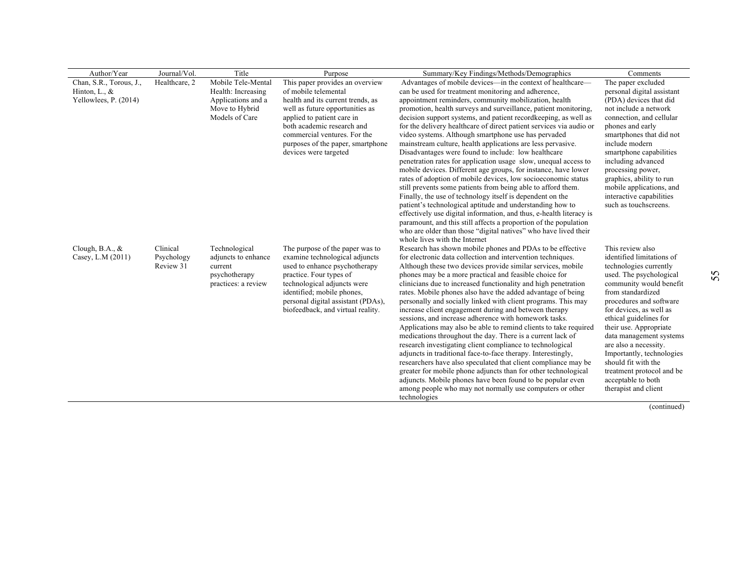| Author/Year | Journal/Vol. | Title | Purpose | Summary/Key Findings/Methods/Demographics | Comments |
|---|---|---|---|---|---|
| Chan, S.R., Torous, J., Hinton, L., & Yellowlees, P. (2014) | Healthcare, 2 | Mobile Tele-Mental Health: Increasing Applications and a Move to Hybrid Models of Care | This paper provides an overview of mobile telemental health and its current trends, as well as future opportunities as applied to patient care in both academic research and commercial ventures. For the purposes of the paper, smartphone devices were targeted | Advantages of mobile devices—in the context of healthcare—can be used for treatment monitoring and adherence, appointment reminders, community mobilization, health promotion, health surveys and surveillance, patient monitoring, decision support systems, and patient recordkeeping, as well as for the delivery healthcare of direct patient services via audio or video systems. Although smartphone use has pervaded mainstream culture, health applications are less pervasive. Disadvantages were found to include: low healthcare penetration rates for application usage slow, unequal access to mobile devices. Different age groups, for instance, have lower rates of adoption of mobile devices, low socioeconomic status still prevents some patients from being able to afford them. Finally, the use of technology itself is dependent on the patient's technological aptitude and understanding how to effectively use digital information, and thus, e-health literacy is paramount, and this still affects a proportion of the population who are older than those "digital natives" who have lived their whole lives with the Internet | The paper excluded personal digital assistant (PDA) devices that did not include a network connection, and cellular phones and early smartphones that did not include modern smartphone capabilities including advanced processing power, graphics, ability to run mobile applications, and interactive capabilities such as touchscreens. |
| Clough, B.A., & Casey, L.M (2011) | Clinical Psychology Review 31 | Technological adjuncts to enhance current psychotherapy practices: a review | The purpose of the paper was to examine technological adjuncts used to enhance psychotherapy practice. Four types of technological adjuncts were identified; mobile phones, personal digital assistant (PDAs), biofeedback, and virtual reality. | Research has shown mobile phones and PDAs to be effective for electronic data collection and intervention techniques. Although these two devices provide similar services, mobile phones may be a more practical and feasible choice for clinicians due to increased functionality and high penetration rates. Mobile phones also have the added advantage of being personally and socially linked with client programs. This may increase client engagement during and between therapy sessions, and increase adherence with homework tasks. Applications may also be able to remind clients to take required medications throughout the day. There is a current lack of research investigating client compliance to technological adjuncts in traditional face-to-face therapy. Interestingly, researchers have also speculated that client compliance may be greater for mobile phone adjuncts than for other technological adjuncts. Mobile phones have been found to be popular even among people who may not normally use computers or other technologies | This review also identified limitations of technologies currently used. The psychological community would benefit from standardized procedures and software for devices, as well as ethical guidelines for their use. Appropriate data management systems are also a necessity. Importantly, technologies should fit with the treatment protocol and be acceptable to both therapist and client |

(continued)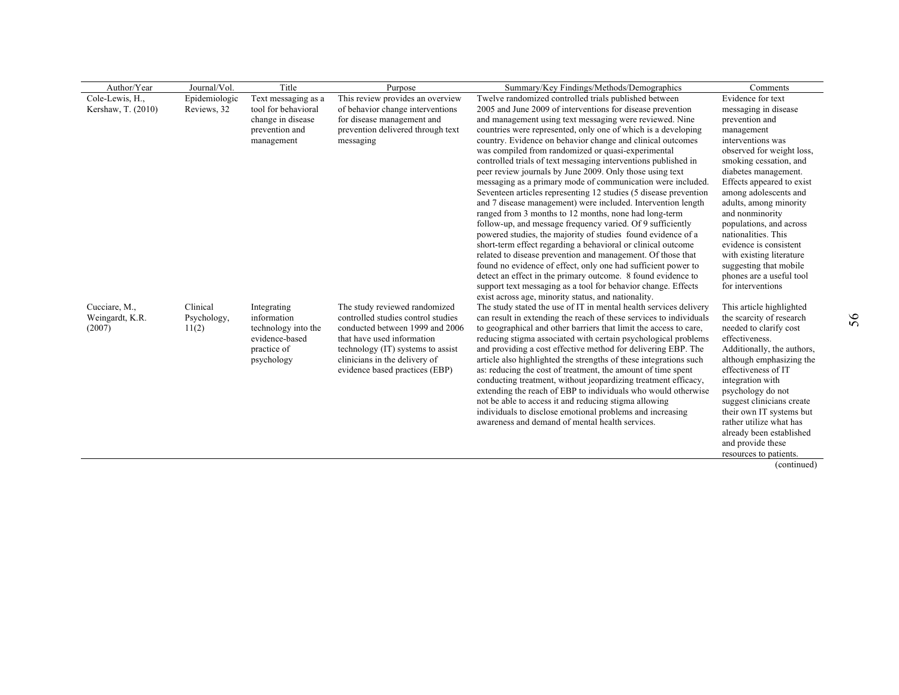| Author/Year | Journal/Vol. | Title | Purpose | Summary/Key Findings/Methods/Demographics | Comments |
|---|---|---|---|---|---|
| Cole-Lewis, H., Kershaw, T. (2010) | Epidemiologic Reviews, 32 | Text messaging as a tool for behavioral change in disease prevention and management | This review provides an overview of behavior change interventions for disease management and prevention delivered through text messaging | Twelve randomized controlled trials published between 2005 and June 2009 of interventions for disease prevention and management using text messaging were reviewed. Nine countries were represented, only one of which is a developing country. Evidence on behavior change and clinical outcomes was compiled from randomized or quasi-experimental controlled trials of text messaging interventions published in peer review journals by June 2009. Only those using text messaging as a primary mode of communication were included. Seventeen articles representing 12 studies (5 disease prevention and 7 disease management) were included. Intervention length ranged from 3 months to 12 months, none had long-term follow-up, and message frequency varied. Of 9 sufficiently powered studies, the majority of studies found evidence of a short-term effect regarding a behavioral or clinical outcome related to disease prevention and management. Of those that found no evidence of effect, only one had sufficient power to detect an effect in the primary outcome. 8 found evidence to support text messaging as a tool for behavior change. Effects exist across age, minority status, and nationality. | Evidence for text messaging in disease prevention and management interventions was observed for weight loss, smoking cessation, and diabetes management. Effects appeared to exist among adolescents and adults, among minority and nonminority populations, and across nationalities. This evidence is consistent with existing literature suggesting that mobile phones are a useful tool for interventions |
| Cucciare, M., Weingardt, K.R. (2007) | Clinical Psychology, 11(2) | Integrating information technology into the evidence-based practice of psychology | The study reviewed randomized controlled studies control studies conducted between 1999 and 2006 that have used information technology (IT) systems to assist clinicians in the delivery of evidence based practices (EBP) | The study stated the use of IT in mental health services delivery can result in extending the reach of these services to individuals to geographical and other barriers that limit the access to care, reducing stigma associated with certain psychological problems and providing a cost effective method for delivering EBP. The article also highlighted the strengths of these integrations such as: reducing the cost of treatment, the amount of time spent conducting treatment, without jeopardizing treatment efficacy, extending the reach of EBP to individuals who would otherwise not be able to access it and reducing stigma allowing individuals to disclose emotional problems and increasing awareness and demand of mental health services. | This article highlighted the scarcity of research needed to clarify cost effectiveness. Additionally, the authors, although emphasizing the effectiveness of IT integration with psychology do not suggest clinicians create their own IT systems but rather utilize what has already been established and provide these resources to patients. |

(continued)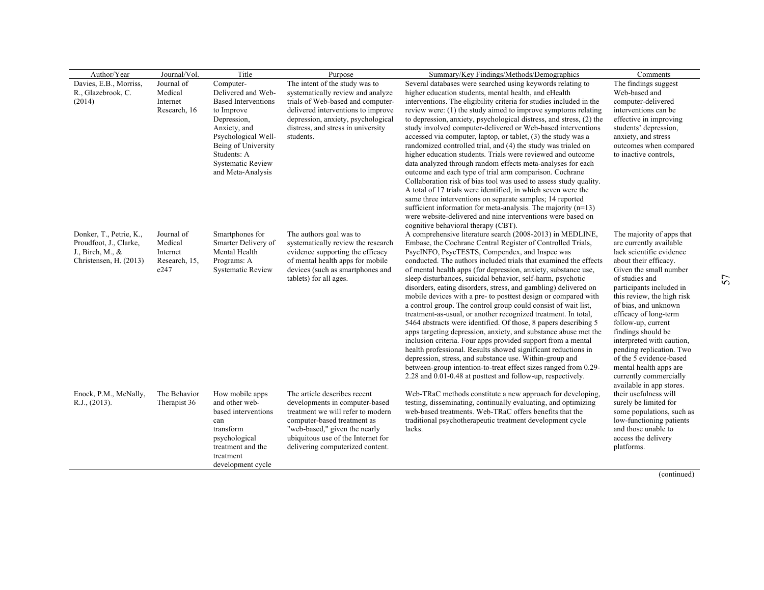| Author/Year | Journal/Vol. | Title | Purpose | Summary/Key Findings/Methods/Demographics | Comments |
|---|---|---|---|---|---|
| Davies, E.B., Morriss, R., Glazebrook, C. (2014) | Journal of Medical Internet Research, 16 | Computer-Delivered and Web-Based Interventions to Improve Depression, Anxiety, and Psychological Well-Being of University Students: A Systematic Review and Meta-Analysis | The intent of the study was to systematically review and analyze trials of Web-based and computer-delivered interventions to improve depression, anxiety, psychological distress, and stress in university students. | Several databases were searched using keywords relating to higher education students, mental health, and eHealth interventions. The eligibility criteria for studies included in the review were: (1) the study aimed to improve symptoms relating to depression, anxiety, psychological distress, and stress, (2) the study involved computer-delivered or Web-based interventions accessed via computer, laptop, or tablet, (3) the study was a randomized controlled trial, and (4) the study was trialed on higher education students. Trials were reviewed and outcome data analyzed through random effects meta-analyses for each outcome and each type of trial arm comparison. Cochrane Collaboration risk of bias tool was used to assess study quality. A total of 17 trials were identified, in which seven were the same three interventions on separate samples; 14 reported sufficient information for meta-analysis. The majority (n=13) were website-delivered and nine interventions were based on cognitive behavioral therapy (CBT). | The findings suggest Web-based and computer-delivered interventions can be effective in improving students' depression, anxiety, and stress outcomes when compared to inactive controls, |
| Donker, T., Petrie, K., Proudfoot, J., Clarke, J., Birch, M., & Christensen, H. (2013) | Journal of Medical Internet Research, 15, e247 | Smartphones for Smarter Delivery of Mental Health Programs: A Systematic Review | The authors goal was to systematically review the research evidence supporting the efficacy of mental health apps for mobile devices (such as smartphones and tablets) for all ages. | A comprehensive literature search (2008-2013) in MEDLINE, Embase, the Cochrane Central Register of Controlled Trials, PsycINFO, PsycTESTS, Compendex, and Inspec was conducted. The authors included trials that examined the effects of mental health apps (for depression, anxiety, substance use, sleep disturbances, suicidal behavior, self-harm, psychotic disorders, eating disorders, stress, and gambling) delivered on mobile devices with a pre- to posttest design or compared with a control group. The control group could consist of wait list, treatment-as-usual, or another recognized treatment. In total, 5464 abstracts were identified. Of those, 8 papers describing 5 apps targeting depression, anxiety, and substance abuse met the inclusion criteria. Four apps provided support from a mental health professional. Results showed significant reductions in depression, stress, and substance use. Within-group and between-group intention-to-treat effect sizes ranged from 0.29-2.28 and 0.01-0.48 at posttest and follow-up, respectively. | The majority of apps that are currently available lack scientific evidence about their efficacy. Given the small number of studies and participants included in this review, the high risk of bias, and unknown efficacy of long-term follow-up, current findings should be interpreted with caution, pending replication. Two of the 5 evidence-based mental health apps are currently commercially available in app stores. |
| Enock, P.M., McNally, R.J., (2013). | The Behavior Therapist 36 | How mobile apps and other web-based interventions can transform psychological treatment and the treatment development cycle | The article describes recent developments in computer-based treatment we will refer to modern computer-based treatment as "web-based," given the nearly ubiquitous use of the Internet for delivering computerized content. | Web-TRaC methods constitute a new approach for developing, testing, disseminating, continually evaluating, and optimizing web-based treatments. Web-TRaC offers benefits that the traditional psychotherapeutic treatment development cycle lacks. | their usefulness will surely be limited for some populations, such as low-functioning patients and those unable to access the delivery platforms. |

(continued)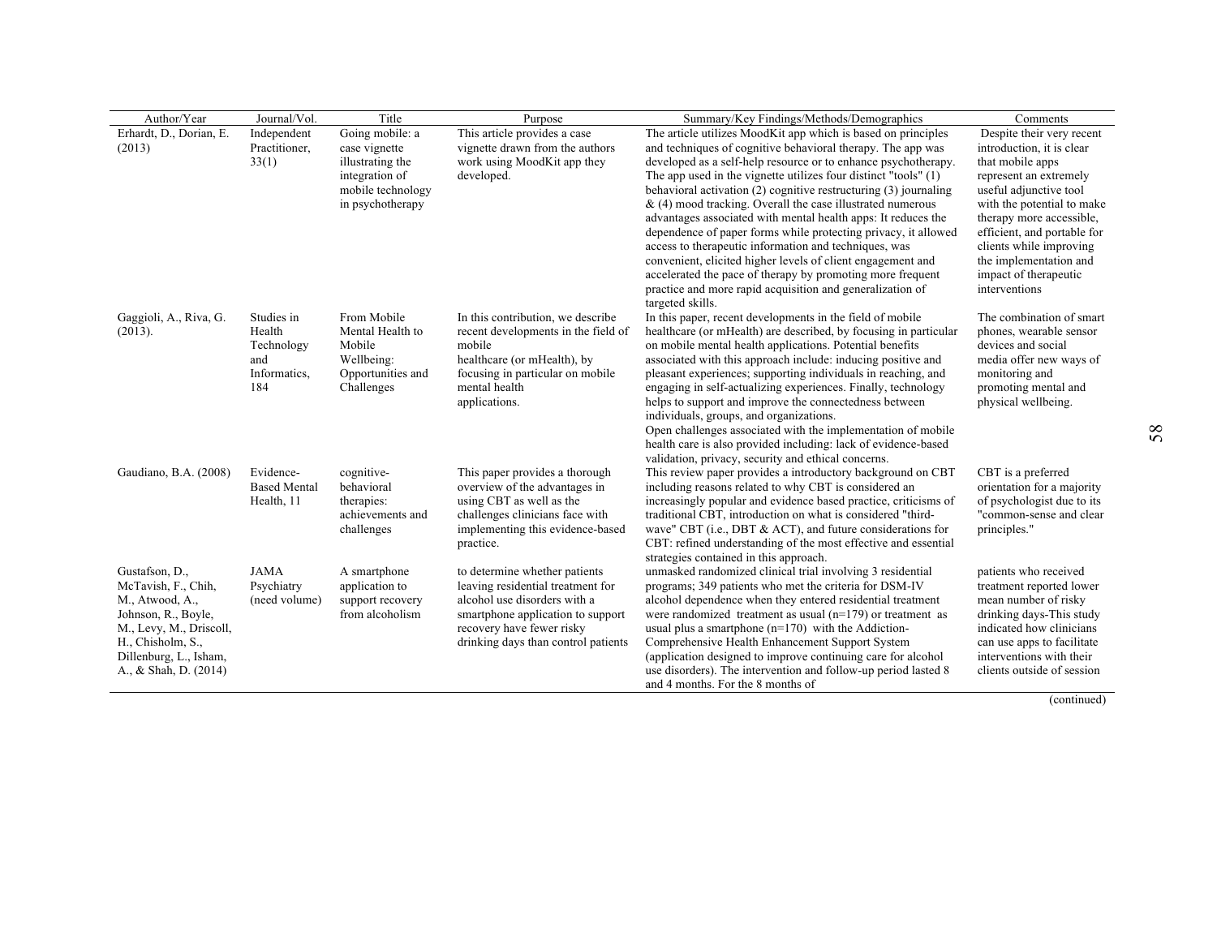| Author/Year | Journal/Vol. | Title | Purpose | Summary/Key Findings/Methods/Demographics | Comments |
|---|---|---|---|---|---|
| Erhardt, D., Dorian, E. (2013) | Independent Practitioner, 33(1) | Going mobile: a case vignette illustrating the integration of mobile technology in psychotherapy | This article provides a case vignette drawn from the authors work using MoodKit app they developed. | The article utilizes MoodKit app which is based on principles and techniques of cognitive behavioral therapy. The app was developed as a self-help resource or to enhance psychotherapy. The app used in the vignette utilizes four distinct "tools" (1) behavioral activation (2) cognitive restructuring (3) journaling & (4) mood tracking. Overall the case illustrated numerous advantages associated with mental health apps: It reduces the dependence of paper forms while protecting privacy, it allowed access to therapeutic information and techniques, was convenient, elicited higher levels of client engagement and accelerated the pace of therapy by promoting more frequent practice and more rapid acquisition and generalization of targeted skills. | Despite their very recent introduction, it is clear that mobile apps represent an extremely useful adjunctive tool with the potential to make therapy more accessible, efficient, and portable for clients while improving the implementation and impact of therapeutic interventions |
| Gaggioli, A., Riva, G. (2013). | Studies in Health Technology and Informatics, 184 | From Mobile Mental Health to Mobile Wellbeing: Opportunities and Challenges | In this contribution, we describe recent developments in the field of mobile healthcare (or mHealth), by focusing in particular on mobile mental health applications. | In this paper, recent developments in the field of mobile healthcare (or mHealth) are described, by focusing in particular on mobile mental health applications. Potential benefits associated with this approach include: inducing positive and pleasant experiences; supporting individuals in reaching, and engaging in self-actualizing experiences. Finally, technology helps to support and improve the connectedness between individuals, groups, and organizations. Open challenges associated with the implementation of mobile health care is also provided including: lack of evidence-based validation, privacy, security and ethical concerns. | The combination of smart phones, wearable sensor devices and social media offer new ways of monitoring and promoting mental and physical wellbeing. |
| Gaudiano, B.A. (2008) | Evidence-Based Mental Health, 11 | cognitive-behavioral therapies: achievements and challenges | This paper provides a thorough overview of the advantages in using CBT as well as the challenges clinicians face with implementing this evidence-based practice. | This review paper provides a introductory background on CBT including reasons related to why CBT is considered an increasingly popular and evidence based practice, criticisms of traditional CBT, introduction on what is considered "third-wave" CBT (i.e., DBT & ACT), and future considerations for CBT: refined understanding of the most effective and essential strategies contained in this approach. | CBT is a preferred orientation for a majority of psychologist due to its "common-sense and clear principles." |
| Gustafson, D., McTavish, F., Chih, M., Atwood, A., Johnson, R., Boyle, M., Levy, M., Driscoll, H., Chisholm, S., Dillenburg, L., Isham, A., & Shah, D. (2014) | JAMA Psychiatry (need volume) | A smartphone application to support recovery from alcoholism | to determine whether patients leaving residential treatment for alcohol use disorders with a smartphone application to support recovery have fewer risky drinking days than control patients | unmasked randomized clinical trial involving 3 residential programs; 349 patients who met the criteria for DSM-IV alcohol dependence when they entered residential treatment were randomized treatment as usual (n=179) or treatment as usual plus a smartphone (n=170) with the Addiction-Comprehensive Health Enhancement Support System (application designed to improve continuing care for alcohol use disorders). The intervention and follow-up period lasted 8 and 4 months. For the 8 months of | patients who received treatment reported lower mean number of risky drinking days-This study indicated how clinicians can use apps to facilitate interventions with their clients outside of session |

(continued)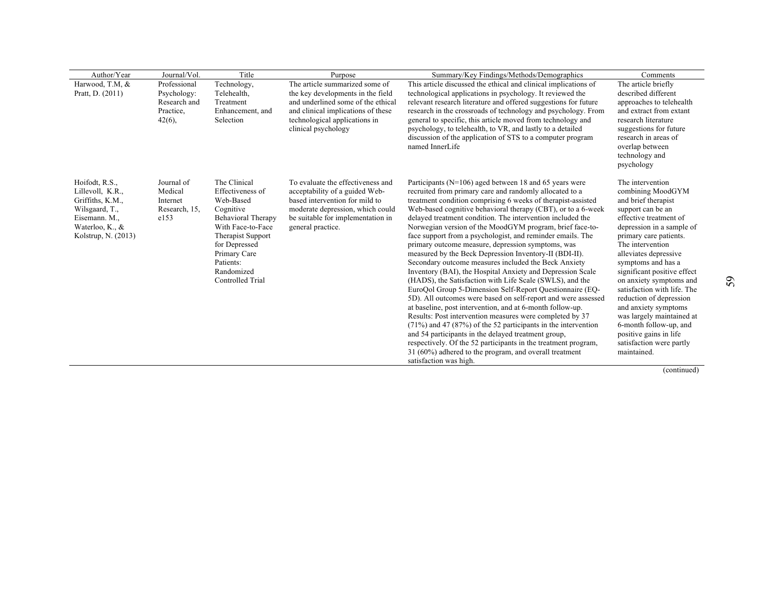| Author/Year | Journal/Vol. | Title | Purpose | Summary/Key Findings/Methods/Demographics | Comments |
|---|---|---|---|---|---|
| Harwood, T.M, & Pratt, D. (2011) | Professional Psychology: Research and Practice, 42(6), | Technology, Telehealth, Treatment Enhancement, and Selection | The article summarized some of the key developments in the field and underlined some of the ethical and clinical implications of these technological applications in clinical psychology | This article discussed the ethical and clinical implications of technological applications in psychology. It reviewed the relevant research literature and offered suggestions for future research in the crossroads of technology and psychology. From general to specific, this article moved from technology and psychology, to telehealth, to VR, and lastly to a detailed discussion of the application of STS to a computer program named InnerLife | The article briefly described different approaches to telehealth and extract from extant research literature suggestions for future research in areas of overlap between technology and psychology |
| Hoifodt, R.S., Lillevoll, K.R., Griffiths, K.M., Wilsgaard, T., Eisemann. M., Waterloo, K., & Kolstrup, N. (2013) | Journal of Medical Internet Research, 15, e153 | The Clinical Effectiveness of Web-Based Cognitive Behavioral Therapy With Face-to-Face Therapist Support for Depressed Primary Care Patients: Randomized Controlled Trial | To evaluate the effectiveness and acceptability of a guided Web-based intervention for mild to moderate depression, which could be suitable for implementation in general practice. | Participants (N=106) aged between 18 and 65 years were recruited from primary care and randomly allocated to a treatment condition comprising 6 weeks of therapist-assisted Web-based cognitive behavioral therapy (CBT), or to a 6-week delayed treatment condition. The intervention included the Norwegian version of the MoodGYM program, brief face-to-face support from a psychologist, and reminder emails. The primary outcome measure, depression symptoms, was measured by the Beck Depression Inventory-II (BDI-II). Secondary outcome measures included the Beck Anxiety Inventory (BAI), the Hospital Anxiety and Depression Scale (HADS), the Satisfaction with Life Scale (SWLS), and the EuroQol Group 5-Dimension Self-Report Questionnaire (EQ-5D). All outcomes were based on self-report and were assessed at baseline, post intervention, and at 6-month follow-up. Results: Post intervention measures were completed by 37 (71%) and 47 (87%) of the 52 participants in the intervention and 54 participants in the delayed treatment group, respectively. Of the 52 participants in the treatment program, 31 (60%) adhered to the program, and overall treatment satisfaction was high. | The intervention combining MoodGYM and brief therapist support can be an effective treatment of depression in a sample of primary care patients. The intervention alleviates depressive symptoms and has a significant positive effect on anxiety symptoms and satisfaction with life. The reduction of depression and anxiety symptoms was largely maintained at 6-month follow-up, and positive gains in life satisfaction were partly maintained. |

(continued)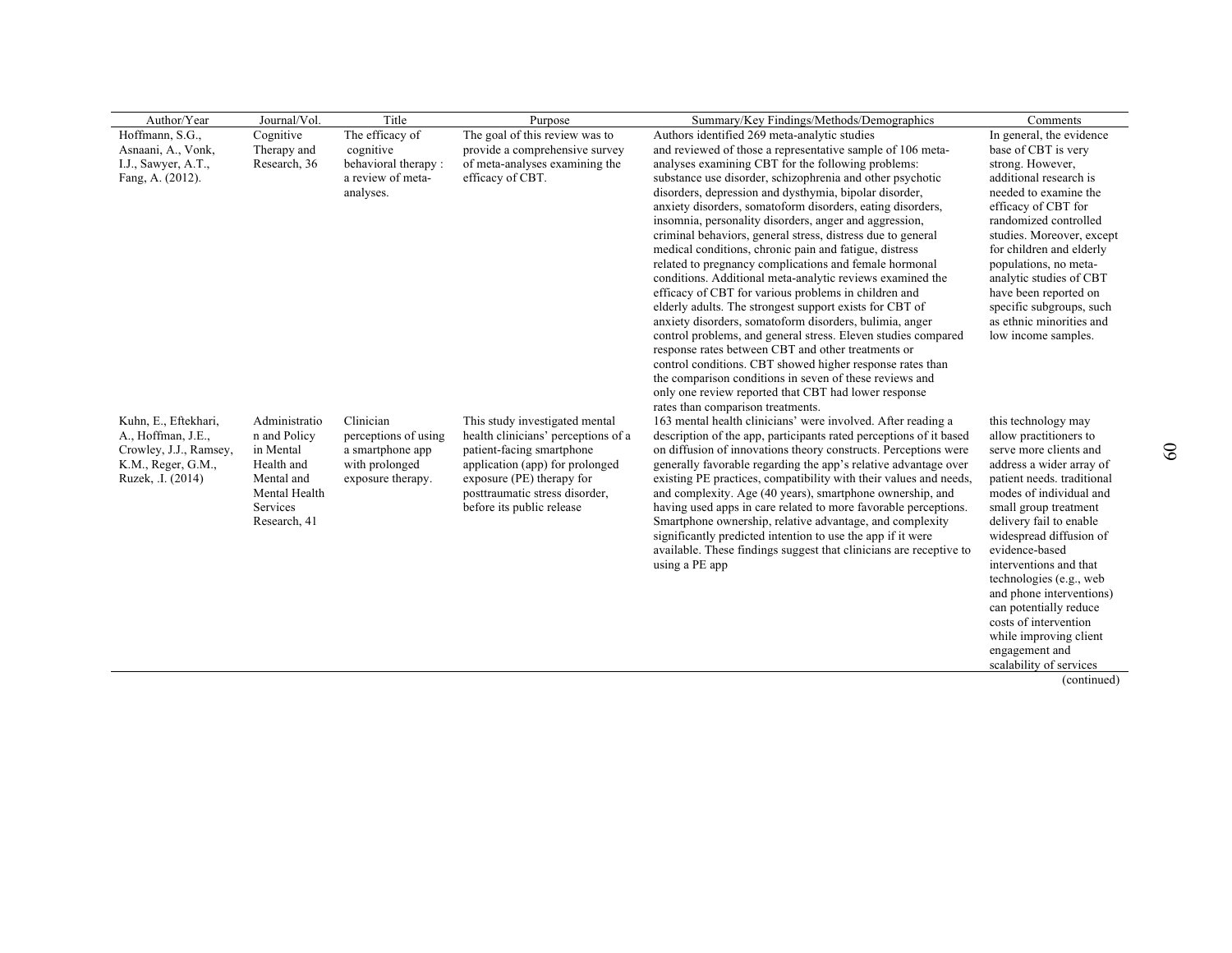| Author/Year | Journal/Vol. | Title | Purpose | Summary/Key Findings/Methods/Demographics | Comments |
|---|---|---|---|---|---|
| Hoffmann, S.G., Asnaani, A., Vonk, I.J., Sawyer, A.T., Fang, A. (2012). | Cognitive Therapy and Research, 36 | The efficacy of cognitive behavioral therapy : a review of meta-analyses. | The goal of this review was to provide a comprehensive survey of meta-analyses examining the efficacy of CBT. | Authors identified 269 meta-analytic studies and reviewed of those a representative sample of 106 meta-analyses examining CBT for the following problems: substance use disorder, schizophrenia and other psychotic disorders, depression and dysthymia, bipolar disorder, anxiety disorders, somatoform disorders, eating disorders, insomnia, personality disorders, anger and aggression, criminal behaviors, general stress, distress due to general medical conditions, chronic pain and fatigue, distress related to pregnancy complications and female hormonal conditions. Additional meta-analytic reviews examined the efficacy of CBT for various problems in children and elderly adults. The strongest support exists for CBT of anxiety disorders, somatoform disorders, bulimia, anger control problems, and general stress. Eleven studies compared response rates between CBT and other treatments or control conditions. CBT showed higher response rates than the comparison conditions in seven of these reviews and only one review reported that CBT had lower response rates than comparison treatments. | In general, the evidence base of CBT is very strong. However, additional research is needed to examine the efficacy of CBT for randomized controlled studies. Moreover, except for children and elderly populations, no meta-analytic studies of CBT have been reported on specific subgroups, such as ethnic minorities and low income samples. |
| Kuhn, E., Eftekhari, A., Hoffman, J.E., Crowley, J.J., Ramsey, K.M., Reger, G.M., Ruzek, .I. (2014) | Administration and Policy in Mental Health and Mental and Mental Health Services Research, 41 | Clinician perceptions of using a smartphone app with prolonged exposure therapy. | This study investigated mental health clinicians' perceptions of a patient-facing smartphone application (app) for prolonged exposure (PE) therapy for posttraumatic stress disorder, before its public release | 163 mental health clinicians' were involved. After reading a description of the app, participants rated perceptions of it based on diffusion of innovations theory constructs. Perceptions were generally favorable regarding the app's relative advantage over existing PE practices, compatibility with their values and needs, and complexity. Age (40 years), smartphone ownership, and having used apps in care related to more favorable perceptions. Smartphone ownership, relative advantage, and complexity significantly predicted intention to use the app if it were available. These findings suggest that clinicians are receptive to using a PE app | this technology may allow practitioners to serve more clients and address a wider array of patient needs. traditional modes of individual and small group treatment delivery fail to enable widespread diffusion of evidence-based interventions and that technologies (e.g., web and phone interventions) can potentially reduce costs of intervention while improving client engagement and scalability of services |

(continued)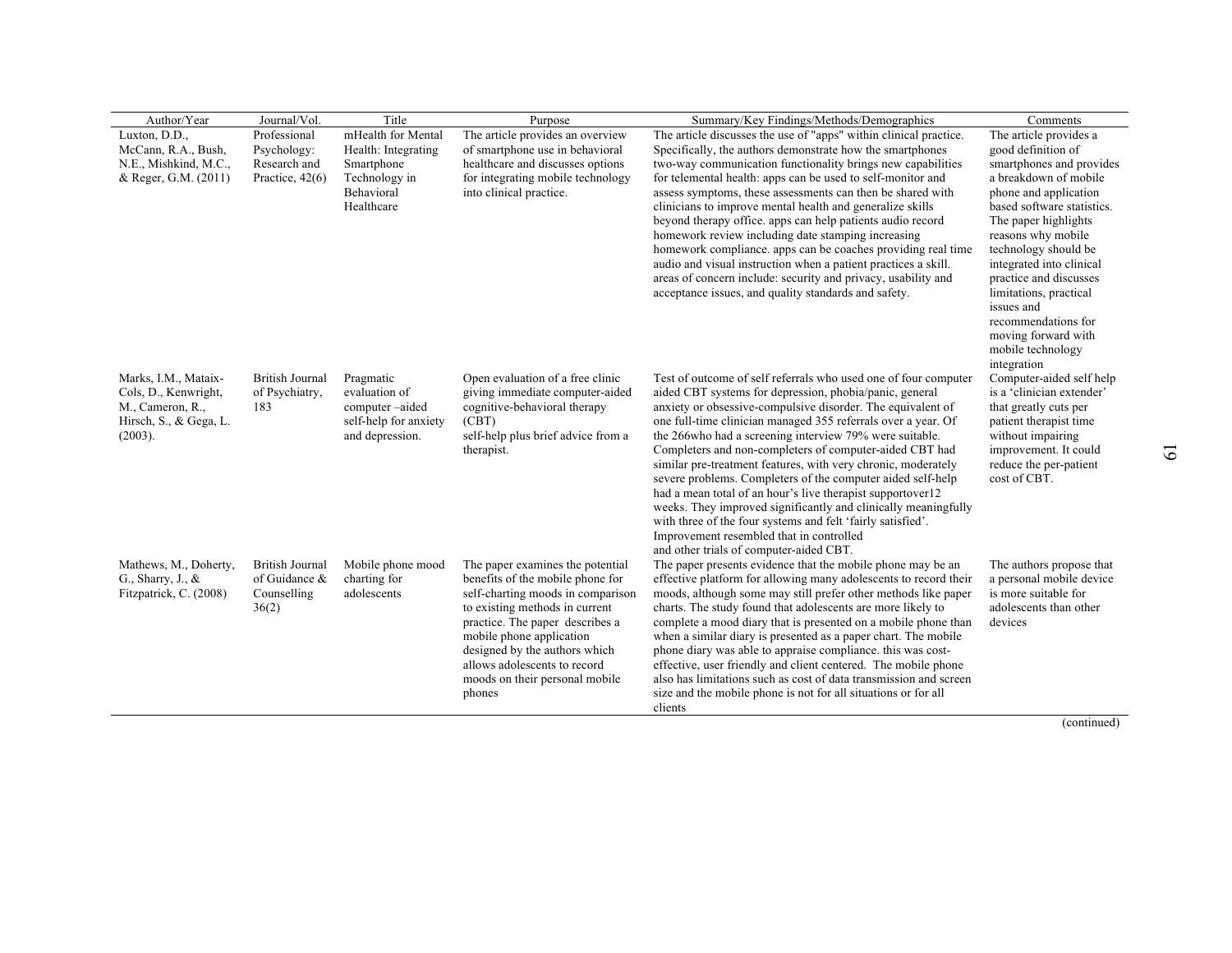| Author/Year | Journal/Vol. | Title | Purpose | Summary/Key Findings/Methods/Demographics | Comments |
|---|---|---|---|---|---|
| Luxton, D.D., McCann, R.A., Bush, N.E., Mishkind, M.C., & Reger, G.M. (2011) | Professional Psychology: Research and Practice, 42(6) | mHealth for Mental Health: Integrating Smartphone Technology in Behavioral Healthcare | The article provides an overview of smartphone use in behavioral healthcare and discusses options for integrating mobile technology into clinical practice. | The article discusses the use of "apps" within clinical practice. Specifically, the authors demonstrate how the smartphones two-way communication functionality brings new capabilities for telemental health: apps can be used to self-monitor and assess symptoms, these assessments can then be shared with clinicians to improve mental health and generalize skills beyond therapy office. apps can help patients audio record homework review including date stamping increasing homework compliance. apps can be coaches providing real time audio and visual instruction when a patient practices a skill. areas of concern include: security and privacy, usability and acceptance issues, and quality standards and safety. | The article provides a good definition of smartphones and provides a breakdown of mobile phone and application based software statistics. The paper highlights reasons why mobile technology should be integrated into clinical practice and discusses limitations, practical issues and recommendations for moving forward with mobile technology integration |
| Marks, I.M., Mataix-Cols, D., Kenwright, M., Cameron, R., Hirsch, S., & Gega, L. (2003). | British Journal of Psychiatry, 183 | Pragmatic evaluation of computer –aided self-help for anxiety and depression. | Open evaluation of a free clinic giving immediate computer-aided cognitive-behavioral therapy (CBT) self-help plus brief advice from a therapist. | Test of outcome of self referrals who used one of four computer aided CBT systems for depression, phobia/panic, general anxiety or obsessive-compulsive disorder. The equivalent of one full-time clinician managed 355 referrals over a year. Of the 266who had a screening interview 79% were suitable. Completers and non-completers of computer-aided CBT had similar pre-treatment features, with very chronic, moderately severe problems. Completers of the computer aided self-help had a mean total of an hour's live therapist supportover12 weeks. They improved significantly and clinically meaningfully with three of the four systems and felt 'fairly satisfied'. Improvement resembled that in controlled and other trials of computer-aided CBT. | Computer-aided self help is a 'clinician extender' that greatly cuts per patient therapist time without impairing improvement. It could reduce the per-patient cost of CBT. |
| Mathews, M., Doherty, G., Sharry, J., & Fitzpatrick, C. (2008) | British Journal of Guidance & Counselling 36(2) | Mobile phone mood charting for adolescents | The paper examines the potential benefits of the mobile phone for self-charting moods in comparison to existing methods in current practice. The paper describes a mobile phone application designed by the authors which allows adolescents to record moods on their personal mobile phones | The paper presents evidence that the mobile phone may be an effective platform for allowing many adolescents to record their moods, although some may still prefer other methods like paper charts. The study found that adolescents are more likely to complete a mood diary that is presented on a mobile phone than when a similar diary is presented as a paper chart. The mobile phone diary was able to appraise compliance. this was cost-effective, user friendly and client centered. The mobile phone also has limitations such as cost of data transmission and screen size and the mobile phone is not for all situations or for all clients | The authors propose that a personal mobile device is more suitable for adolescents than other devices |

(continued)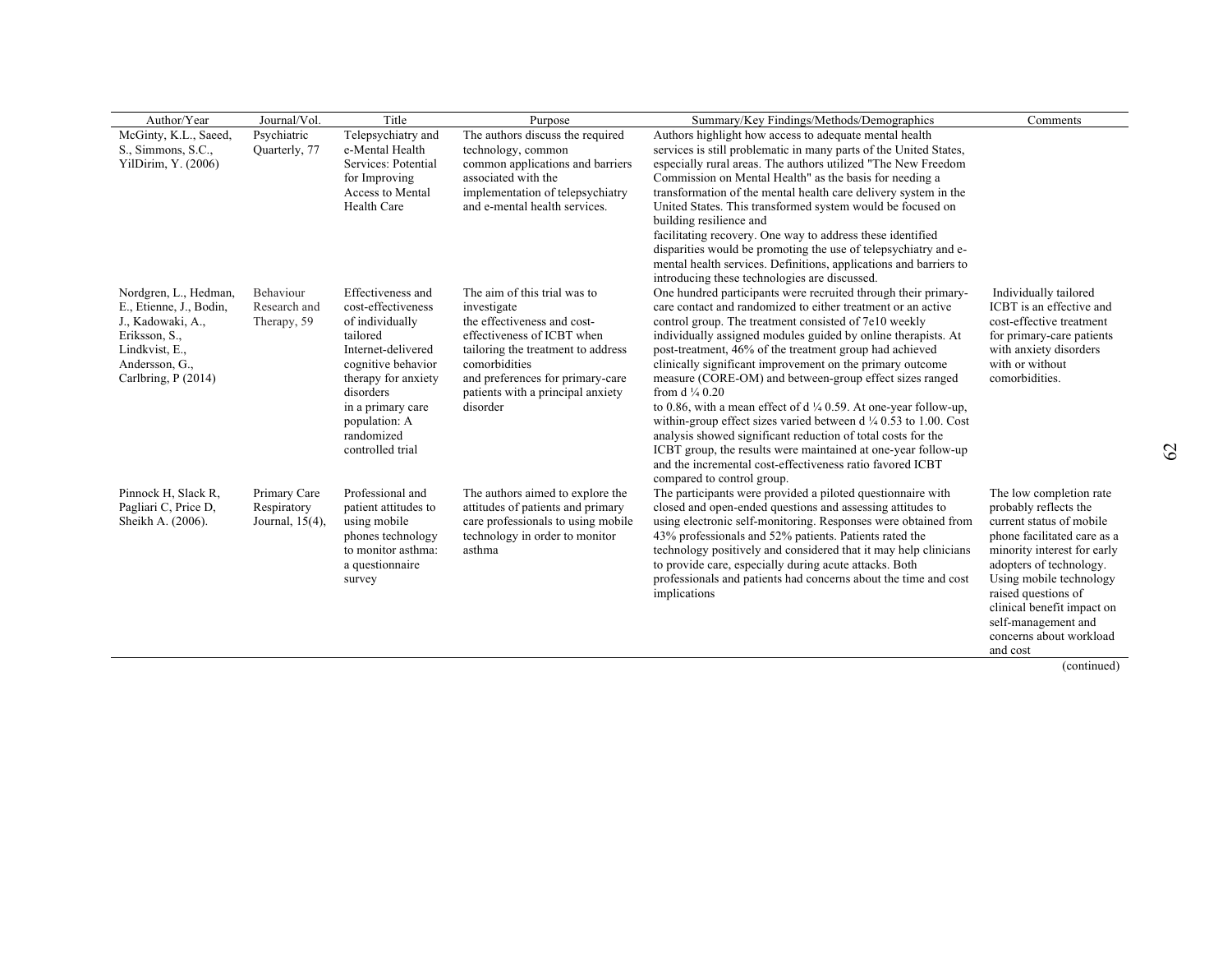| Author/Year | Journal/Vol. | Title | Purpose | Summary/Key Findings/Methods/Demographics | Comments |
|---|---|---|---|---|---|
| McGinty, K.L., Saeed, S., Simmons, S.C., YilDirim, Y. (2006) | Psychiatric Quarterly, 77 | Telepsychiatry and e-Mental Health Services: Potential for Improving Access to Mental Health Care | The authors discuss the required technology, common common applications and barriers associated with the implementation of telepsychiatry and e-mental health services. | Authors highlight how access to adequate mental health services is still problematic in many parts of the United States, especially rural areas. The authors utilized "The New Freedom Commission on Mental Health" as the basis for needing a transformation of the mental health care delivery system in the United States. This transformed system would be focused on building resilience and facilitating recovery. One way to address these identified disparities would be promoting the use of telepsychiatry and e-mental health services. Definitions, applications and barriers to introducing these technologies are discussed. | |
| Nordgren, L., Hedman, E., Etienne, J., Bodin, J., Kadowaki, A., Eriksson, S., Lindkvist, E., Andersson, G., Carlbring, P (2014) | Behaviour Research and Therapy, 59 | Effectiveness and cost-effectiveness of individually tailored Internet-delivered cognitive behavior therapy for anxiety disorders in a primary care population: A randomized controlled trial | The aim of this trial was to investigate the effectiveness and cost-effectiveness of ICBT when tailoring the treatment to address comorbidities and preferences for primary-care patients with a principal anxiety disorder | One hundred participants were recruited through their primary-care contact and randomized to either treatment or an active control group. The treatment consisted of 7e10 weekly individually assigned modules guided by online therapists. At post-treatment, 46% of the treatment group had achieved clinically significant improvement on the primary outcome measure (CORE-OM) and between-group effect sizes ranged from d ¼ 0.20 to 0.86, with a mean effect of d ¼ 0.59. At one-year follow-up, within-group effect sizes varied between d ¼ 0.53 to 1.00. Cost analysis showed significant reduction of total costs for the ICBT group, the results were maintained at one-year follow-up and the incremental cost-effectiveness ratio favored ICBT compared to control group. | Individually tailored ICBT is an effective and cost-effective treatment for primary-care patients with anxiety disorders with or without comorbidities. |
| Pinnock H, Slack R, Pagliari C, Price D, Sheikh A. (2006). | Primary Care Respiratory Journal, 15(4), | Professional and patient attitudes to using mobile phones technology to monitor asthma: a questionnaire survey | The authors aimed to explore the attitudes of patients and primary care professionals to using mobile technology in order to monitor asthma | The participants were provided a piloted questionnaire with closed and open-ended questions and assessing attitudes to using electronic self-monitoring. Responses were obtained from 43% professionals and 52% patients. Patients rated the technology positively and considered that it may help clinicians to provide care, especially during acute attacks. Both professionals and patients had concerns about the time and cost implications | The low completion rate probably reflects the current status of mobile phone facilitated care as a minority interest for early adopters of technology. Using mobile technology raised questions of clinical benefit impact on self-management and concerns about workload and cost |

(continued)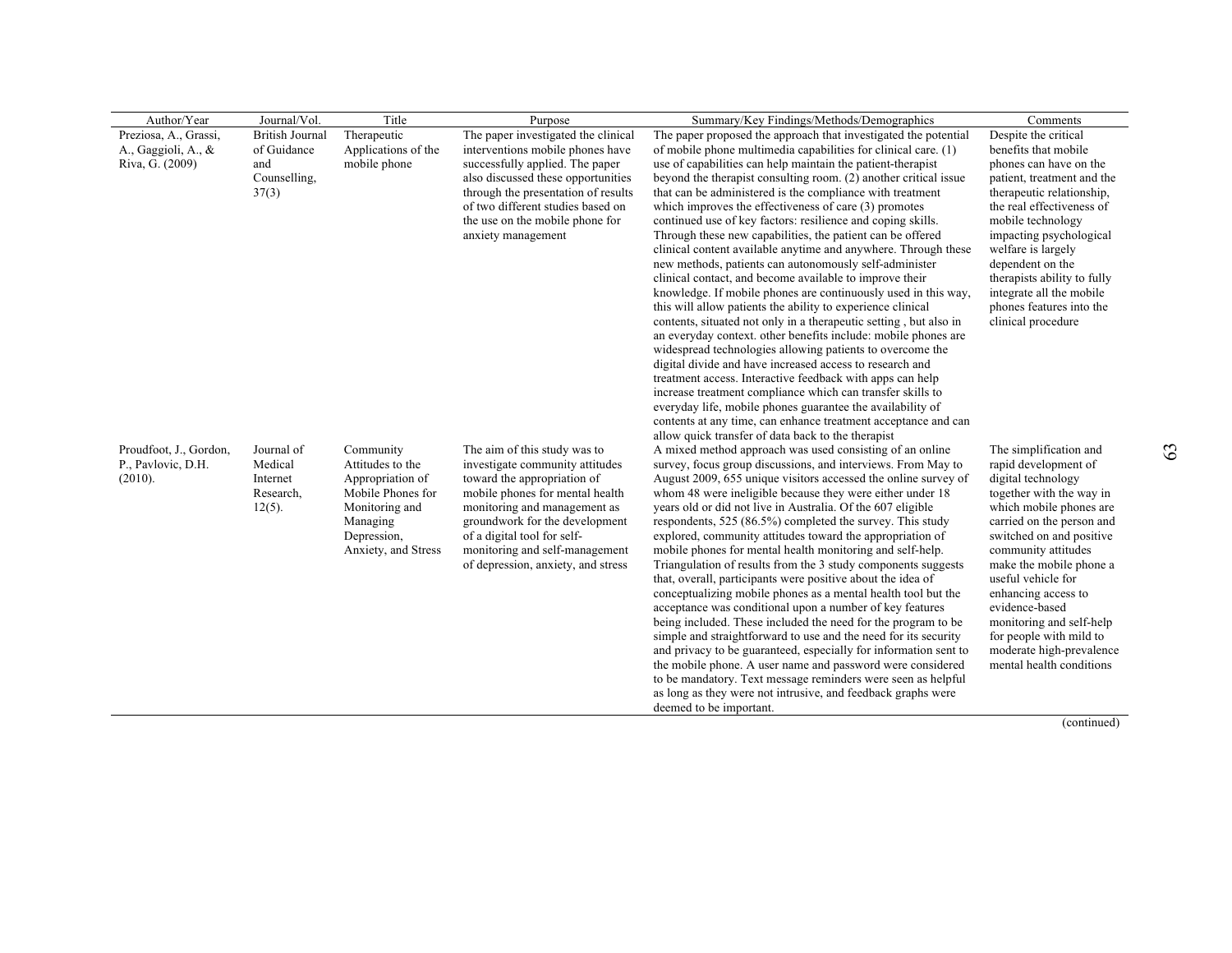| Author/Year | Journal/Vol. | Title | Purpose | Summary/Key Findings/Methods/Demographics | Comments |
|---|---|---|---|---|---|
| Preziosa, A., Grassi, A., Gaggioli, A., & Riva, G. (2009) | British Journal of Guidance and Counselling, 37(3) | Therapeutic Applications of the mobile phone | The paper investigated the clinical interventions mobile phones have successfully applied. The paper also discussed these opportunities through the presentation of results of two different studies based on the use on the mobile phone for anxiety management | The paper proposed the approach that investigated the potential of mobile phone multimedia capabilities for clinical care. (1) use of capabilities can help maintain the patient-therapist beyond the therapist consulting room. (2) another critical issue that can be administered is the compliance with treatment which improves the effectiveness of care (3) promotes continued use of key factors: resilience and coping skills. Through these new capabilities, the patient can be offered clinical content available anytime and anywhere. Through these new methods, patients can autonomously self-administer clinical contact, and become available to improve their knowledge. If mobile phones are continuously used in this way, this will allow patients the ability to experience clinical contents, situated not only in a therapeutic setting , but also in an everyday context. other benefits include: mobile phones are widespread technologies allowing patients to overcome the digital divide and have increased access to research and treatment access. Interactive feedback with apps can help increase treatment compliance which can transfer skills to everyday life, mobile phones guarantee the availability of contents at any time, can enhance treatment acceptance and can allow quick transfer of data back to the therapist | Despite the critical benefits that mobile phones can have on the patient, treatment and the therapeutic relationship, the real effectiveness of mobile technology impacting psychological welfare is largely dependent on the therapists ability to fully integrate all the mobile phones features into the clinical procedure |
| Proudfoot, J., Gordon, P., Pavlovic, D.H. (2010). | Journal of Medical Internet Research, 12(5). | Community Attitudes to the Appropriation of Mobile Phones for Monitoring and Managing Depression, Anxiety, and Stress | The aim of this study was to investigate community attitudes toward the appropriation of mobile phones for mental health monitoring and management as groundwork for the development of a digital tool for self-monitoring and self-management of depression, anxiety, and stress | A mixed method approach was used consisting of an online survey, focus group discussions, and interviews. From May to August 2009, 655 unique visitors accessed the online survey of whom 48 were ineligible because they were either under 18 years old or did not live in Australia. Of the 607 eligible respondents, 525 (86.5%) completed the survey. This study explored, community attitudes toward the appropriation of mobile phones for mental health monitoring and self-help. Triangulation of results from the 3 study components suggests that, overall, participants were positive about the idea of conceptualizing mobile phones as a mental health tool but the acceptance was conditional upon a number of key features being included. These included the need for the program to be simple and straightforward to use and the need for its security and privacy to be guaranteed, especially for information sent to the mobile phone. A user name and password were considered to be mandatory. Text message reminders were seen as helpful as long as they were not intrusive, and feedback graphs were deemed to be important. | The simplification and rapid development of digital technology together with the way in which mobile phones are carried on the person and switched on and positive community attitudes make the mobile phone a useful vehicle for enhancing access to evidence-based monitoring and self-help for people with mild to moderate high-prevalence mental health conditions |

(continued)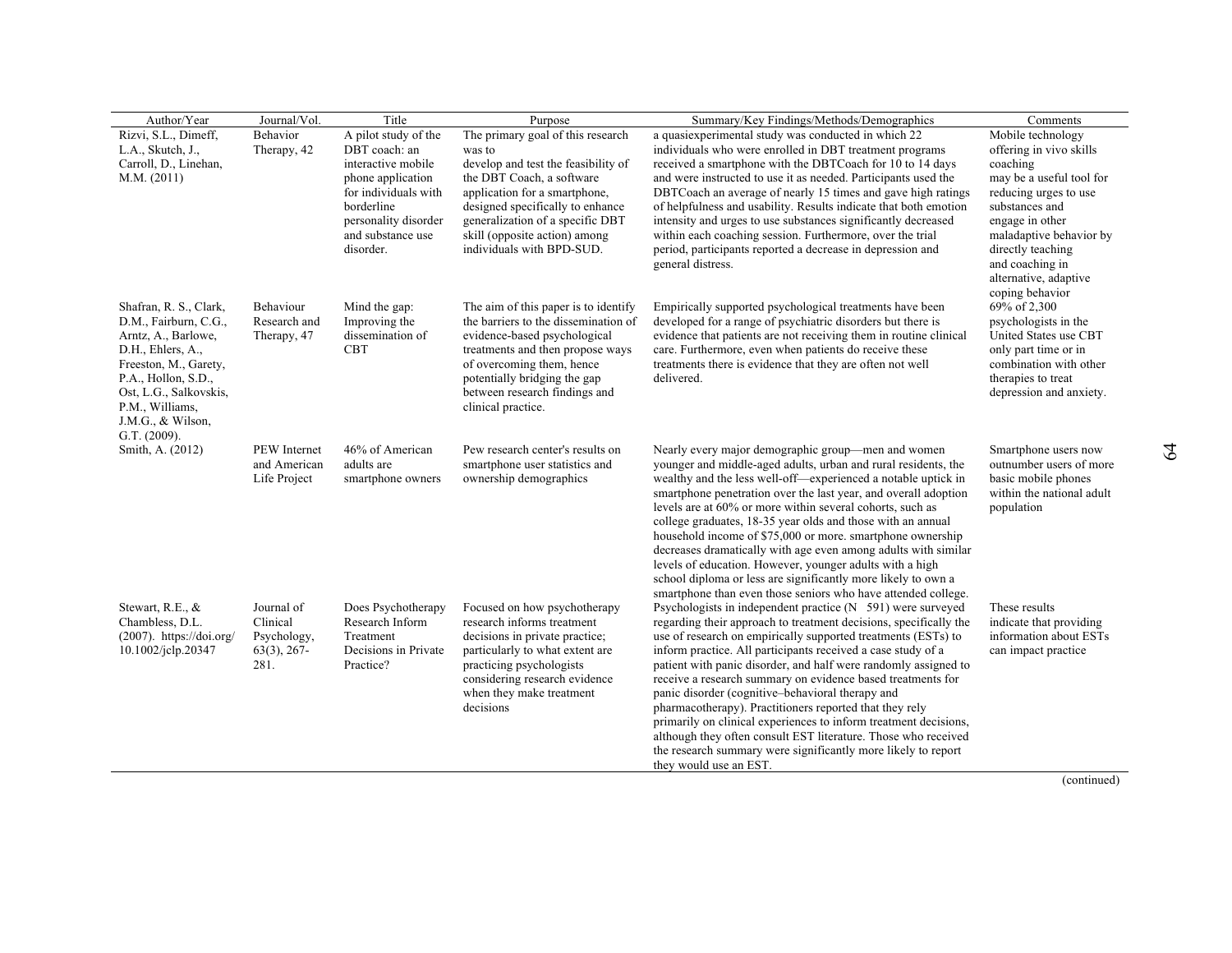| Author/Year | Journal/Vol. | Title | Purpose | Summary/Key Findings/Methods/Demographics | Comments |
|---|---|---|---|---|---|
| Rizvi, S.L., Dimeff, L.A., Skutch, J., Carroll, D., Linehan, M.M. (2011) | Behavior Therapy, 42 | A pilot study of the DBT coach: an interactive mobile phone application for individuals with borderline personality disorder and substance use disorder. | The primary goal of this research was to develop and test the feasibility of the DBT Coach, a software application for a smartphone, designed specifically to enhance generalization of a specific DBT skill (opposite action) among individuals with BPD-SUD. | a quasiexperimental study was conducted in which 22 individuals who were enrolled in DBT treatment programs received a smartphone with the DBTCoach for 10 to 14 days and were instructed to use it as needed. Participants used the DBTCoach an average of nearly 15 times and gave high ratings of helpfulness and usability. Results indicate that both emotion intensity and urges to use substances significantly decreased within each coaching session. Furthermore, over the trial period, participants reported a decrease in depression and general distress. | Mobile technology offering in vivo skills coaching may be a useful tool for reducing urges to use substances and engage in other maladaptive behavior by directly teaching and coaching in alternative, adaptive coping behavior |
| Shafran, R. S., Clark, D.M., Fairburn, C.G., Arntz, A., Barlowe, D.H., Ehlers, A., Freeston, M., Garety, P.A., Hollon, S.D., Ost, L.G., Salkovskis, P.M., Williams, J.M.G., & Wilson, G.T. (2009). | Behaviour Research and Therapy, 47 | Mind the gap: Improving the dissemination of CBT | The aim of this paper is to identify the barriers to the dissemination of evidence-based psychological treatments and then propose ways of overcoming them, hence potentially bridging the gap between research findings and clinical practice. | Empirically supported psychological treatments have been developed for a range of psychiatric disorders but there is evidence that patients are not receiving them in routine clinical care. Furthermore, even when patients do receive these treatments there is evidence that they are often not well delivered. | 69% of 2,300 psychologists in the United States use CBT only part time or in combination with other therapies to treat depression and anxiety. |
| Smith, A. (2012) | PEW Internet and American Life Project | 46% of American adults are smartphone owners | Pew research center's results on smartphone user statistics and ownership demographics | Nearly every major demographic group—men and women younger and middle-aged adults, urban and rural residents, the wealthy and the less well-off—experienced a notable uptick in smartphone penetration over the last year, and overall adoption levels are at 60% or more within several cohorts, such as college graduates, 18-35 year olds and those with an annual household income of $75,000 or more. smartphone ownership decreases dramatically with age even among adults with similar levels of education. However, younger adults with a high school diploma or less are significantly more likely to own a smartphone than even those seniors who have attended college. | Smartphone users now outnumber users of more basic mobile phones within the national adult population |
| Stewart, R.E., & Chambless, D.L. (2007). https://doi.org/10.1002/jclp.20347 | Journal of Clinical Psychology, 63(3), 267-281. | Does Psychotherapy Research Inform Treatment Decisions in Private Practice? | Focused on how psychotherapy research informs treatment decisions in private practice; particularly to what extent are practicing psychologists considering research evidence when they make treatment decisions | Psychologists in independent practice (N 591) were surveyed regarding their approach to treatment decisions, specifically the use of research on empirically supported treatments (ESTs) to inform practice. All participants received a case study of a patient with panic disorder, and half were randomly assigned to receive a research summary on evidence based treatments for panic disorder (cognitive–behavioral therapy and pharmacotherapy). Practitioners reported that they rely primarily on clinical experiences to inform treatment decisions, although they often consult EST literature. Those who received the research summary were significantly more likely to report they would use an EST. | These results indicate that providing information about ESTs can impact practice |

(continued)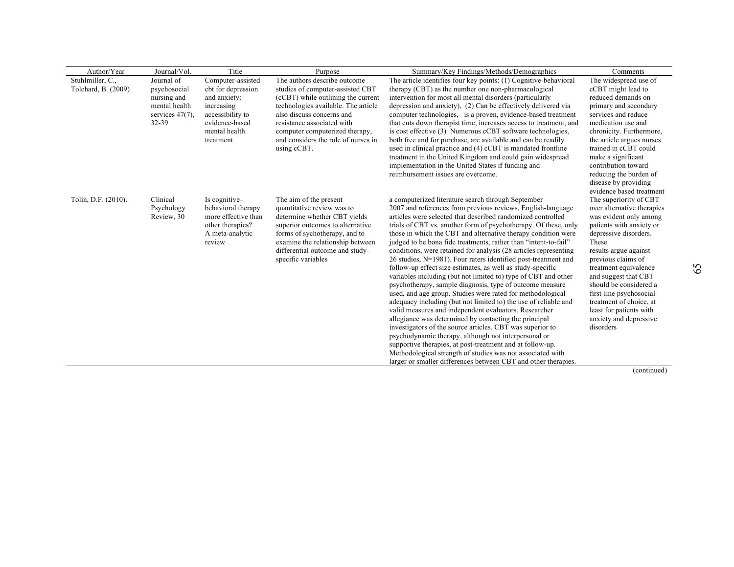| Author/Year | Journal/Vol. | Title | Purpose | Summary/Key Findings/Methods/Demographics | Comments |
|---|---|---|---|---|---|
| Stuhlmiller, C., Tolchard, B. (2009) | Journal of psychosocial nursing and mental health services 47(7), 32-39 | Computer-assisted cbt for depression and anxiety: increasing accessibility to evidence-based mental health treatment | The authors describe outcome studies of computer-assisted CBT (cCBT) while outlining the current technologies available. The article also discuss concerns and resistance associated with computer computerized therapy, and considers the role of nurses in using cCBT. | The article identifies four key points: (1) Cognitive-behavioral therapy (CBT) as the number one non-pharmacological intervention for most all mental disorders (particularly depression and anxiety), (2) Can be effectively delivered via computer technologies, is a proven, evidence-based treatment that cuts down therapist time, increases access to treatment, and is cost effective (3) Numerous cCBT software technologies, both free and for purchase, are available and can be readily used in clinical practice and (4) cCBT is mandated frontline treatment in the United Kingdom and could gain widespread implementation in the United States if funding and reimbursement issues are overcome. | The widespread use of cCBT might lead to reduced demands on primary and secondary services and reduce medication use and chronicity. Furthermore, the article argues nurses trained in cCBT could make a significant contribution toward reducing the burden of disease by providing evidence based treatment |
| Tolin, D.F. (2010). | Clinical Psychology Review, 30 | Is cognitive–behavioral therapy more effective than other therapies? A meta-analytic review | The aim of the present quantitative review was to determine whether CBT yields superior outcomes to alternative forms of sychotherapy, and to examine the relationship between differential outcome and study-specific variables | a computerized literature search through September 2007 and references from previous reviews, English-language articles were selected that described randomized controlled trials of CBT vs. another form of psychotherapy. Of these, only those in which the CBT and alternative therapy condition were judged to be bona fide treatments, rather than "intent-to-fail" conditions, were retained for analysis (28 articles representing 26 studies, N=1981). Four raters identified post-treatment and follow-up effect size estimates, as well as study-specific variables including (but not limited to) type of CBT and other psychotherapy, sample diagnosis, type of outcome measure used, and age group. Studies were rated for methodological adequacy including (but not limited to) the use of reliable and valid measures and independent evaluators. Researcher allegiance was determined by contacting the principal investigators of the source articles. CBT was superior to psychodynamic therapy, although not interpersonal or supportive therapies, at post-treatment and at follow-up. Methodological strength of studies was not associated with larger or smaller differences between CBT and other therapies. | The superiority of CBT over alternative therapies was evident only among patients with anxiety or depressive disorders. These results argue against previous claims of treatment equivalence and suggest that CBT should be considered a first-line psychosocial treatment of choice, at least for patients with anxiety and depressive disorders |

(continued)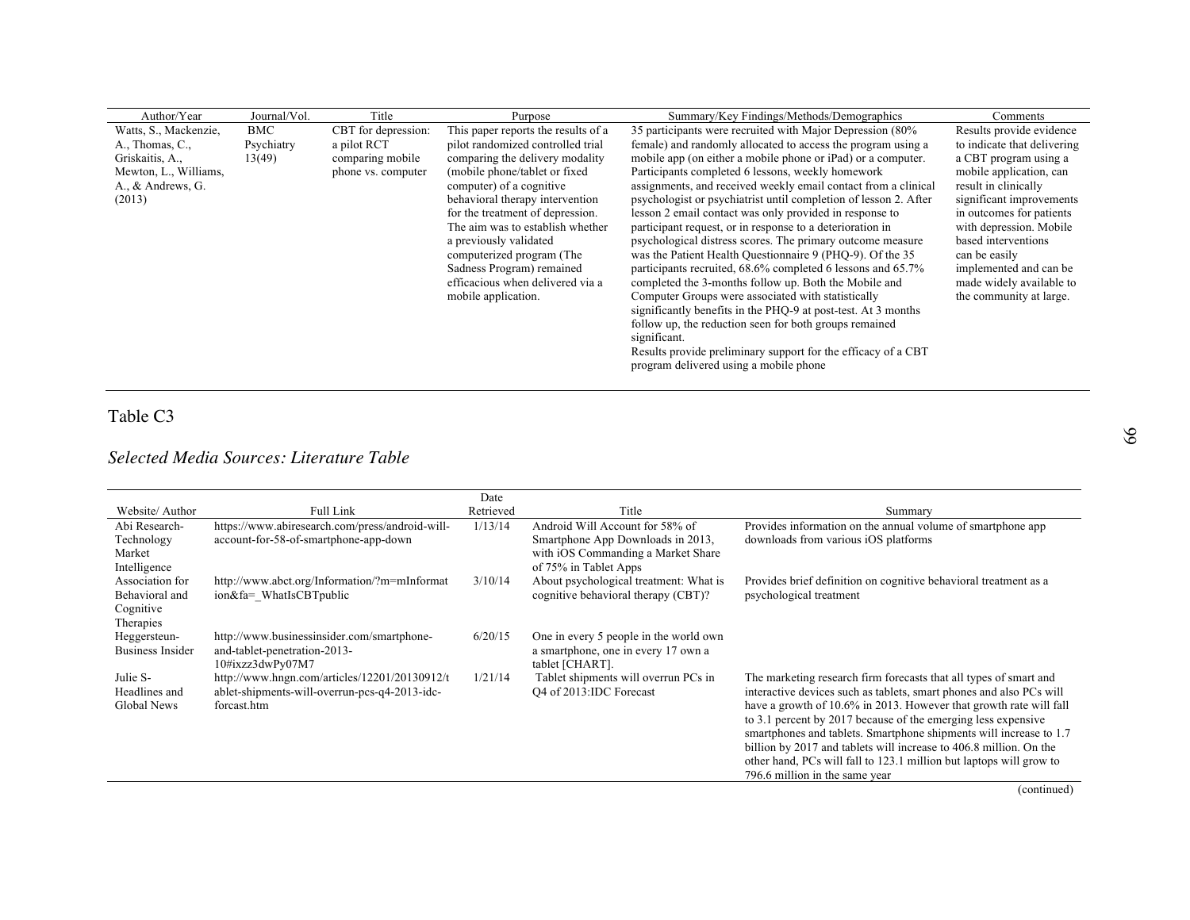| Author/Year | Journal/Vol. | Title | Purpose | Summary/Key Findings/Methods/Demographics | Comments |
|---|---|---|---|---|---|
| Watts, S., Mackenzie, A., Thomas, C., Griskaitis, A., Mewton, L., Williams, A., & Andrews, G. (2013) | BMC Psychiatry 13(49) | CBT for depression: a pilot RCT comparing mobile phone vs. computer | This paper reports the results of a pilot randomized controlled trial comparing the delivery modality (mobile phone/tablet or fixed computer) of a cognitive behavioral therapy intervention for the treatment of depression. The aim was to establish whether a previously validated computerized program (The Sadness Program) remained efficacious when delivered via a mobile application. | 35 participants were recruited with Major Depression (80% female) and randomly allocated to access the program using a mobile app (on either a mobile phone or iPad) or a computer. Participants completed 6 lessons, weekly homework assignments, and received weekly email contact from a clinical psychologist or psychiatrist until completion of lesson 2. After lesson 2 email contact was only provided in response to participant request, or in response to a deterioration in psychological distress scores. The primary outcome measure was the Patient Health Questionnaire 9 (PHQ-9). Of the 35 participants recruited, 68.6% completed 6 lessons and 65.7% completed the 3-months follow up. Both the Mobile and Computer Groups were associated with statistically significantly benefits in the PHQ-9 at post-test. At 3 months follow up, the reduction seen for both groups remained significant.<br>Results provide preliminary support for the efficacy of a CBT program delivered using a mobile phone | Results provide evidence to indicate that delivering a CBT program using a mobile application, can result in clinically significant improvements in outcomes for patients with depression. Mobile based interventions can be easily implemented and can be made widely available to the community at large. |

Table C3

*Selected Media Sources: Literature Table*

| Website/ Author | Full Link | Date Retrieved | Title | Summary |
|---|---|---|---|---|
| Abi Research-Technology Market Intelligence | https://www.abiresearch.com/press/android-will-account-for-58-of-smartphone-app-down | 1/13/14 | Android Will Account for 58% of Smartphone App Downloads in 2013, with iOS Commanding a Market Share of 75% in Tablet Apps | Provides information on the annual volume of smartphone app downloads from various iOS platforms |
| Association for Behavioral and Cognitive Therapies | http://www.abct.org/Information/?m=mInformation&fa=_WhatIsCBTpublic | 3/10/14 | About psychological treatment: What is cognitive behavioral therapy (CBT)? | Provides brief definition on cognitive behavioral treatment as a psychological treatment |
| Heggersteun-Business Insider | http://www.businessinsider.com/smartphone-and-tablet-penetration-2013-10#ixzz3dwPy07M7 | 6/20/15 | One in every 5 people in the world own a smartphone, one in every 17 own a tablet [CHART]. | |
| Julie S-Headlines and Global News | http://www.hngn.com/articles/12201/20130912/tablet-shipments-will-overrun-pcs-q4-2013-idc-forcast.htm | 1/21/14 | Tablet shipments will overrun PCs in Q4 of 2013:IDC Forecast | The marketing research firm forecasts that all types of smart and interactive devices such as tablets, smart phones and also PCs will have a growth of 10.6% in 2013. However that growth rate will fall to 3.1 percent by 2017 because of the emerging less expensive smartphones and tablets. Smartphone shipments will increase to 1.7 billion by 2017 and tablets will increase to 406.8 million. On the other hand, PCs will fall to 123.1 million but laptops will grow to 796.6 million in the same year |

(continued)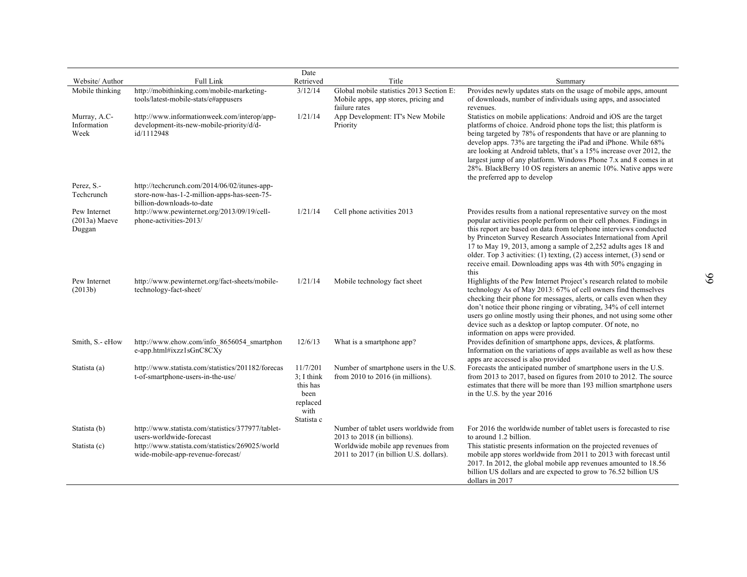| Website/ Author | Full Link | Date Retrieved | Title | Summary |
|---|---|---|---|---|
| Mobile thinking | http://mobithinking.com/mobile-marketing-tools/latest-mobile-stats/e#appusers | 3/12/14 | Global mobile statistics 2013 Section E: Mobile apps, app stores, pricing and failure rates | Provides newly updates stats on the usage of mobile apps, amount of downloads, number of individuals using apps, and associated revenues. |
| Murray, A.C- Information Week | http://www.informationweek.com/interop/app-development-its-new-mobile-priority/d/d-id/1112948 | 1/21/14 | App Development: IT's New Mobile Priority | Statistics on mobile applications: Android and iOS are the target platforms of choice. Android phone tops the list; this platform is being targeted by 78% of respondents that have or are planning to develop apps. 73% are targeting the iPad and iPhone. While 68% are looking at Android tablets, that's a 15% increase over 2012, the largest jump of any platform. Windows Phone 7.x and 8 comes in at 28%. BlackBerry 10 OS registers an anemic 10%. Native apps were the preferred app to develop |
| Perez, S.- Techcrunch | http://techcrunch.com/2014/06/02/itunes-app-store-now-has-1-2-million-apps-has-seen-75-billion-downloads-to-date | | | |
| Pew Internet (2013a) Maeve Duggan | http://www.pewinternet.org/2013/09/19/cell-phone-activities-2013/ | 1/21/14 | Cell phone activities 2013 | Provides results from a national representative survey on the most popular activities people perform on their cell phones. Findings in this report are based on data from telephone interviews conducted by Princeton Survey Research Associates International from April 17 to May 19, 2013, among a sample of 2,252 adults ages 18 and older. Top 3 activities: (1) texting, (2) access internet, (3) send or receive email. Downloading apps was 4th with 50% engaging in this |
| Pew Internet (2013b) | http://www.pewinternet.org/fact-sheets/mobile-technology-fact-sheet/ | 1/21/14 | Mobile technology fact sheet | Highlights of the Pew Internet Project's research related to mobile technology As of May 2013: 67% of cell owners find themselves checking their phone for messages, alerts, or calls even when they don't notice their phone ringing or vibrating, 34% of cell internet users go online mostly using their phones, and not using some other device such as a desktop or laptop computer. Of note, no information on apps were provided. |
| Smith, S.- eHow | http://www.ehow.com/info_8656054_smartphone-app.html#ixzz1sGnC8CXy | 12/6/13 | What is a smartphone app? | Provides definition of smartphone apps, devices, & platforms. Information on the variations of apps available as well as how these apps are accessed is also provided |
| Statista (a) | http://www.statista.com/statistics/201182/forecast-of-smartphone-users-in-the-use/ | 11/7/2013; I think this has been replaced with Statista c | Number of smartphone users in the U.S. from 2010 to 2016 (in millions). | Forecasts the anticipated number of smartphone users in the U.S. from 2013 to 2017, based on figures from 2010 to 2012. The source estimates that there will be more than 193 million smartphone users in the U.S. by the year 2016 |
| Statista (b) | http://www.statista.com/statistics/377977/tablet-users-worldwide-forecast | | Number of tablet users worldwide from 2013 to 2018 (in billions). | For 2016 the worldwide number of tablet users is forecasted to rise to around 1.2 billion. |
| Statista (c) | http://www.statista.com/statistics/269025/worldwide-mobile-app-revenue-forecast/ | | Worldwide mobile app revenues from 2011 to 2017 (in billion U.S. dollars). | This statistic presents information on the projected revenues of mobile app stores worldwide from 2011 to 2013 with forecast until 2017. In 2012, the global mobile app revenues amounted to 18.56 billion US dollars and are expected to grow to 76.52 billion US dollars in 2017 |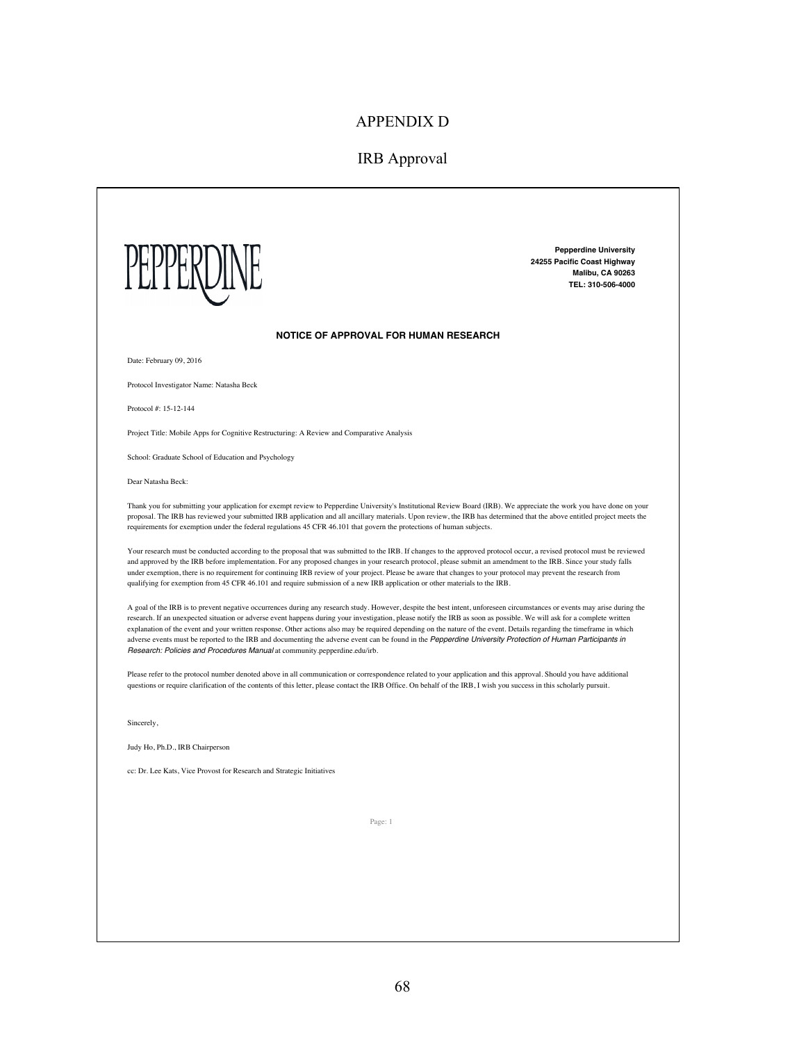# APPENDIX D

## IRB Approval

PEPPERDINE

**Pepperdine University**
**24255 Pacific Coast Highway**
**Malibu, CA 90263**
**TEL: 310-506-4000**

**NOTICE OF APPROVAL FOR HUMAN RESEARCH**

Date: February 09, 2016

Protocol Investigator Name: Natasha Beck

Protocol #: 15-12-144

Project Title: Mobile Apps for Cognitive Restructuring: A Review and Comparative Analysis

School: Graduate School of Education and Psychology

Dear Natasha Beck:

Thank you for submitting your application for exempt review to Pepperdine University's Institutional Review Board (IRB). We appreciate the work you have done on your proposal. The IRB has reviewed your submitted IRB application and all ancillary materials. Upon review, the IRB has determined that the above entitled project meets the requirements for exemption under the federal regulations 45 CFR 46.101 that govern the protections of human subjects.

Your research must be conducted according to the proposal that was submitted to the IRB. If changes to the approved protocol occur, a revised protocol must be reviewed and approved by the IRB before implementation. For any proposed changes in your research protocol, please submit an amendment to the IRB. Since your study falls under exemption, there is no requirement for continuing IRB review of your project. Please be aware that changes to your protocol may prevent the research from qualifying for exemption from 45 CFR 46.101 and require submission of a new IRB application or other materials to the IRB.

A goal of the IRB is to prevent negative occurrences during any research study. However, despite the best intent, unforeseen circumstances or events may arise during the research. If an unexpected situation or adverse event happens during your investigation, please notify the IRB as soon as possible. We will ask for a complete written explanation of the event and your written response. Other actions also may be required depending on the nature of the event. Details regarding the timeframe in which adverse events must be reported to the IRB and documenting the adverse event can be found in the *Pepperdine University Protection of Human Participants in Research: Policies and Procedures Manual* at community.pepperdine.edu/irb.

Please refer to the protocol number denoted above in all communication or correspondence related to your application and this approval. Should you have additional questions or require clarification of the contents of this letter, please contact the IRB Office. On behalf of the IRB, I wish you success in this scholarly pursuit.

Sincerely,

Judy Ho, Ph.D., IRB Chairperson

cc: Dr. Lee Kats, Vice Provost for Research and Strategic Initiatives